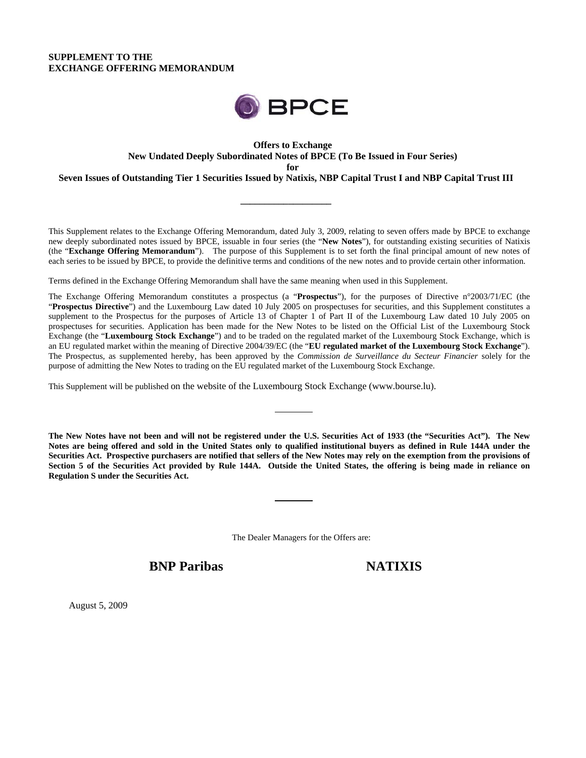**SUPPLEMENT TO THE EXCHANGE OFFERING MEMORANDUM**

BPCE

**Offers to Exchange**
**New Undated Deeply Subordinated Notes of BPCE (To Be Issued in Four Series)**
**for**
**Seven Issues of Outstanding Tier 1 Securities Issued by Natixis, NBP Capital Trust I and NBP Capital Trust III**

---

This Supplement relates to the Exchange Offering Memorandum, dated July 3, 2009, relating to seven offers made by BPCE to exchange new deeply subordinated notes issued by BPCE, issuable in four series (the "**New Notes**"), for outstanding existing securities of Natixis (the "**Exchange Offering Memorandum**"). The purpose of this Supplement is to set forth the final principal amount of new notes of each series to be issued by BPCE, to provide the definitive terms and conditions of the new notes and to provide certain other information.

Terms defined in the Exchange Offering Memorandum shall have the same meaning when used in this Supplement.

The Exchange Offering Memorandum constitutes a prospectus (a "**Prospectus**"), for the purposes of Directive n°2003/71/EC (the "**Prospectus Directive**") and the Luxembourg Law dated 10 July 2005 on prospectuses for securities, and this Supplement constitutes a supplement to the Prospectus for the purposes of Article 13 of Chapter 1 of Part II of the Luxembourg Law dated 10 July 2005 on prospectuses for securities. Application has been made for the New Notes to be listed on the Official List of the Luxembourg Stock Exchange (the "**Luxembourg Stock Exchange**") and to be traded on the regulated market of the Luxembourg Stock Exchange, which is an EU regulated market within the meaning of Directive 2004/39/EC (the "**EU regulated market of the Luxembourg Stock Exchange**"). The Prospectus, as supplemented hereby, has been approved by the *Commission de Surveillance du Secteur Financier* solely for the purpose of admitting the New Notes to trading on the EU regulated market of the Luxembourg Stock Exchange.

This Supplement will be published on the website of the Luxembourg Stock Exchange (www.bourse.lu).

---

**The New Notes have not been and will not be registered under the U.S. Securities Act of 1933 (the "Securities Act"). The New Notes are being offered and sold in the United States only to qualified institutional buyers as defined in Rule 144A under the Securities Act. Prospective purchasers are notified that sellers of the New Notes may rely on the exemption from the provisions of Section 5 of the Securities Act provided by Rule 144A. Outside the United States, the offering is being made in reliance on Regulation S under the Securities Act.**

---

The Dealer Managers for the Offers are:

**BNP Paribas** **NATIXIS**

August 5, 2009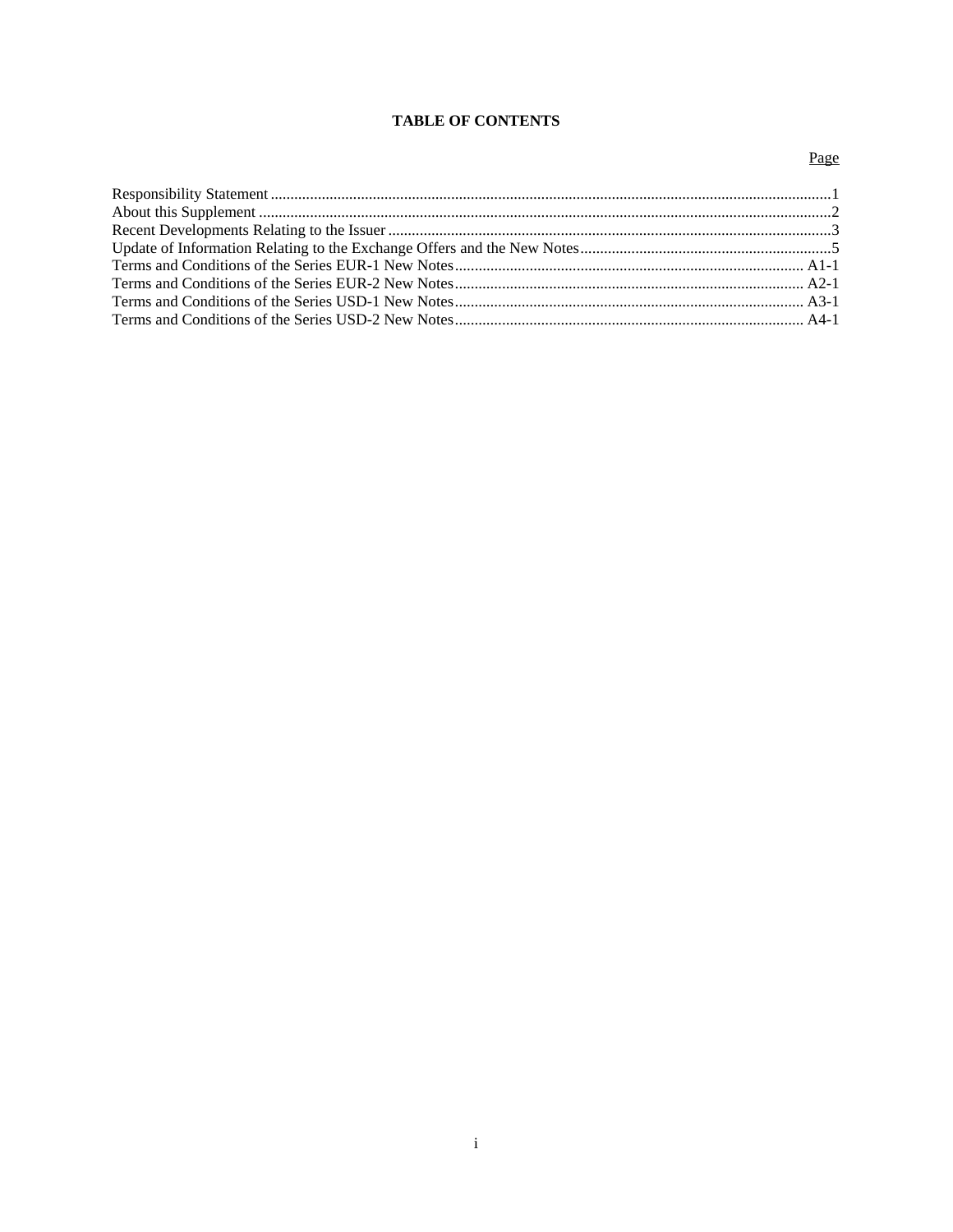# TABLE OF CONTENTS

| | Page |
|---|---|
| Responsibility Statement | 1 |
| About this Supplement | 2 |
| Recent Developments Relating to the Issuer | 3 |
| Update of Information Relating to the Exchange Offers and the New Notes | 5 |
| Terms and Conditions of the Series EUR-1 New Notes | A1-1 |
| Terms and Conditions of the Series EUR-2 New Notes | A2-1 |
| Terms and Conditions of the Series USD-1 New Notes | A3-1 |
| Terms and Conditions of the Series USD-2 New Notes | A4-1 |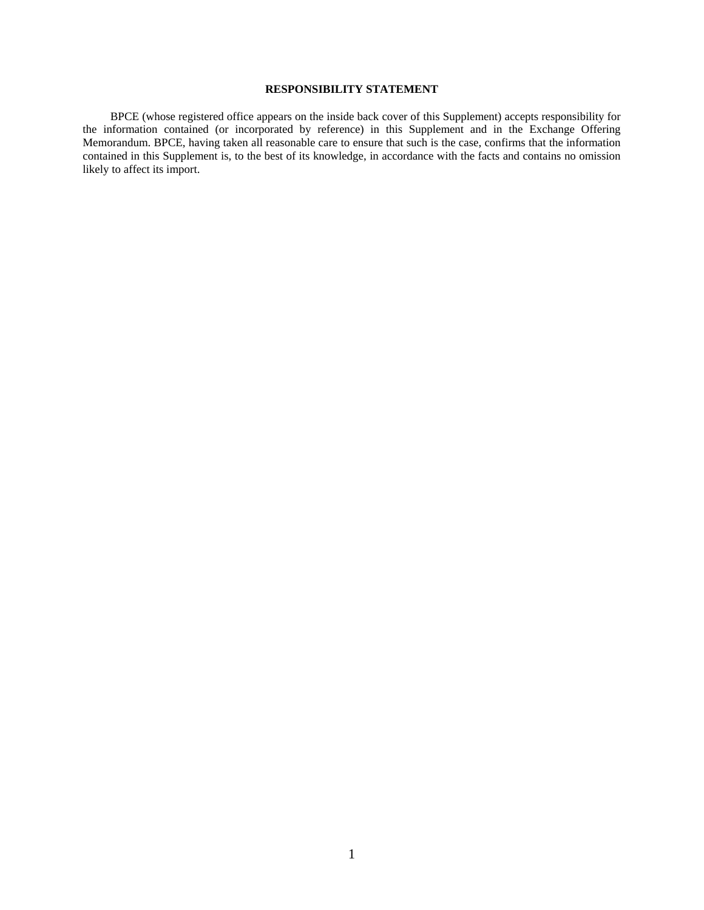## RESPONSIBILITY STATEMENT

BPCE (whose registered office appears on the inside back cover of this Supplement) accepts responsibility for the information contained (or incorporated by reference) in this Supplement and in the Exchange Offering Memorandum. BPCE, having taken all reasonable care to ensure that such is the case, confirms that the information contained in this Supplement is, to the best of its knowledge, in accordance with the facts and contains no omission likely to affect its import.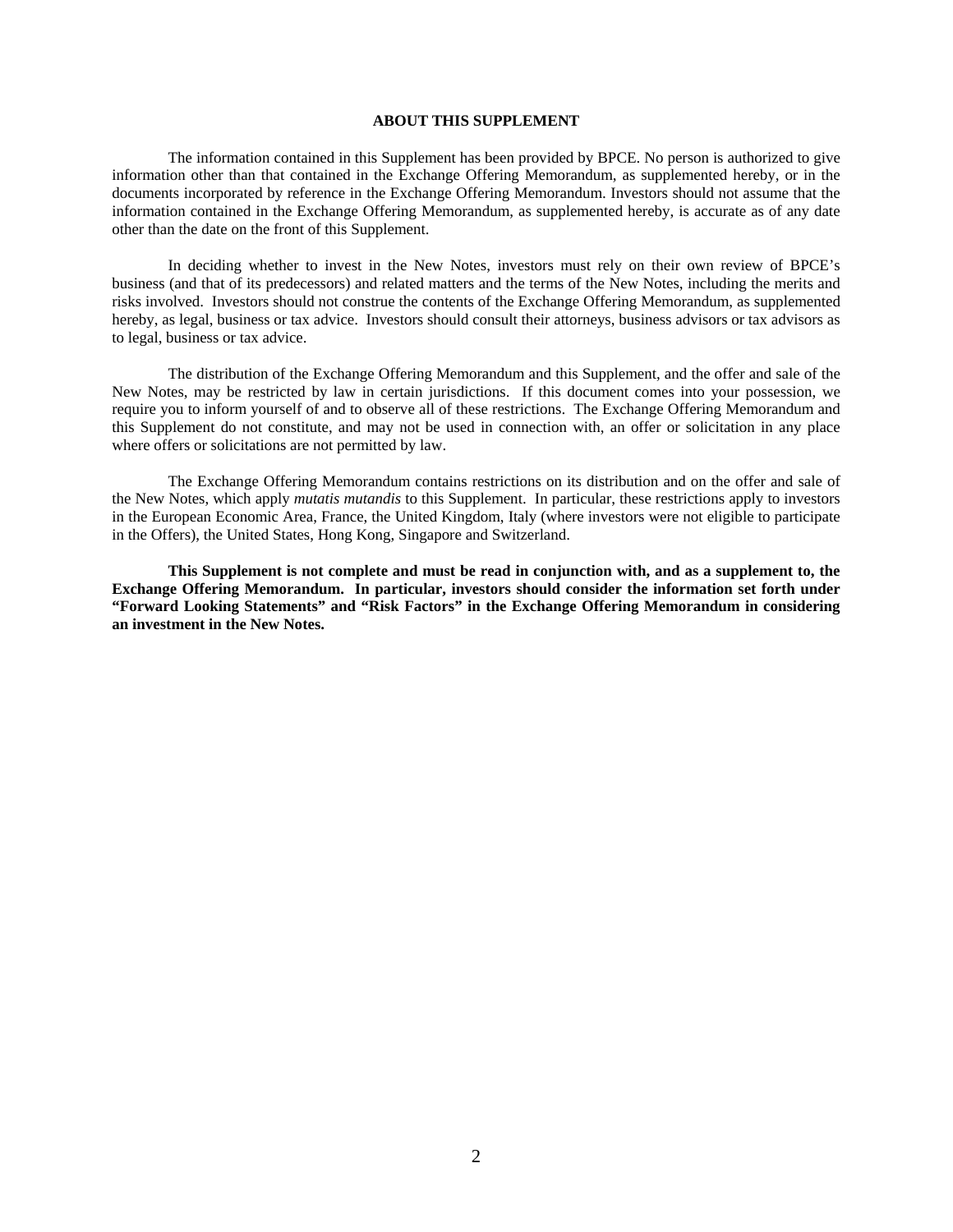## ABOUT THIS SUPPLEMENT

The information contained in this Supplement has been provided by BPCE. No person is authorized to give information other than that contained in the Exchange Offering Memorandum, as supplemented hereby, or in the documents incorporated by reference in the Exchange Offering Memorandum. Investors should not assume that the information contained in the Exchange Offering Memorandum, as supplemented hereby, is accurate as of any date other than the date on the front of this Supplement.

In deciding whether to invest in the New Notes, investors must rely on their own review of BPCE's business (and that of its predecessors) and related matters and the terms of the New Notes, including the merits and risks involved. Investors should not construe the contents of the Exchange Offering Memorandum, as supplemented hereby, as legal, business or tax advice. Investors should consult their attorneys, business advisors or tax advisors as to legal, business or tax advice.

The distribution of the Exchange Offering Memorandum and this Supplement, and the offer and sale of the New Notes, may be restricted by law in certain jurisdictions. If this document comes into your possession, we require you to inform yourself of and to observe all of these restrictions. The Exchange Offering Memorandum and this Supplement do not constitute, and may not be used in connection with, an offer or solicitation in any place where offers or solicitations are not permitted by law.

The Exchange Offering Memorandum contains restrictions on its distribution and on the offer and sale of the New Notes, which apply *mutatis mutandis* to this Supplement. In particular, these restrictions apply to investors in the European Economic Area, France, the United Kingdom, Italy (where investors were not eligible to participate in the Offers), the United States, Hong Kong, Singapore and Switzerland.

**This Supplement is not complete and must be read in conjunction with, and as a supplement to, the Exchange Offering Memorandum. In particular, investors should consider the information set forth under "Forward Looking Statements" and "Risk Factors" in the Exchange Offering Memorandum in considering an investment in the New Notes.**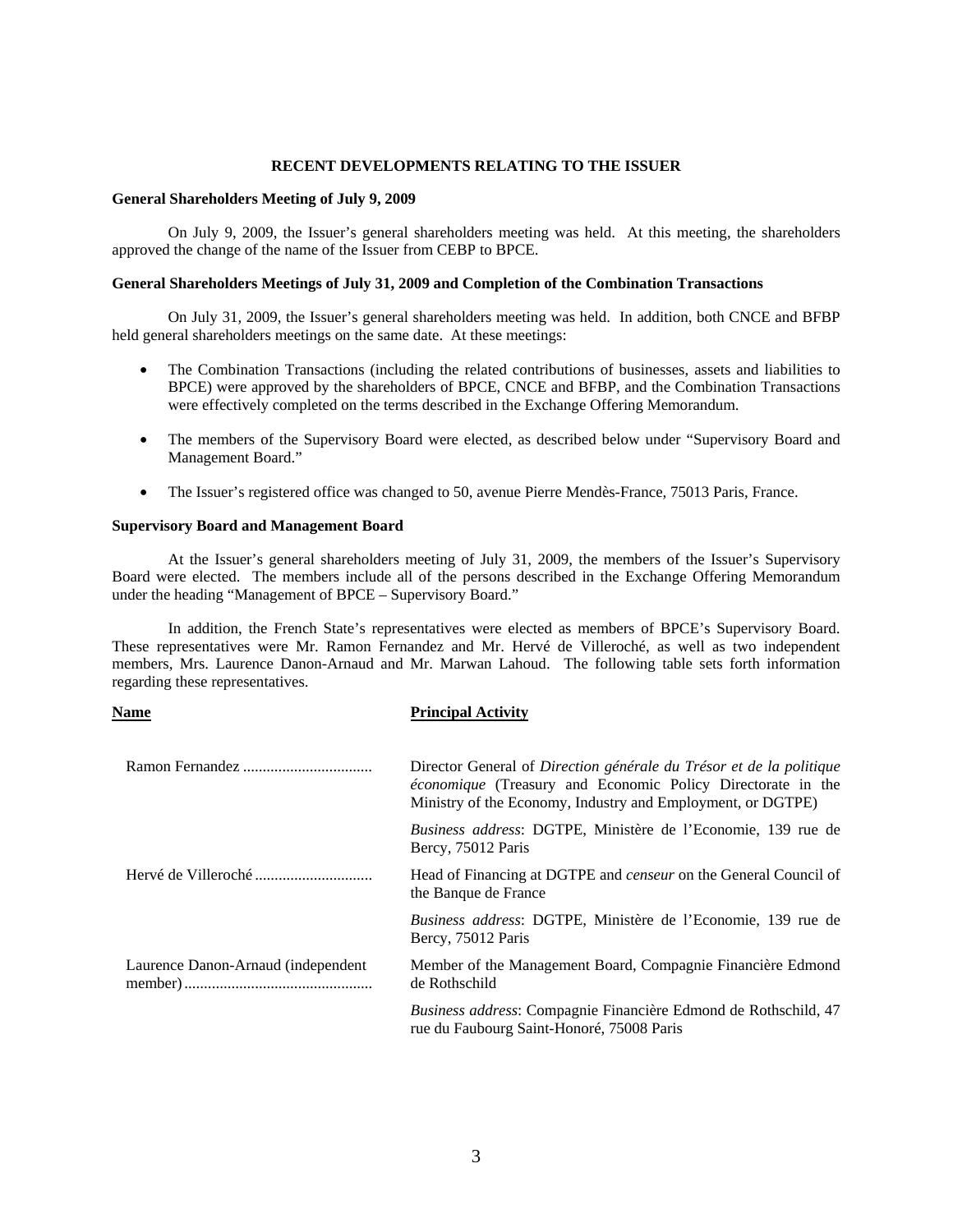## RECENT DEVELOPMENTS RELATING TO THE ISSUER

### General Shareholders Meeting of July 9, 2009

On July 9, 2009, the Issuer's general shareholders meeting was held. At this meeting, the shareholders approved the change of the name of the Issuer from CEBP to BPCE.

### General Shareholders Meetings of July 31, 2009 and Completion of the Combination Transactions

On July 31, 2009, the Issuer's general shareholders meeting was held. In addition, both CNCE and BFBP held general shareholders meetings on the same date. At these meetings:

- The Combination Transactions (including the related contributions of businesses, assets and liabilities to BPCE) were approved by the shareholders of BPCE, CNCE and BFBP, and the Combination Transactions were effectively completed on the terms described in the Exchange Offering Memorandum.
- The members of the Supervisory Board were elected, as described below under "Supervisory Board and Management Board."
- The Issuer's registered office was changed to 50, avenue Pierre Mendès-France, 75013 Paris, France.

### Supervisory Board and Management Board

At the Issuer's general shareholders meeting of July 31, 2009, the members of the Issuer's Supervisory Board were elected. The members include all of the persons described in the Exchange Offering Memorandum under the heading "Management of BPCE – Supervisory Board."

In addition, the French State's representatives were elected as members of BPCE's Supervisory Board. These representatives were Mr. Ramon Fernandez and Mr. Hervé de Villeroché, as well as two independent members, Mrs. Laurence Danon-Arnaud and Mr. Marwan Lahoud. The following table sets forth information regarding these representatives.

| Name | Principal Activity |
| --- | --- |
| Ramon Fernandez | Director General of *Direction générale du Trésor et de la politique économique* (Treasury and Economic Policy Directorate in the Ministry of the Economy, Industry and Employment, or DGTPE)<br><br>*Business address*: DGTPE, Ministère de l'Economie, 139 rue de Bercy, 75012 Paris |
| Hervé de Villeroché | Head of Financing at DGTPE and *censeur* on the General Council of the Banque de France<br><br>*Business address*: DGTPE, Ministère de l'Economie, 139 rue de Bercy, 75012 Paris |
| Laurence Danon-Arnaud (independent member) | Member of the Management Board, Compagnie Financière Edmond de Rothschild<br><br>*Business address*: Compagnie Financière Edmond de Rothschild, 47 rue du Faubourg Saint-Honoré, 75008 Paris |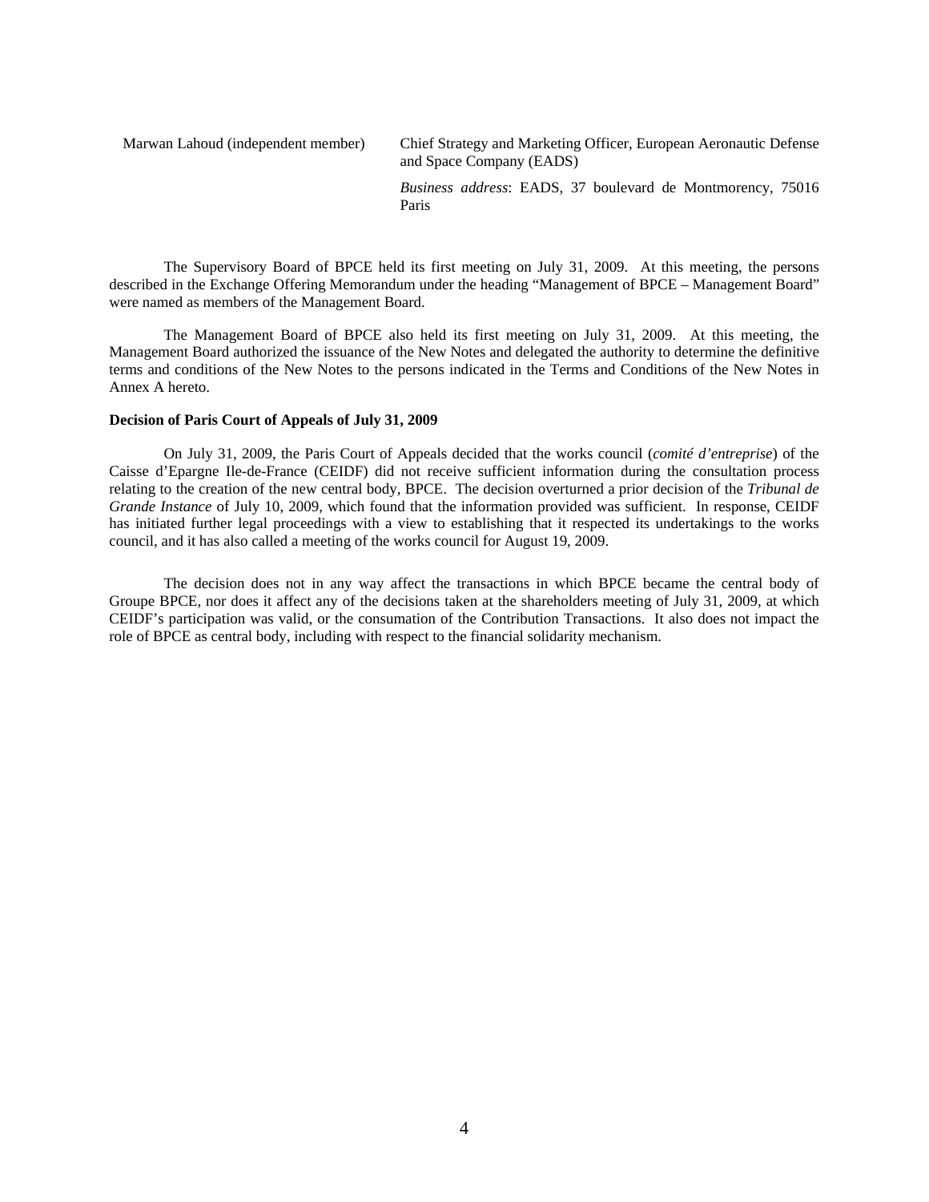| | |
|---|---|
| Marwan Lahoud (independent member) | Chief Strategy and Marketing Officer, European Aeronautic Defense and Space Company (EADS) *Business address*: EADS, 37 boulevard de Montmorency, 75016 Paris |

The Supervisory Board of BPCE held its first meeting on July 31, 2009. At this meeting, the persons described in the Exchange Offering Memorandum under the heading "Management of BPCE – Management Board" were named as members of the Management Board.

The Management Board of BPCE also held its first meeting on July 31, 2009. At this meeting, the Management Board authorized the issuance of the New Notes and delegated the authority to determine the definitive terms and conditions of the New Notes to the persons indicated in the Terms and Conditions of the New Notes in Annex A hereto.

**Decision of Paris Court of Appeals of July 31, 2009**

On July 31, 2009, the Paris Court of Appeals decided that the works council (*comité d'entreprise*) of the Caisse d'Epargne Ile-de-France (CEIDF) did not receive sufficient information during the consultation process relating to the creation of the new central body, BPCE. The decision overturned a prior decision of the *Tribunal de Grande Instance* of July 10, 2009, which found that the information provided was sufficient. In response, CEIDF has initiated further legal proceedings with a view to establishing that it respected its undertakings to the works council, and it has also called a meeting of the works council for August 19, 2009.

The decision does not in any way affect the transactions in which BPCE became the central body of Groupe BPCE, nor does it affect any of the decisions taken at the shareholders meeting of July 31, 2009, at which CEIDF's participation was valid, or the consumation of the Contribution Transactions. It also does not impact the role of BPCE as central body, including with respect to the financial solidarity mechanism.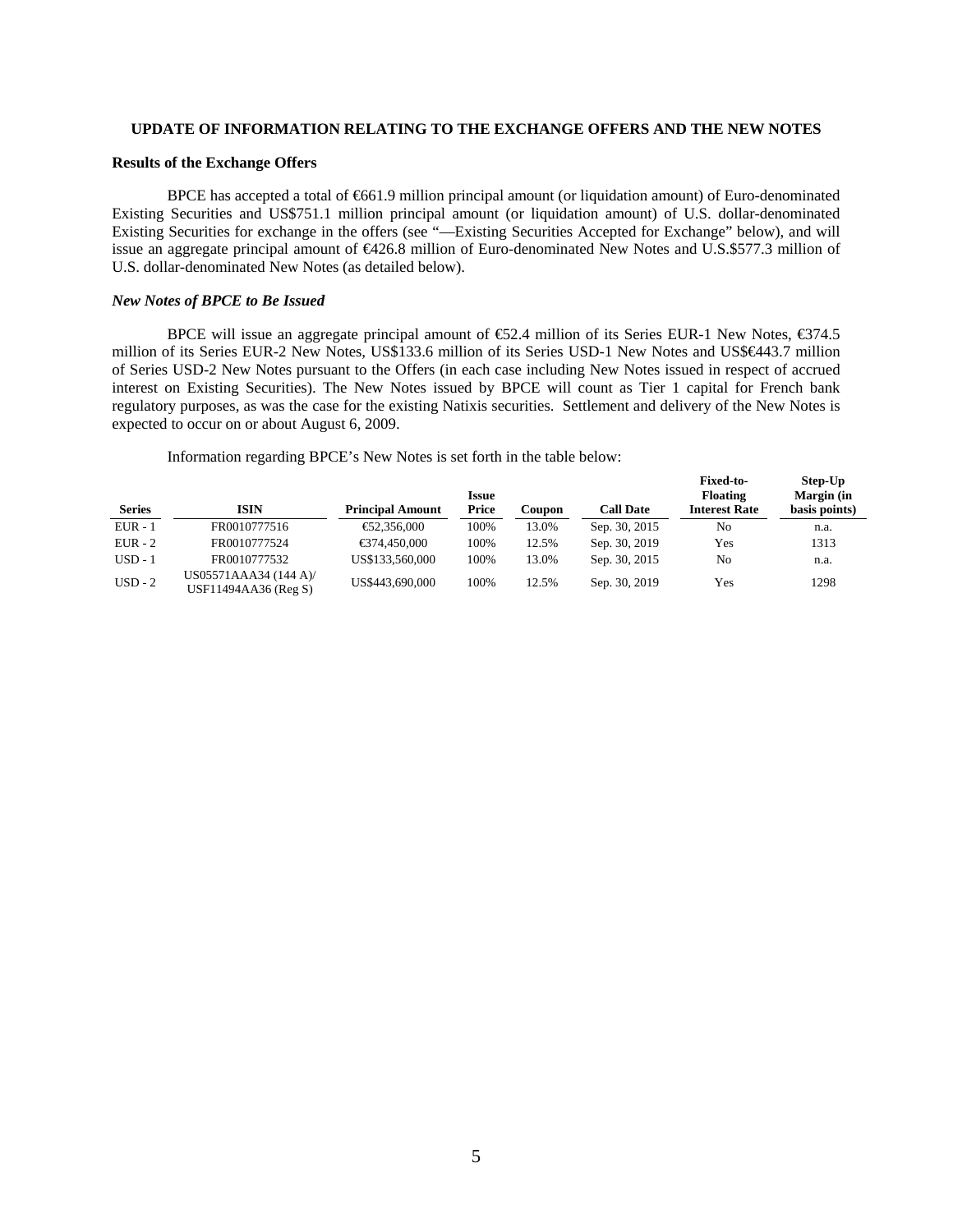### UPDATE OF INFORMATION RELATING TO THE EXCHANGE OFFERS AND THE NEW NOTES

**Results of the Exchange Offers**

BPCE has accepted a total of €661.9 million principal amount (or liquidation amount) of Euro-denominated Existing Securities and US$751.1 million principal amount (or liquidation amount) of U.S. dollar-denominated Existing Securities for exchange in the offers (see "—Existing Securities Accepted for Exchange" below), and will issue an aggregate principal amount of €426.8 million of Euro-denominated New Notes and U.S.$577.3 million of U.S. dollar-denominated New Notes (as detailed below).

***New Notes of BPCE to Be Issued***

BPCE will issue an aggregate principal amount of €52.4 million of its Series EUR-1 New Notes, €374.5 million of its Series EUR-2 New Notes, US$133.6 million of its Series USD-1 New Notes and US$€443.7 million of Series USD-2 New Notes pursuant to the Offers (in each case including New Notes issued in respect of accrued interest on Existing Securities). The New Notes issued by BPCE will count as Tier 1 capital for French bank regulatory purposes, as was the case for the existing Natixis securities. Settlement and delivery of the New Notes is expected to occur on or about August 6, 2009.

Information regarding BPCE's New Notes is set forth in the table below:

| Series | ISIN | Principal Amount | Issue Price | Coupon | Call Date | Fixed-to-Floating Interest Rate | Step-Up Margin (in basis points) |
|---|---|---|---|---|---|---|---|
| EUR - 1 | FR0010777516 | €52,356,000 | 100% | 13.0% | Sep. 30, 2015 | No | n.a. |
| EUR - 2 | FR0010777524 | €374,450,000 | 100% | 12.5% | Sep. 30, 2019 | Yes | 1313 |
| USD - 1 | FR0010777532 | US$133,560,000 | 100% | 13.0% | Sep. 30, 2015 | No | n.a. |
| USD - 2 | US05571AAA34 (144 A)/ USF11494AA36 (Reg S) | US$443,690,000 | 100% | 12.5% | Sep. 30, 2019 | Yes | 1298 |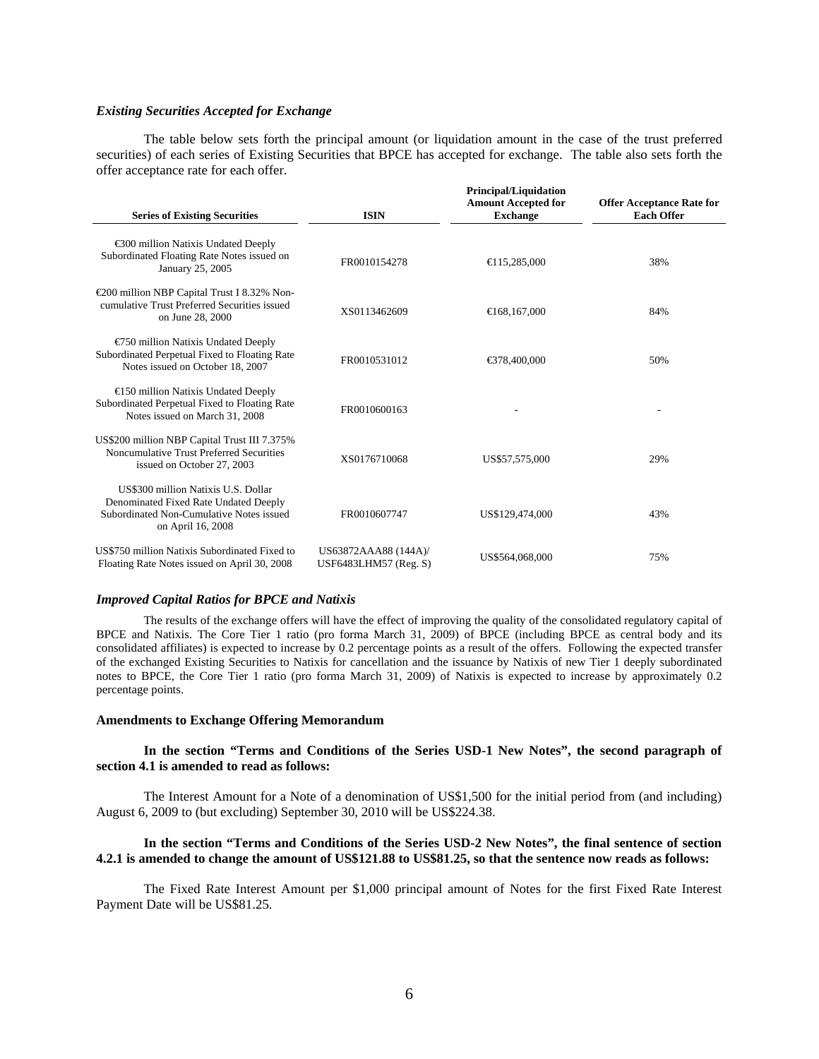### *Existing Securities Accepted for Exchange*

The table below sets forth the principal amount (or liquidation amount in the case of the trust preferred securities) of each series of Existing Securities that BPCE has accepted for exchange. The table also sets forth the offer acceptance rate for each offer.

| Series of Existing Securities | ISIN | Principal/Liquidation Amount Accepted for Exchange | Offer Acceptance Rate for Each Offer |
|---|---|---|---|
| €300 million Natixis Undated Deeply Subordinated Floating Rate Notes issued on January 25, 2005 | FR0010154278 | €115,285,000 | 38% |
| €200 million NBP Capital Trust I 8.32% Non-cumulative Trust Preferred Securities issued on June 28, 2000 | XS0113462609 | €168,167,000 | 84% |
| €750 million Natixis Undated Deeply Subordinated Perpetual Fixed to Floating Rate Notes issued on October 18, 2007 | FR0010531012 | €378,400,000 | 50% |
| €150 million Natixis Undated Deeply Subordinated Perpetual Fixed to Floating Rate Notes issued on March 31, 2008 | FR0010600163 | - | - |
| US$200 million NBP Capital Trust III 7.375% Noncumulative Trust Preferred Securities issued on October 27, 2003 | XS0176710068 | US$57,575,000 | 29% |
| US$300 million Natixis U.S. Dollar Denominated Fixed Rate Undated Deeply Subordinated Non-Cumulative Notes issued on April 16, 2008 | FR0010607747 | US$129,474,000 | 43% |
| US$750 million Natixis Subordinated Fixed to Floating Rate Notes issued on April 30, 2008 | US63872AAA88 (144A)/ USF6483LHM57 (Reg. S) | US$564,068,000 | 75% |

### *Improved Capital Ratios for BPCE and Natixis*

The results of the exchange offers will have the effect of improving the quality of the consolidated regulatory capital of BPCE and Natixis. The Core Tier 1 ratio (pro forma March 31, 2009) of BPCE (including BPCE as central body and its consolidated affiliates) is expected to increase by 0.2 percentage points as a result of the offers. Following the expected transfer of the exchanged Existing Securities to Natixis for cancellation and the issuance by Natixis of new Tier 1 deeply subordinated notes to BPCE, the Core Tier 1 ratio (pro forma March 31, 2009) of Natixis is expected to increase by approximately 0.2 percentage points.

### Amendments to Exchange Offering Memorandum

**In the section "Terms and Conditions of the Series USD-1 New Notes", the second paragraph of section 4.1 is amended to read as follows:**

The Interest Amount for a Note of a denomination of US$1,500 for the initial period from (and including) August 6, 2009 to (but excluding) September 30, 2010 will be US$224.38.

**In the section "Terms and Conditions of the Series USD-2 New Notes", the final sentence of section 4.2.1 is amended to change the amount of US$121.88 to US$81.25, so that the sentence now reads as follows:**

The Fixed Rate Interest Amount per $1,000 principal amount of Notes for the first Fixed Rate Interest Payment Date will be US$81.25.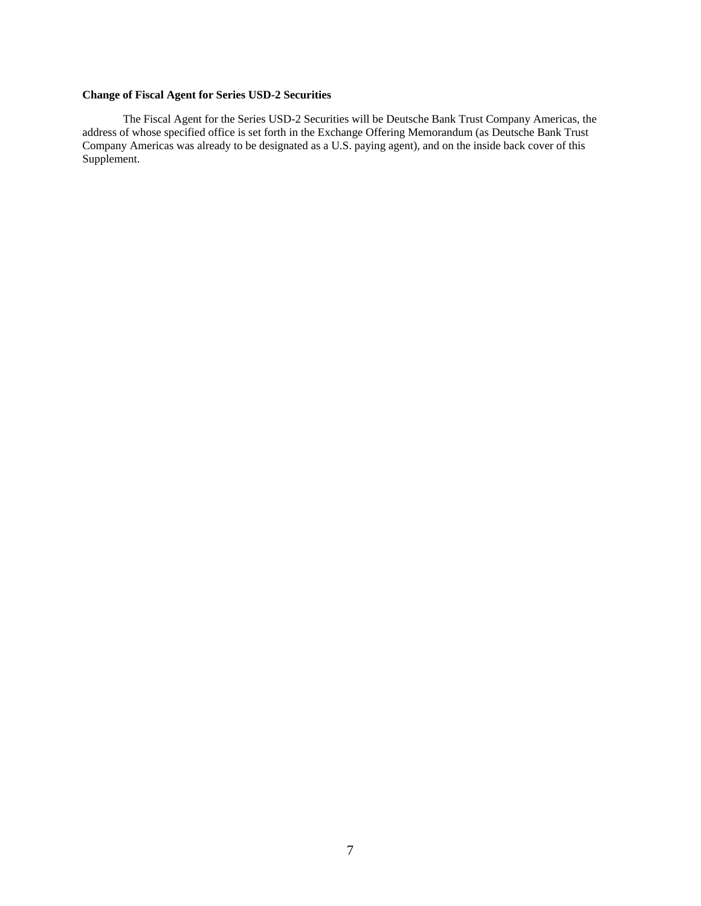**Change of Fiscal Agent for Series USD-2 Securities**

The Fiscal Agent for the Series USD-2 Securities will be Deutsche Bank Trust Company Americas, the address of whose specified office is set forth in the Exchange Offering Memorandum (as Deutsche Bank Trust Company Americas was already to be designated as a U.S. paying agent), and on the inside back cover of this Supplement.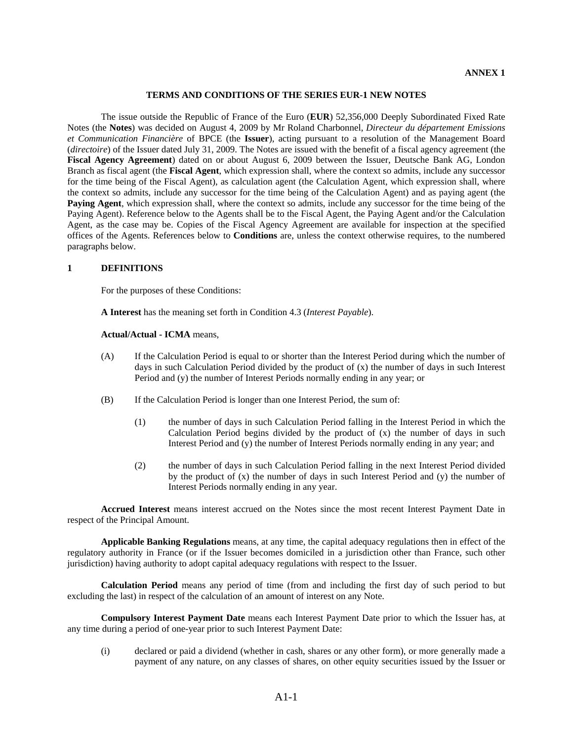**ANNEX 1**

**TERMS AND CONDITIONS OF THE SERIES EUR-1 NEW NOTES**

The issue outside the Republic of France of the Euro (**EUR**) 52,356,000 Deeply Subordinated Fixed Rate Notes (the **Notes**) was decided on August 4, 2009 by Mr Roland Charbonnel, *Directeur du département Emissions et Communication Financière* of BPCE (the **Issuer**), acting pursuant to a resolution of the Management Board (*directoire*) of the Issuer dated July 31, 2009. The Notes are issued with the benefit of a fiscal agency agreement (the **Fiscal Agency Agreement**) dated on or about August 6, 2009 between the Issuer, Deutsche Bank AG, London Branch as fiscal agent (the **Fiscal Agent**, which expression shall, where the context so admits, include any successor for the time being of the Fiscal Agent), as calculation agent (the Calculation Agent, which expression shall, where the context so admits, include any successor for the time being of the Calculation Agent) and as paying agent (the **Paying Agent**, which expression shall, where the context so admits, include any successor for the time being of the Paying Agent). Reference below to the Agents shall be to the Fiscal Agent, the Paying Agent and/or the Calculation Agent, as the case may be. Copies of the Fiscal Agency Agreement are available for inspection at the specified offices of the Agents. References below to **Conditions** are, unless the context otherwise requires, to the numbered paragraphs below.

## 1 DEFINITIONS

For the purposes of these Conditions:

**A Interest** has the meaning set forth in Condition 4.3 (*Interest Payable*).

**Actual/Actual - ICMA** means,

(A) If the Calculation Period is equal to or shorter than the Interest Period during which the number of days in such Calculation Period divided by the product of (x) the number of days in such Interest Period and (y) the number of Interest Periods normally ending in any year; or

(B) If the Calculation Period is longer than one Interest Period, the sum of:

   (1) the number of days in such Calculation Period falling in the Interest Period in which the Calculation Period begins divided by the product of (x) the number of days in such Interest Period and (y) the number of Interest Periods normally ending in any year; and

   (2) the number of days in such Calculation Period falling in the next Interest Period divided by the product of (x) the number of days in such Interest Period and (y) the number of Interest Periods normally ending in any year.

**Accrued Interest** means interest accrued on the Notes since the most recent Interest Payment Date in respect of the Principal Amount.

**Applicable Banking Regulations** means, at any time, the capital adequacy regulations then in effect of the regulatory authority in France (or if the Issuer becomes domiciled in a jurisdiction other than France, such other jurisdiction) having authority to adopt capital adequacy regulations with respect to the Issuer.

**Calculation Period** means any period of time (from and including the first day of such period to but excluding the last) in respect of the calculation of an amount of interest on any Note.

**Compulsory Interest Payment Date** means each Interest Payment Date prior to which the Issuer has, at any time during a period of one-year prior to such Interest Payment Date:

(i) declared or paid a dividend (whether in cash, shares or any other form), or more generally made a payment of any nature, on any classes of shares, on other equity securities issued by the Issuer or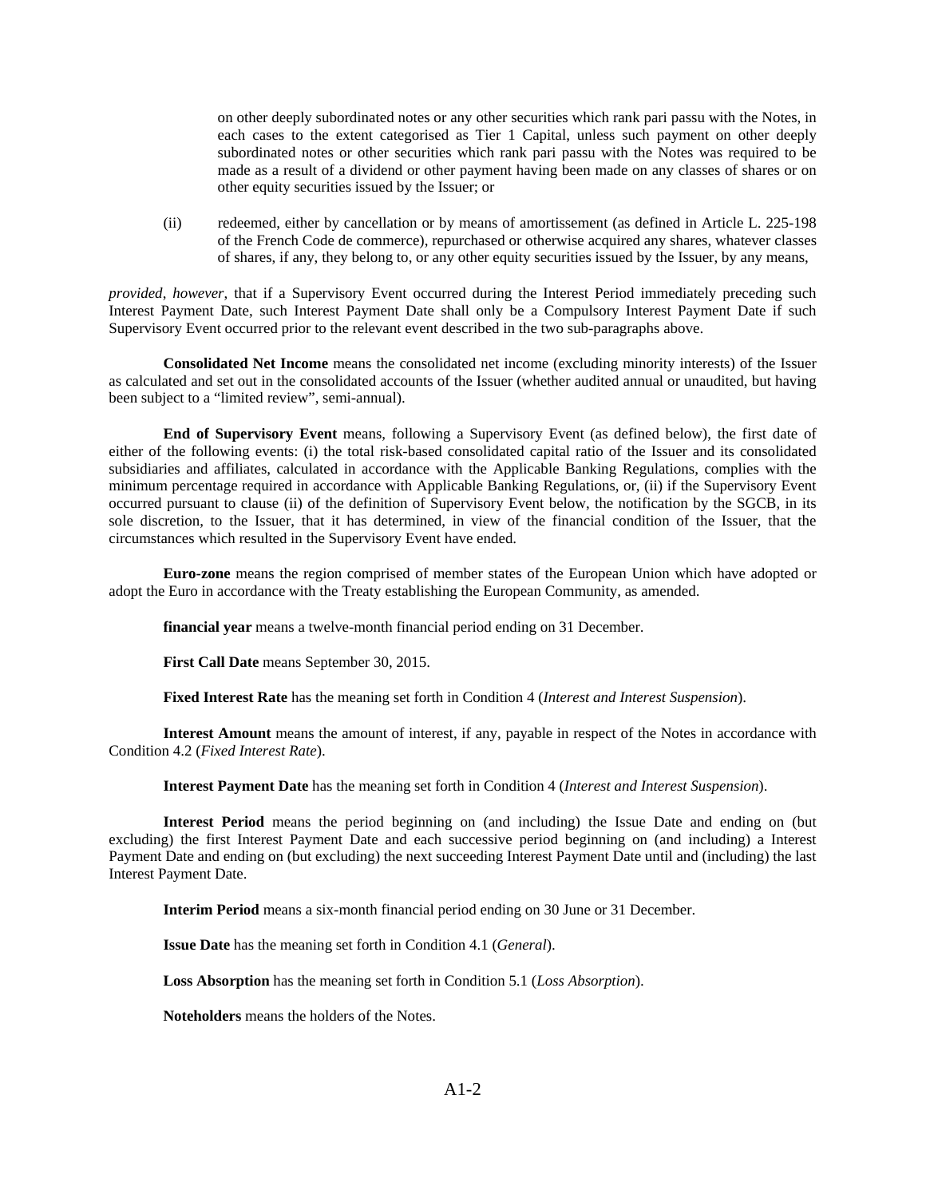on other deeply subordinated notes or any other securities which rank pari passu with the Notes, in each cases to the extent categorised as Tier 1 Capital, unless such payment on other deeply subordinated notes or other securities which rank pari passu with the Notes was required to be made as a result of a dividend or other payment having been made on any classes of shares or on other equity securities issued by the Issuer; or

(ii) redeemed, either by cancellation or by means of amortissement (as defined in Article L. 225-198 of the French Code de commerce), repurchased or otherwise acquired any shares, whatever classes of shares, if any, they belong to, or any other equity securities issued by the Issuer, by any means,

*provided*, *however*, that if a Supervisory Event occurred during the Interest Period immediately preceding such Interest Payment Date, such Interest Payment Date shall only be a Compulsory Interest Payment Date if such Supervisory Event occurred prior to the relevant event described in the two sub-paragraphs above.

**Consolidated Net Income** means the consolidated net income (excluding minority interests) of the Issuer as calculated and set out in the consolidated accounts of the Issuer (whether audited annual or unaudited, but having been subject to a "limited review", semi-annual).

**End of Supervisory Event** means, following a Supervisory Event (as defined below), the first date of either of the following events: (i) the total risk-based consolidated capital ratio of the Issuer and its consolidated subsidiaries and affiliates, calculated in accordance with the Applicable Banking Regulations, complies with the minimum percentage required in accordance with Applicable Banking Regulations, or, (ii) if the Supervisory Event occurred pursuant to clause (ii) of the definition of Supervisory Event below, the notification by the SGCB, in its sole discretion, to the Issuer, that it has determined, in view of the financial condition of the Issuer, that the circumstances which resulted in the Supervisory Event have ended.

**Euro-zone** means the region comprised of member states of the European Union which have adopted or adopt the Euro in accordance with the Treaty establishing the European Community, as amended.

**financial year** means a twelve-month financial period ending on 31 December.

**First Call Date** means September 30, 2015.

**Fixed Interest Rate** has the meaning set forth in Condition 4 (*Interest and Interest Suspension*).

**Interest Amount** means the amount of interest, if any, payable in respect of the Notes in accordance with Condition 4.2 (*Fixed Interest Rate*).

**Interest Payment Date** has the meaning set forth in Condition 4 (*Interest and Interest Suspension*).

**Interest Period** means the period beginning on (and including) the Issue Date and ending on (but excluding) the first Interest Payment Date and each successive period beginning on (and including) a Interest Payment Date and ending on (but excluding) the next succeeding Interest Payment Date until and (including) the last Interest Payment Date.

**Interim Period** means a six-month financial period ending on 30 June or 31 December.

**Issue Date** has the meaning set forth in Condition 4.1 (*General*).

**Loss Absorption** has the meaning set forth in Condition 5.1 (*Loss Absorption*).

**Noteholders** means the holders of the Notes.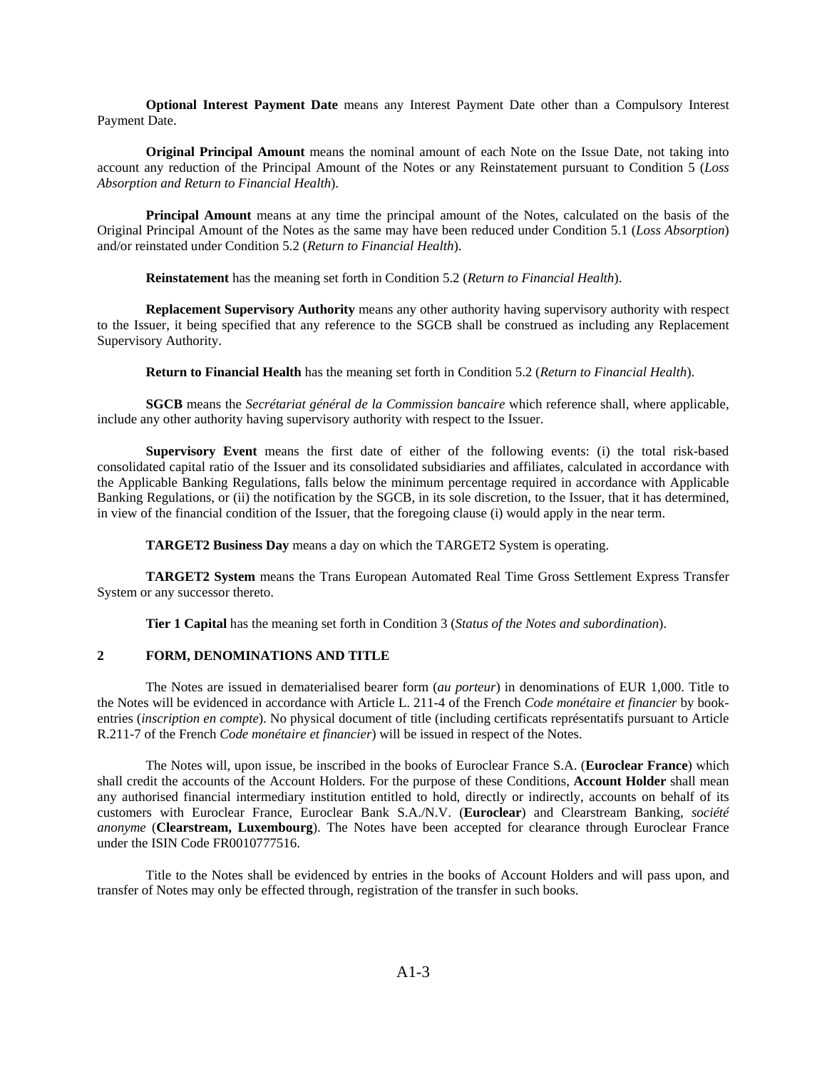**Optional Interest Payment Date** means any Interest Payment Date other than a Compulsory Interest Payment Date.

**Original Principal Amount** means the nominal amount of each Note on the Issue Date, not taking into account any reduction of the Principal Amount of the Notes or any Reinstatement pursuant to Condition 5 (*Loss Absorption and Return to Financial Health*).

**Principal Amount** means at any time the principal amount of the Notes, calculated on the basis of the Original Principal Amount of the Notes as the same may have been reduced under Condition 5.1 (*Loss Absorption*) and/or reinstated under Condition 5.2 (*Return to Financial Health*).

**Reinstatement** has the meaning set forth in Condition 5.2 (*Return to Financial Health*).

**Replacement Supervisory Authority** means any other authority having supervisory authority with respect to the Issuer, it being specified that any reference to the SGCB shall be construed as including any Replacement Supervisory Authority.

**Return to Financial Health** has the meaning set forth in Condition 5.2 (*Return to Financial Health*).

**SGCB** means the *Secrétariat général de la Commission bancaire* which reference shall, where applicable, include any other authority having supervisory authority with respect to the Issuer.

**Supervisory Event** means the first date of either of the following events: (i) the total risk-based consolidated capital ratio of the Issuer and its consolidated subsidiaries and affiliates, calculated in accordance with the Applicable Banking Regulations, falls below the minimum percentage required in accordance with Applicable Banking Regulations, or (ii) the notification by the SGCB, in its sole discretion, to the Issuer, that it has determined, in view of the financial condition of the Issuer, that the foregoing clause (i) would apply in the near term.

**TARGET2 Business Day** means a day on which the TARGET2 System is operating.

**TARGET2 System** means the Trans European Automated Real Time Gross Settlement Express Transfer System or any successor thereto.

**Tier 1 Capital** has the meaning set forth in Condition 3 (*Status of the Notes and subordination*).

## 2 FORM, DENOMINATIONS AND TITLE

The Notes are issued in dematerialised bearer form (*au porteur*) in denominations of EUR 1,000. Title to the Notes will be evidenced in accordance with Article L. 211-4 of the French *Code monétaire et financier* by book-entries (*inscription en compte*). No physical document of title (including certificats représentatifs pursuant to Article R.211-7 of the French *Code monétaire et financier*) will be issued in respect of the Notes.

The Notes will, upon issue, be inscribed in the books of Euroclear France S.A. (**Euroclear France**) which shall credit the accounts of the Account Holders. For the purpose of these Conditions, **Account Holder** shall mean any authorised financial intermediary institution entitled to hold, directly or indirectly, accounts on behalf of its customers with Euroclear France, Euroclear Bank S.A./N.V. (**Euroclear**) and Clearstream Banking, *société anonyme* (**Clearstream, Luxembourg**). The Notes have been accepted for clearance through Euroclear France under the ISIN Code FR0010777516.

Title to the Notes shall be evidenced by entries in the books of Account Holders and will pass upon, and transfer of Notes may only be effected through, registration of the transfer in such books.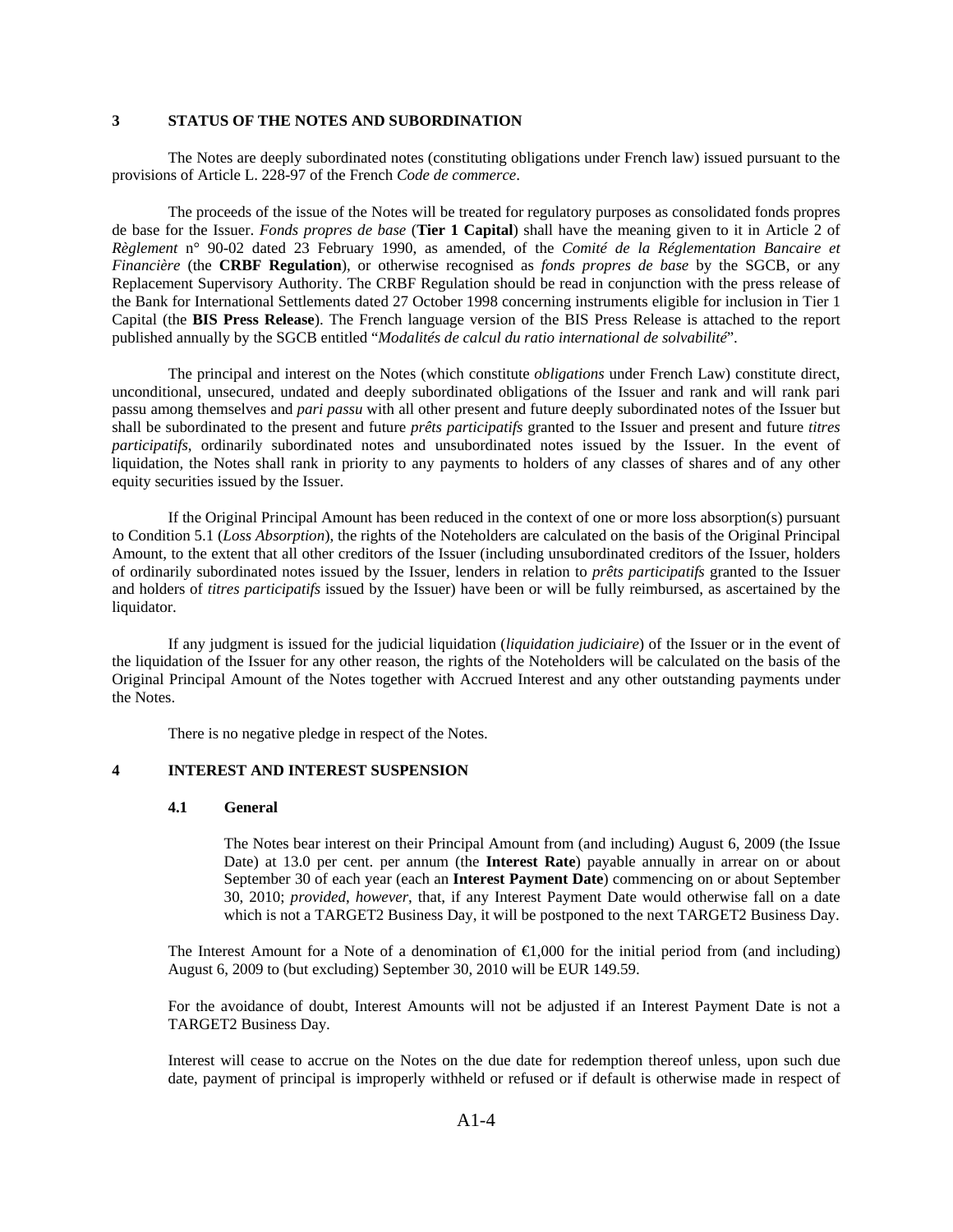## 3 STATUS OF THE NOTES AND SUBORDINATION

The Notes are deeply subordinated notes (constituting obligations under French law) issued pursuant to the provisions of Article L. 228-97 of the French *Code de commerce*.

The proceeds of the issue of the Notes will be treated for regulatory purposes as consolidated fonds propres de base for the Issuer. *Fonds propres de base* (**Tier 1 Capital**) shall have the meaning given to it in Article 2 of *Règlement* n° 90-02 dated 23 February 1990, as amended, of the *Comité de la Réglementation Bancaire et Financière* (the **CRBF Regulation**), or otherwise recognised as *fonds propres de base* by the SGCB, or any Replacement Supervisory Authority. The CRBF Regulation should be read in conjunction with the press release of the Bank for International Settlements dated 27 October 1998 concerning instruments eligible for inclusion in Tier 1 Capital (the **BIS Press Release**). The French language version of the BIS Press Release is attached to the report published annually by the SGCB entitled "*Modalités de calcul du ratio international de solvabilité*".

The principal and interest on the Notes (which constitute *obligations* under French Law) constitute direct, unconditional, unsecured, undated and deeply subordinated obligations of the Issuer and rank and will rank pari passu among themselves and *pari passu* with all other present and future deeply subordinated notes of the Issuer but shall be subordinated to the present and future *prêts participatifs* granted to the Issuer and present and future *titres participatifs*, ordinarily subordinated notes and unsubordinated notes issued by the Issuer. In the event of liquidation, the Notes shall rank in priority to any payments to holders of any classes of shares and of any other equity securities issued by the Issuer.

If the Original Principal Amount has been reduced in the context of one or more loss absorption(s) pursuant to Condition 5.1 (*Loss Absorption*), the rights of the Noteholders are calculated on the basis of the Original Principal Amount, to the extent that all other creditors of the Issuer (including unsubordinated creditors of the Issuer, holders of ordinarily subordinated notes issued by the Issuer, lenders in relation to *prêts participatifs* granted to the Issuer and holders of *titres participatifs* issued by the Issuer) have been or will be fully reimbursed, as ascertained by the liquidator.

If any judgment is issued for the judicial liquidation (*liquidation judiciaire*) of the Issuer or in the event of the liquidation of the Issuer for any other reason, the rights of the Noteholders will be calculated on the basis of the Original Principal Amount of the Notes together with Accrued Interest and any other outstanding payments under the Notes.

There is no negative pledge in respect of the Notes.

## 4 INTEREST AND INTEREST SUSPENSION

### 4.1 General

The Notes bear interest on their Principal Amount from (and including) August 6, 2009 (the Issue Date) at 13.0 per cent. per annum (the **Interest Rate**) payable annually in arrear on or about September 30 of each year (each an **Interest Payment Date**) commencing on or about September 30, 2010; *provided*, *however*, that, if any Interest Payment Date would otherwise fall on a date which is not a TARGET2 Business Day, it will be postponed to the next TARGET2 Business Day.

The Interest Amount for a Note of a denomination of €1,000 for the initial period from (and including) August 6, 2009 to (but excluding) September 30, 2010 will be EUR 149.59.

For the avoidance of doubt, Interest Amounts will not be adjusted if an Interest Payment Date is not a TARGET2 Business Day.

Interest will cease to accrue on the Notes on the due date for redemption thereof unless, upon such due date, payment of principal is improperly withheld or refused or if default is otherwise made in respect of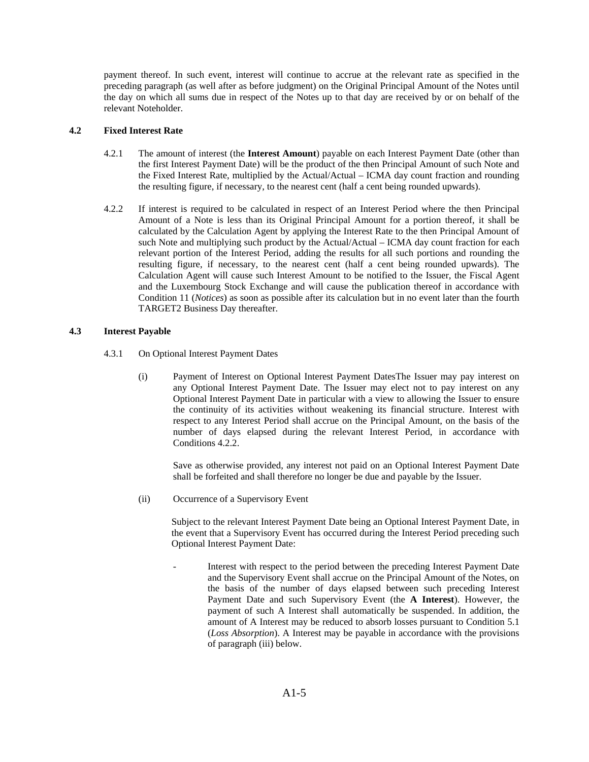payment thereof. In such event, interest will continue to accrue at the relevant rate as specified in the preceding paragraph (as well after as before judgment) on the Original Principal Amount of the Notes until the day on which all sums due in respect of the Notes up to that day are received by or on behalf of the relevant Noteholder.

### 4.2 Fixed Interest Rate

4.2.1 The amount of interest (the **Interest Amount**) payable on each Interest Payment Date (other than the first Interest Payment Date) will be the product of the then Principal Amount of such Note and the Fixed Interest Rate, multiplied by the Actual/Actual – ICMA day count fraction and rounding the resulting figure, if necessary, to the nearest cent (half a cent being rounded upwards).

4.2.2 If interest is required to be calculated in respect of an Interest Period where the then Principal Amount of a Note is less than its Original Principal Amount for a portion thereof, it shall be calculated by the Calculation Agent by applying the Interest Rate to the then Principal Amount of such Note and multiplying such product by the Actual/Actual – ICMA day count fraction for each relevant portion of the Interest Period, adding the results for all such portions and rounding the resulting figure, if necessary, to the nearest cent (half a cent being rounded upwards). The Calculation Agent will cause such Interest Amount to be notified to the Issuer, the Fiscal Agent and the Luxembourg Stock Exchange and will cause the publication thereof in accordance with Condition 11 (*Notices*) as soon as possible after its calculation but in no event later than the fourth TARGET2 Business Day thereafter.

### 4.3 Interest Payable

4.3.1 On Optional Interest Payment Dates

(i) Payment of Interest on Optional Interest Payment DatesThe Issuer may pay interest on any Optional Interest Payment Date. The Issuer may elect not to pay interest on any Optional Interest Payment Date in particular with a view to allowing the Issuer to ensure the continuity of its activities without weakening its financial structure. Interest with respect to any Interest Period shall accrue on the Principal Amount, on the basis of the number of days elapsed during the relevant Interest Period, in accordance with Conditions 4.2.2.

Save as otherwise provided, any interest not paid on an Optional Interest Payment Date shall be forfeited and shall therefore no longer be due and payable by the Issuer.

(ii) Occurrence of a Supervisory Event

Subject to the relevant Interest Payment Date being an Optional Interest Payment Date, in the event that a Supervisory Event has occurred during the Interest Period preceding such Optional Interest Payment Date:

- Interest with respect to the period between the preceding Interest Payment Date and the Supervisory Event shall accrue on the Principal Amount of the Notes, on the basis of the number of days elapsed between such preceding Interest Payment Date and such Supervisory Event (the **A Interest**). However, the payment of such A Interest shall automatically be suspended. In addition, the amount of A Interest may be reduced to absorb losses pursuant to Condition 5.1 (*Loss Absorption*). A Interest may be payable in accordance with the provisions of paragraph (iii) below.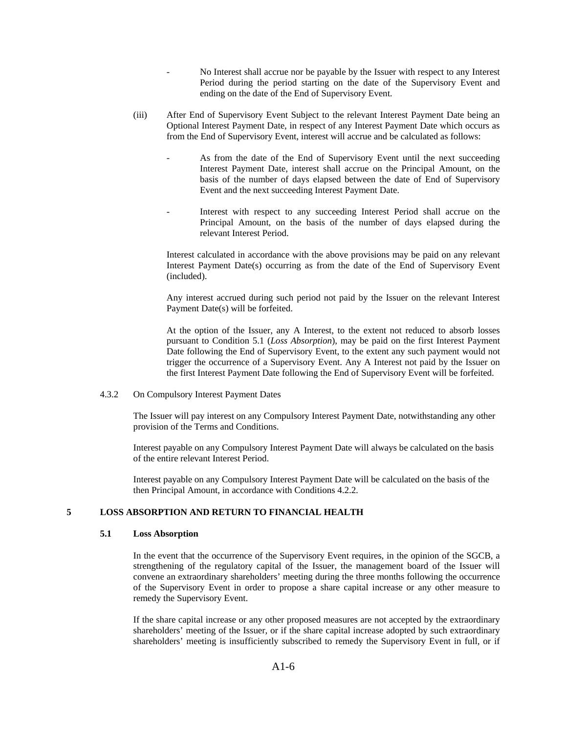- No Interest shall accrue nor be payable by the Issuer with respect to any Interest Period during the period starting on the date of the Supervisory Event and ending on the date of the End of Supervisory Event.

(iii) After End of Supervisory Event Subject to the relevant Interest Payment Date being an Optional Interest Payment Date, in respect of any Interest Payment Date which occurs as from the End of Supervisory Event, interest will accrue and be calculated as follows:

- As from the date of the End of Supervisory Event until the next succeeding Interest Payment Date, interest shall accrue on the Principal Amount, on the basis of the number of days elapsed between the date of End of Supervisory Event and the next succeeding Interest Payment Date.

- Interest with respect to any succeeding Interest Period shall accrue on the Principal Amount, on the basis of the number of days elapsed during the relevant Interest Period.

Interest calculated in accordance with the above provisions may be paid on any relevant Interest Payment Date(s) occurring as from the date of the End of Supervisory Event (included).

Any interest accrued during such period not paid by the Issuer on the relevant Interest Payment Date(s) will be forfeited.

At the option of the Issuer, any A Interest, to the extent not reduced to absorb losses pursuant to Condition 5.1 (*Loss Absorption*), may be paid on the first Interest Payment Date following the End of Supervisory Event, to the extent any such payment would not trigger the occurrence of a Supervisory Event. Any A Interest not paid by the Issuer on the first Interest Payment Date following the End of Supervisory Event will be forfeited.

4.3.2 On Compulsory Interest Payment Dates

The Issuer will pay interest on any Compulsory Interest Payment Date, notwithstanding any other provision of the Terms and Conditions.

Interest payable on any Compulsory Interest Payment Date will always be calculated on the basis of the entire relevant Interest Period.

Interest payable on any Compulsory Interest Payment Date will be calculated on the basis of the then Principal Amount, in accordance with Conditions 4.2.2.

## 5 LOSS ABSORPTION AND RETURN TO FINANCIAL HEALTH

### 5.1 Loss Absorption

In the event that the occurrence of the Supervisory Event requires, in the opinion of the SGCB, a strengthening of the regulatory capital of the Issuer, the management board of the Issuer will convene an extraordinary shareholders' meeting during the three months following the occurrence of the Supervisory Event in order to propose a share capital increase or any other measure to remedy the Supervisory Event.

If the share capital increase or any other proposed measures are not accepted by the extraordinary shareholders' meeting of the Issuer, or if the share capital increase adopted by such extraordinary shareholders' meeting is insufficiently subscribed to remedy the Supervisory Event in full, or if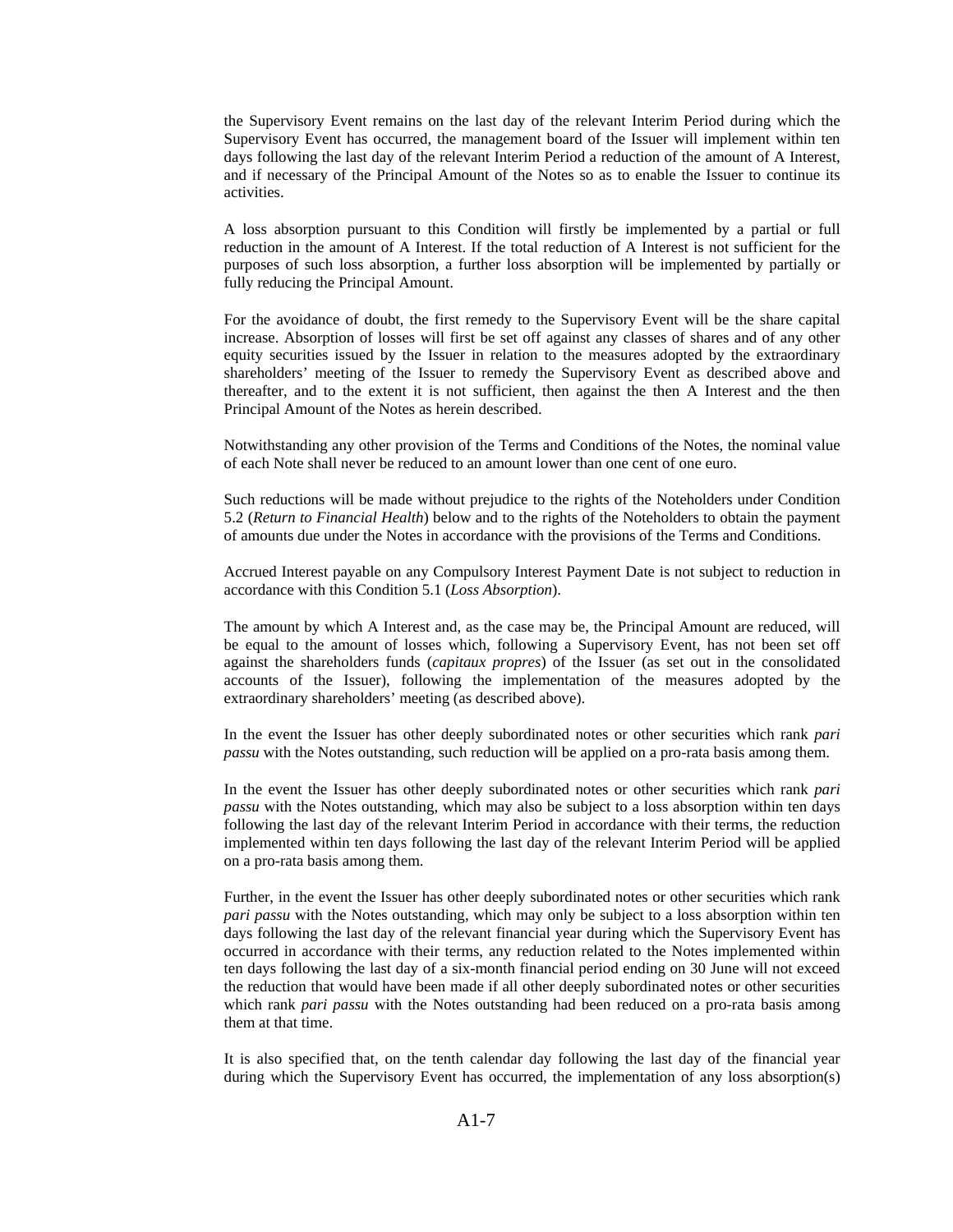the Supervisory Event remains on the last day of the relevant Interim Period during which the Supervisory Event has occurred, the management board of the Issuer will implement within ten days following the last day of the relevant Interim Period a reduction of the amount of A Interest, and if necessary of the Principal Amount of the Notes so as to enable the Issuer to continue its activities.

A loss absorption pursuant to this Condition will firstly be implemented by a partial or full reduction in the amount of A Interest. If the total reduction of A Interest is not sufficient for the purposes of such loss absorption, a further loss absorption will be implemented by partially or fully reducing the Principal Amount.

For the avoidance of doubt, the first remedy to the Supervisory Event will be the share capital increase. Absorption of losses will first be set off against any classes of shares and of any other equity securities issued by the Issuer in relation to the measures adopted by the extraordinary shareholders' meeting of the Issuer to remedy the Supervisory Event as described above and thereafter, and to the extent it is not sufficient, then against the then A Interest and the then Principal Amount of the Notes as herein described.

Notwithstanding any other provision of the Terms and Conditions of the Notes, the nominal value of each Note shall never be reduced to an amount lower than one cent of one euro.

Such reductions will be made without prejudice to the rights of the Noteholders under Condition 5.2 (*Return to Financial Health*) below and to the rights of the Noteholders to obtain the payment of amounts due under the Notes in accordance with the provisions of the Terms and Conditions.

Accrued Interest payable on any Compulsory Interest Payment Date is not subject to reduction in accordance with this Condition 5.1 (*Loss Absorption*).

The amount by which A Interest and, as the case may be, the Principal Amount are reduced, will be equal to the amount of losses which, following a Supervisory Event, has not been set off against the shareholders funds (*capitaux propres*) of the Issuer (as set out in the consolidated accounts of the Issuer), following the implementation of the measures adopted by the extraordinary shareholders' meeting (as described above).

In the event the Issuer has other deeply subordinated notes or other securities which rank *pari passu* with the Notes outstanding, such reduction will be applied on a pro-rata basis among them.

In the event the Issuer has other deeply subordinated notes or other securities which rank *pari passu* with the Notes outstanding, which may also be subject to a loss absorption within ten days following the last day of the relevant Interim Period in accordance with their terms, the reduction implemented within ten days following the last day of the relevant Interim Period will be applied on a pro-rata basis among them.

Further, in the event the Issuer has other deeply subordinated notes or other securities which rank *pari passu* with the Notes outstanding, which may only be subject to a loss absorption within ten days following the last day of the relevant financial year during which the Supervisory Event has occurred in accordance with their terms, any reduction related to the Notes implemented within ten days following the last day of a six-month financial period ending on 30 June will not exceed the reduction that would have been made if all other deeply subordinated notes or other securities which rank *pari passu* with the Notes outstanding had been reduced on a pro-rata basis among them at that time.

It is also specified that, on the tenth calendar day following the last day of the financial year during which the Supervisory Event has occurred, the implementation of any loss absorption(s)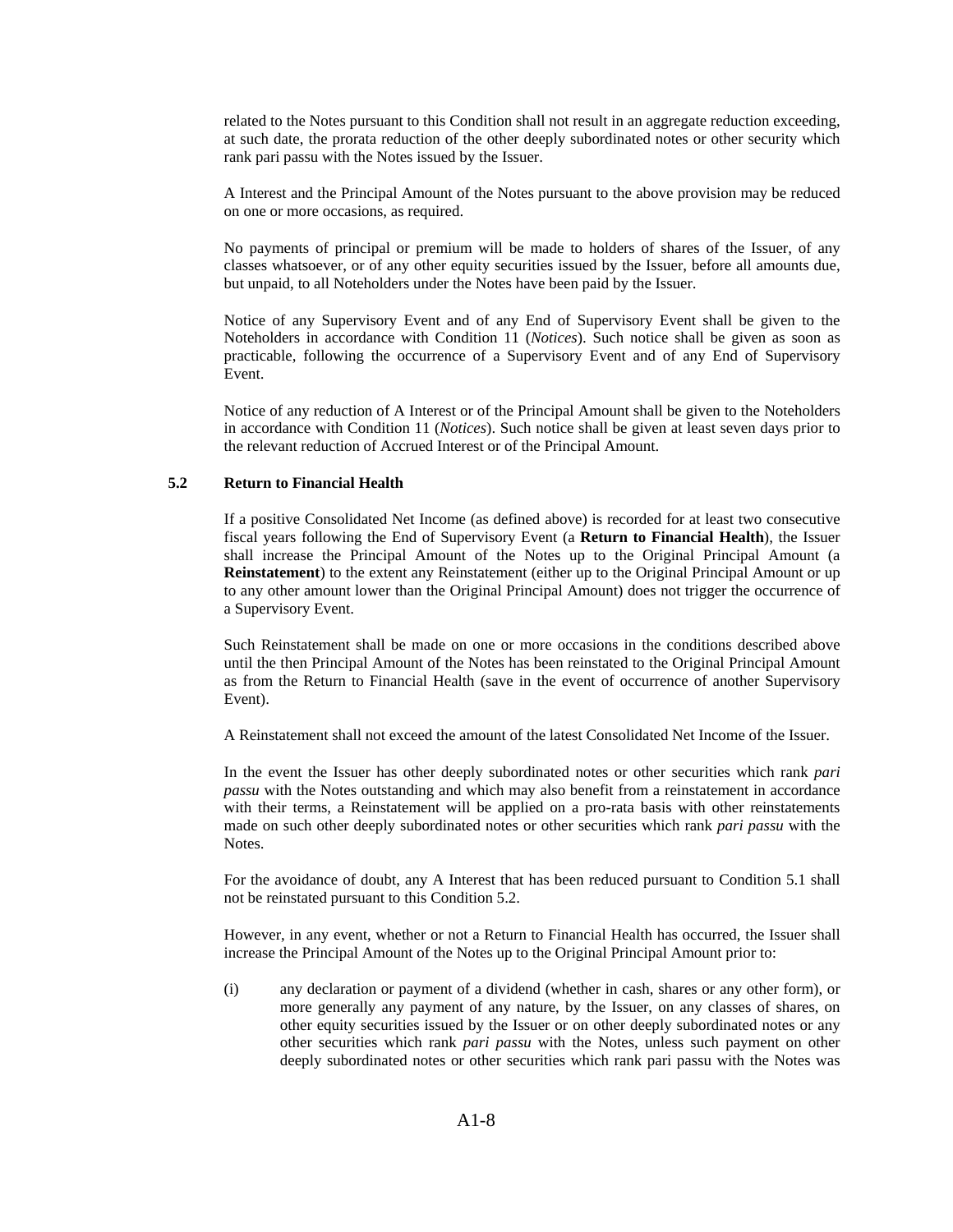related to the Notes pursuant to this Condition shall not result in an aggregate reduction exceeding, at such date, the prorata reduction of the other deeply subordinated notes or other security which rank pari passu with the Notes issued by the Issuer.

A Interest and the Principal Amount of the Notes pursuant to the above provision may be reduced on one or more occasions, as required.

No payments of principal or premium will be made to holders of shares of the Issuer, of any classes whatsoever, or of any other equity securities issued by the Issuer, before all amounts due, but unpaid, to all Noteholders under the Notes have been paid by the Issuer.

Notice of any Supervisory Event and of any End of Supervisory Event shall be given to the Noteholders in accordance with Condition 11 (*Notices*). Such notice shall be given as soon as practicable, following the occurrence of a Supervisory Event and of any End of Supervisory Event.

Notice of any reduction of A Interest or of the Principal Amount shall be given to the Noteholders in accordance with Condition 11 (*Notices*). Such notice shall be given at least seven days prior to the relevant reduction of Accrued Interest or of the Principal Amount.

### 5.2 Return to Financial Health

If a positive Consolidated Net Income (as defined above) is recorded for at least two consecutive fiscal years following the End of Supervisory Event (a **Return to Financial Health**), the Issuer shall increase the Principal Amount of the Notes up to the Original Principal Amount (a **Reinstatement**) to the extent any Reinstatement (either up to the Original Principal Amount or up to any other amount lower than the Original Principal Amount) does not trigger the occurrence of a Supervisory Event.

Such Reinstatement shall be made on one or more occasions in the conditions described above until the then Principal Amount of the Notes has been reinstated to the Original Principal Amount as from the Return to Financial Health (save in the event of occurrence of another Supervisory Event).

A Reinstatement shall not exceed the amount of the latest Consolidated Net Income of the Issuer.

In the event the Issuer has other deeply subordinated notes or other securities which rank *pari passu* with the Notes outstanding and which may also benefit from a reinstatement in accordance with their terms, a Reinstatement will be applied on a pro-rata basis with other reinstatements made on such other deeply subordinated notes or other securities which rank *pari passu* with the Notes.

For the avoidance of doubt, any A Interest that has been reduced pursuant to Condition 5.1 shall not be reinstated pursuant to this Condition 5.2.

However, in any event, whether or not a Return to Financial Health has occurred, the Issuer shall increase the Principal Amount of the Notes up to the Original Principal Amount prior to:

(i) any declaration or payment of a dividend (whether in cash, shares or any other form), or more generally any payment of any nature, by the Issuer, on any classes of shares, on other equity securities issued by the Issuer or on other deeply subordinated notes or any other securities which rank *pari passu* with the Notes, unless such payment on other deeply subordinated notes or other securities which rank pari passu with the Notes was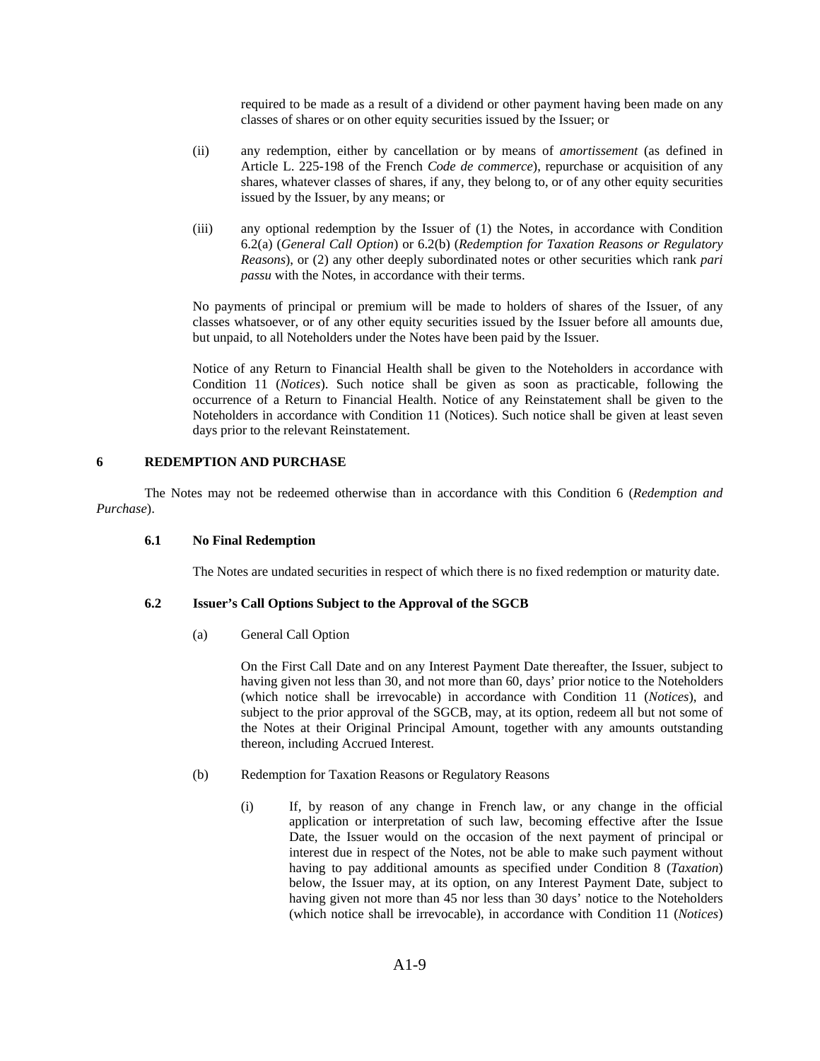required to be made as a result of a dividend or other payment having been made on any classes of shares or on other equity securities issued by the Issuer; or

(ii) any redemption, either by cancellation or by means of *amortissement* (as defined in Article L. 225-198 of the French *Code de commerce*), repurchase or acquisition of any shares, whatever classes of shares, if any, they belong to, or of any other equity securities issued by the Issuer, by any means; or

(iii) any optional redemption by the Issuer of (1) the Notes, in accordance with Condition 6.2(a) (*General Call Option*) or 6.2(b) (*Redemption for Taxation Reasons or Regulatory Reasons*), or (2) any other deeply subordinated notes or other securities which rank *pari passu* with the Notes, in accordance with their terms.

No payments of principal or premium will be made to holders of shares of the Issuer, of any classes whatsoever, or of any other equity securities issued by the Issuer before all amounts due, but unpaid, to all Noteholders under the Notes have been paid by the Issuer.

Notice of any Return to Financial Health shall be given to the Noteholders in accordance with Condition 11 (*Notices*). Such notice shall be given as soon as practicable, following the occurrence of a Return to Financial Health. Notice of any Reinstatement shall be given to the Noteholders in accordance with Condition 11 (Notices). Such notice shall be given at least seven days prior to the relevant Reinstatement.

## 6 REDEMPTION AND PURCHASE

The Notes may not be redeemed otherwise than in accordance with this Condition 6 (*Redemption and Purchase*).

### 6.1 No Final Redemption

The Notes are undated securities in respect of which there is no fixed redemption or maturity date.

### 6.2 Issuer's Call Options Subject to the Approval of the SGCB

(a) General Call Option

On the First Call Date and on any Interest Payment Date thereafter, the Issuer, subject to having given not less than 30, and not more than 60, days' prior notice to the Noteholders (which notice shall be irrevocable) in accordance with Condition 11 (*Notices*), and subject to the prior approval of the SGCB, may, at its option, redeem all but not some of the Notes at their Original Principal Amount, together with any amounts outstanding thereon, including Accrued Interest.

(b) Redemption for Taxation Reasons or Regulatory Reasons

(i) If, by reason of any change in French law, or any change in the official application or interpretation of such law, becoming effective after the Issue Date, the Issuer would on the occasion of the next payment of principal or interest due in respect of the Notes, not be able to make such payment without having to pay additional amounts as specified under Condition 8 (*Taxation*) below, the Issuer may, at its option, on any Interest Payment Date, subject to having given not more than 45 nor less than 30 days' notice to the Noteholders (which notice shall be irrevocable), in accordance with Condition 11 (*Notices*)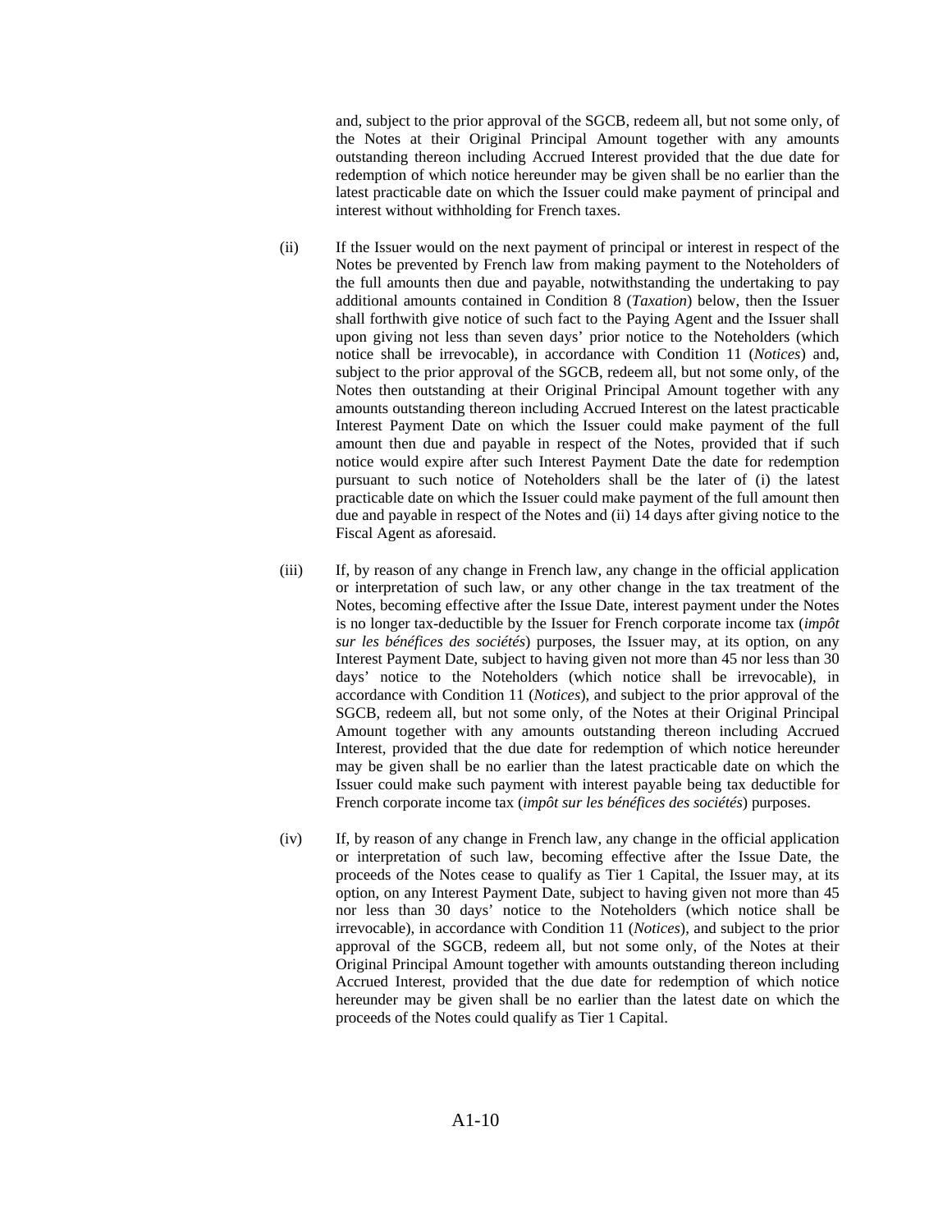and, subject to the prior approval of the SGCB, redeem all, but not some only, of the Notes at their Original Principal Amount together with any amounts outstanding thereon including Accrued Interest provided that the due date for redemption of which notice hereunder may be given shall be no earlier than the latest practicable date on which the Issuer could make payment of principal and interest without withholding for French taxes.

(ii) If the Issuer would on the next payment of principal or interest in respect of the Notes be prevented by French law from making payment to the Noteholders of the full amounts then due and payable, notwithstanding the undertaking to pay additional amounts contained in Condition 8 (*Taxation*) below, then the Issuer shall forthwith give notice of such fact to the Paying Agent and the Issuer shall upon giving not less than seven days' prior notice to the Noteholders (which notice shall be irrevocable), in accordance with Condition 11 (*Notices*) and, subject to the prior approval of the SGCB, redeem all, but not some only, of the Notes then outstanding at their Original Principal Amount together with any amounts outstanding thereon including Accrued Interest on the latest practicable Interest Payment Date on which the Issuer could make payment of the full amount then due and payable in respect of the Notes, provided that if such notice would expire after such Interest Payment Date the date for redemption pursuant to such notice of Noteholders shall be the later of (i) the latest practicable date on which the Issuer could make payment of the full amount then due and payable in respect of the Notes and (ii) 14 days after giving notice to the Fiscal Agent as aforesaid.

(iii) If, by reason of any change in French law, any change in the official application or interpretation of such law, or any other change in the tax treatment of the Notes, becoming effective after the Issue Date, interest payment under the Notes is no longer tax-deductible by the Issuer for French corporate income tax (*impôt sur les bénéfices des sociétés*) purposes, the Issuer may, at its option, on any Interest Payment Date, subject to having given not more than 45 nor less than 30 days' notice to the Noteholders (which notice shall be irrevocable), in accordance with Condition 11 (*Notices*), and subject to the prior approval of the SGCB, redeem all, but not some only, of the Notes at their Original Principal Amount together with any amounts outstanding thereon including Accrued Interest, provided that the due date for redemption of which notice hereunder may be given shall be no earlier than the latest practicable date on which the Issuer could make such payment with interest payable being tax deductible for French corporate income tax (*impôt sur les bénéfices des sociétés*) purposes.

(iv) If, by reason of any change in French law, any change in the official application or interpretation of such law, becoming effective after the Issue Date, the proceeds of the Notes cease to qualify as Tier 1 Capital, the Issuer may, at its option, on any Interest Payment Date, subject to having given not more than 45 nor less than 30 days' notice to the Noteholders (which notice shall be irrevocable), in accordance with Condition 11 (*Notices*), and subject to the prior approval of the SGCB, redeem all, but not some only, of the Notes at their Original Principal Amount together with amounts outstanding thereon including Accrued Interest, provided that the due date for redemption of which notice hereunder may be given shall be no earlier than the latest date on which the proceeds of the Notes could qualify as Tier 1 Capital.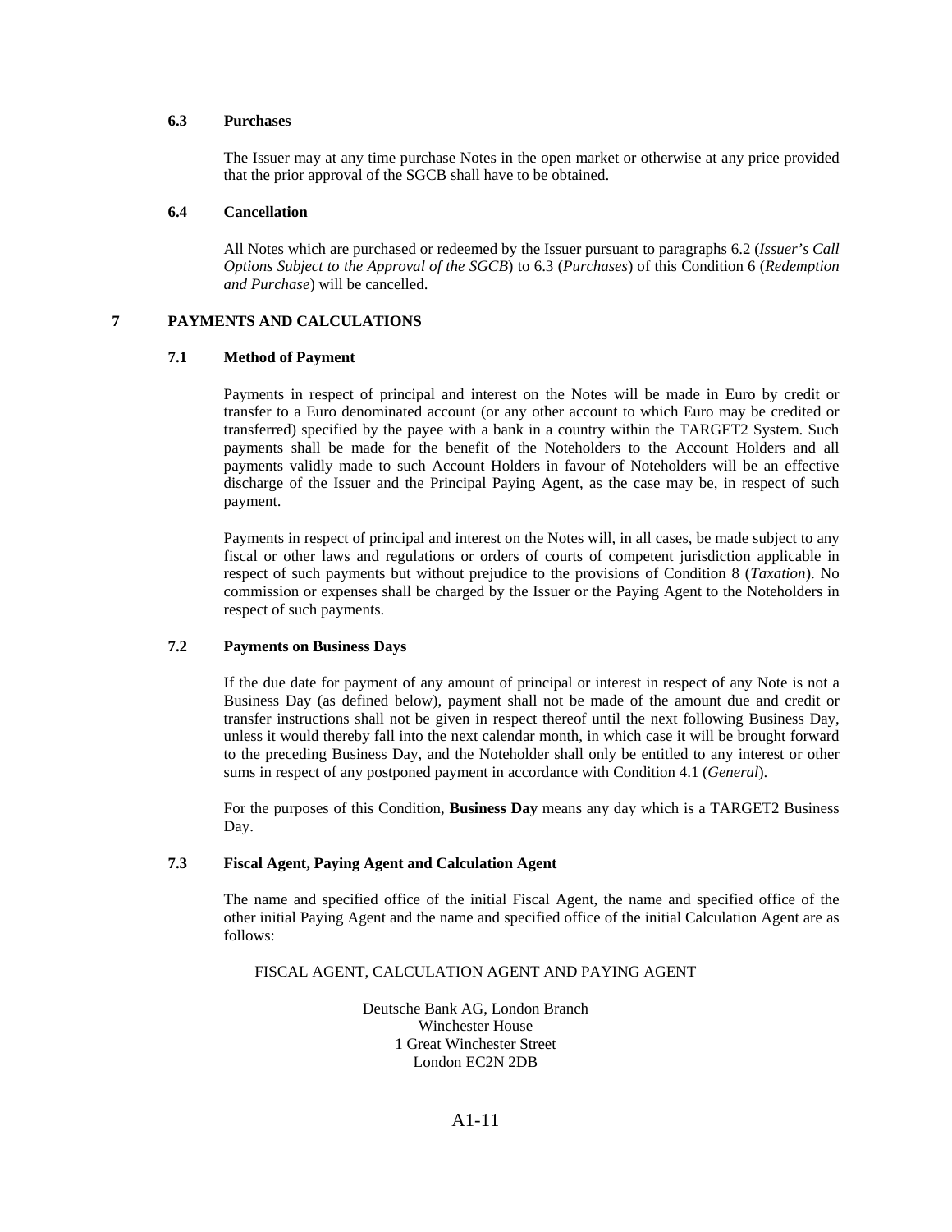### 6.3 Purchases

The Issuer may at any time purchase Notes in the open market or otherwise at any price provided that the prior approval of the SGCB shall have to be obtained.

### 6.4 Cancellation

All Notes which are purchased or redeemed by the Issuer pursuant to paragraphs 6.2 (*Issuer's Call Options Subject to the Approval of the SGCB*) to 6.3 (*Purchases*) of this Condition 6 (*Redemption and Purchase*) will be cancelled.

## 7 PAYMENTS AND CALCULATIONS

### 7.1 Method of Payment

Payments in respect of principal and interest on the Notes will be made in Euro by credit or transfer to a Euro denominated account (or any other account to which Euro may be credited or transferred) specified by the payee with a bank in a country within the TARGET2 System. Such payments shall be made for the benefit of the Noteholders to the Account Holders and all payments validly made to such Account Holders in favour of Noteholders will be an effective discharge of the Issuer and the Principal Paying Agent, as the case may be, in respect of such payment.

Payments in respect of principal and interest on the Notes will, in all cases, be made subject to any fiscal or other laws and regulations or orders of courts of competent jurisdiction applicable in respect of such payments but without prejudice to the provisions of Condition 8 (*Taxation*). No commission or expenses shall be charged by the Issuer or the Paying Agent to the Noteholders in respect of such payments.

### 7.2 Payments on Business Days

If the due date for payment of any amount of principal or interest in respect of any Note is not a Business Day (as defined below), payment shall not be made of the amount due and credit or transfer instructions shall not be given in respect thereof until the next following Business Day, unless it would thereby fall into the next calendar month, in which case it will be brought forward to the preceding Business Day, and the Noteholder shall only be entitled to any interest or other sums in respect of any postponed payment in accordance with Condition 4.1 (*General*).

For the purposes of this Condition, **Business Day** means any day which is a TARGET2 Business Day.

### 7.3 Fiscal Agent, Paying Agent and Calculation Agent

The name and specified office of the initial Fiscal Agent, the name and specified office of the other initial Paying Agent and the name and specified office of the initial Calculation Agent are as follows:

FISCAL AGENT, CALCULATION AGENT AND PAYING AGENT

Deutsche Bank AG, London Branch
Winchester House
1 Great Winchester Street
London EC2N 2DB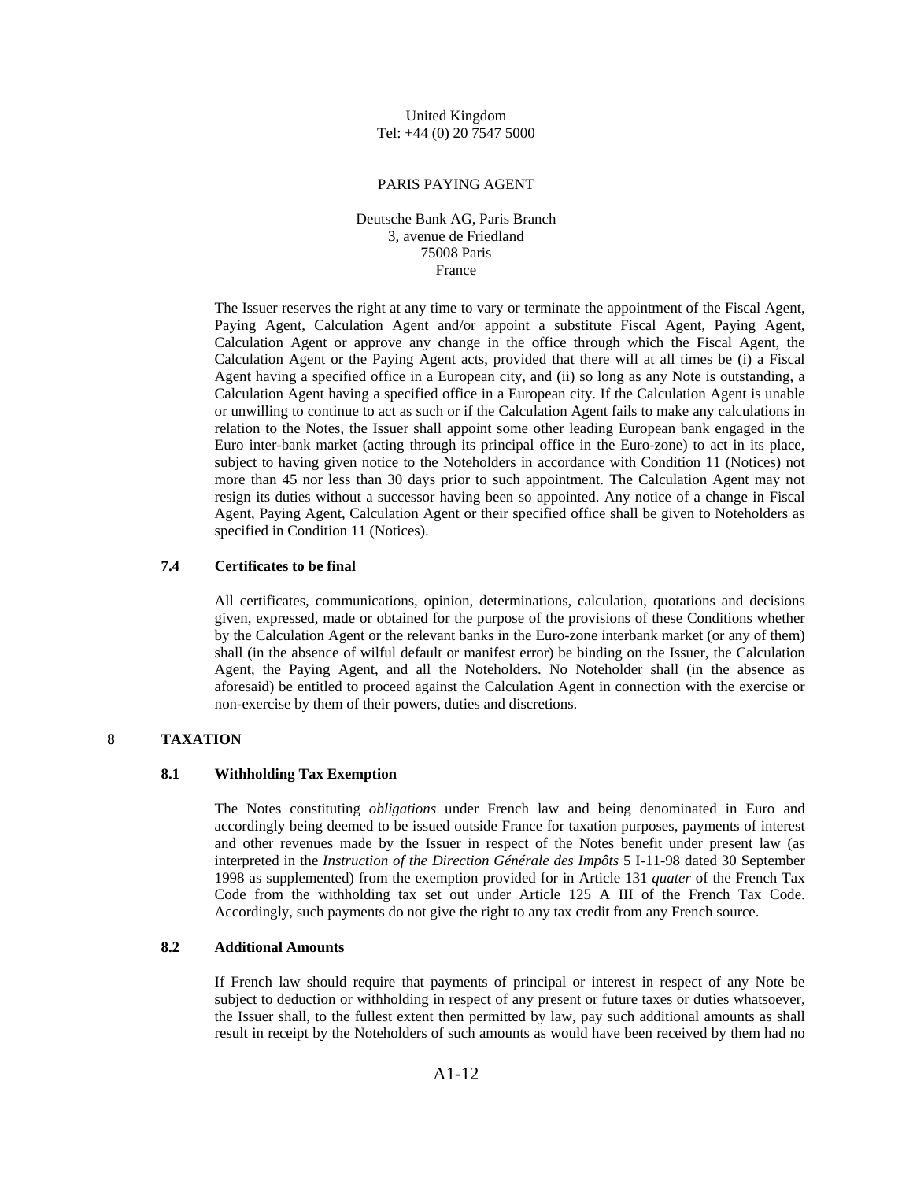United Kingdom
Tel: +44 (0) 20 7547 5000

PARIS PAYING AGENT

Deutsche Bank AG, Paris Branch
3, avenue de Friedland
75008 Paris
France

The Issuer reserves the right at any time to vary or terminate the appointment of the Fiscal Agent, Paying Agent, Calculation Agent and/or appoint a substitute Fiscal Agent, Paying Agent, Calculation Agent or approve any change in the office through which the Fiscal Agent, the Calculation Agent or the Paying Agent acts, provided that there will at all times be (i) a Fiscal Agent having a specified office in a European city, and (ii) so long as any Note is outstanding, a Calculation Agent having a specified office in a European city. If the Calculation Agent is unable or unwilling to continue to act as such or if the Calculation Agent fails to make any calculations in relation to the Notes, the Issuer shall appoint some other leading European bank engaged in the Euro inter-bank market (acting through its principal office in the Euro-zone) to act in its place, subject to having given notice to the Noteholders in accordance with Condition 11 (Notices) not more than 45 nor less than 30 days prior to such appointment. The Calculation Agent may not resign its duties without a successor having been so appointed. Any notice of a change in Fiscal Agent, Paying Agent, Calculation Agent or their specified office shall be given to Noteholders as specified in Condition 11 (Notices).

### 7.4 Certificates to be final

All certificates, communications, opinion, determinations, calculation, quotations and decisions given, expressed, made or obtained for the purpose of the provisions of these Conditions whether by the Calculation Agent or the relevant banks in the Euro-zone interbank market (or any of them) shall (in the absence of wilful default or manifest error) be binding on the Issuer, the Calculation Agent, the Paying Agent, and all the Noteholders. No Noteholder shall (in the absence as aforesaid) be entitled to proceed against the Calculation Agent in connection with the exercise or non-exercise by them of their powers, duties and discretions.

## 8 TAXATION

### 8.1 Withholding Tax Exemption

The Notes constituting *obligations* under French law and being denominated in Euro and accordingly being deemed to be issued outside France for taxation purposes, payments of interest and other revenues made by the Issuer in respect of the Notes benefit under present law (as interpreted in the *Instruction of the Direction Générale des Impôts* 5 I-11-98 dated 30 September 1998 as supplemented) from the exemption provided for in Article 131 *quater* of the French Tax Code from the withholding tax set out under Article 125 A III of the French Tax Code. Accordingly, such payments do not give the right to any tax credit from any French source.

### 8.2 Additional Amounts

If French law should require that payments of principal or interest in respect of any Note be subject to deduction or withholding in respect of any present or future taxes or duties whatsoever, the Issuer shall, to the fullest extent then permitted by law, pay such additional amounts as shall result in receipt by the Noteholders of such amounts as would have been received by them had no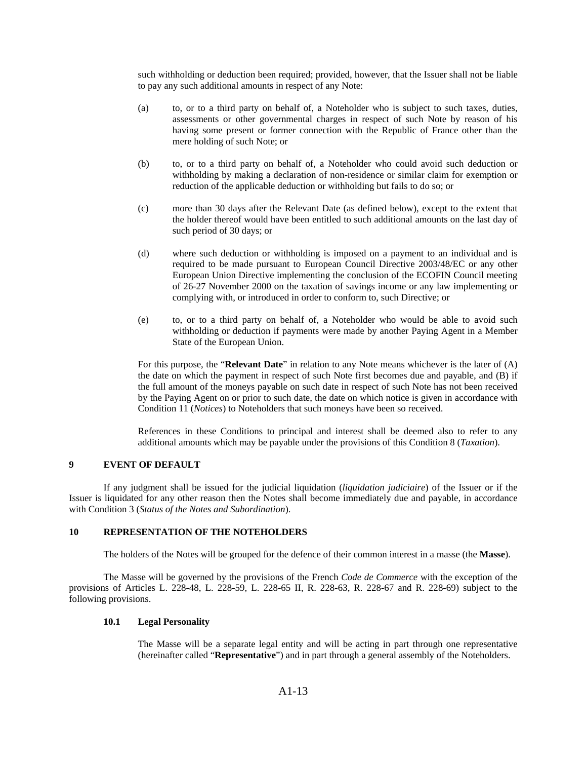such withholding or deduction been required; provided, however, that the Issuer shall not be liable to pay any such additional amounts in respect of any Note:

(a) to, or to a third party on behalf of, a Noteholder who is subject to such taxes, duties, assessments or other governmental charges in respect of such Note by reason of his having some present or former connection with the Republic of France other than the mere holding of such Note; or

(b) to, or to a third party on behalf of, a Noteholder who could avoid such deduction or withholding by making a declaration of non-residence or similar claim for exemption or reduction of the applicable deduction or withholding but fails to do so; or

(c) more than 30 days after the Relevant Date (as defined below), except to the extent that the holder thereof would have been entitled to such additional amounts on the last day of such period of 30 days; or

(d) where such deduction or withholding is imposed on a payment to an individual and is required to be made pursuant to European Council Directive 2003/48/EC or any other European Union Directive implementing the conclusion of the ECOFIN Council meeting of 26-27 November 2000 on the taxation of savings income or any law implementing or complying with, or introduced in order to conform to, such Directive; or

(e) to, or to a third party on behalf of, a Noteholder who would be able to avoid such withholding or deduction if payments were made by another Paying Agent in a Member State of the European Union.

For this purpose, the "**Relevant Date**" in relation to any Note means whichever is the later of (A) the date on which the payment in respect of such Note first becomes due and payable, and (B) if the full amount of the moneys payable on such date in respect of such Note has not been received by the Paying Agent on or prior to such date, the date on which notice is given in accordance with Condition 11 (*Notices*) to Noteholders that such moneys have been so received.

References in these Conditions to principal and interest shall be deemed also to refer to any additional amounts which may be payable under the provisions of this Condition 8 (*Taxation*).

## 9 EVENT OF DEFAULT

If any judgment shall be issued for the judicial liquidation (*liquidation judiciaire*) of the Issuer or if the Issuer is liquidated for any other reason then the Notes shall become immediately due and payable, in accordance with Condition 3 (*Status of the Notes and Subordination*).

## 10 REPRESENTATION OF THE NOTEHOLDERS

The holders of the Notes will be grouped for the defence of their common interest in a masse (the **Masse**).

The Masse will be governed by the provisions of the French *Code de Commerce* with the exception of the provisions of Articles L. 228-48, L. 228-59, L. 228-65 II, R. 228-63, R. 228-67 and R. 228-69) subject to the following provisions.

### 10.1 Legal Personality

The Masse will be a separate legal entity and will be acting in part through one representative (hereinafter called "**Representative**") and in part through a general assembly of the Noteholders.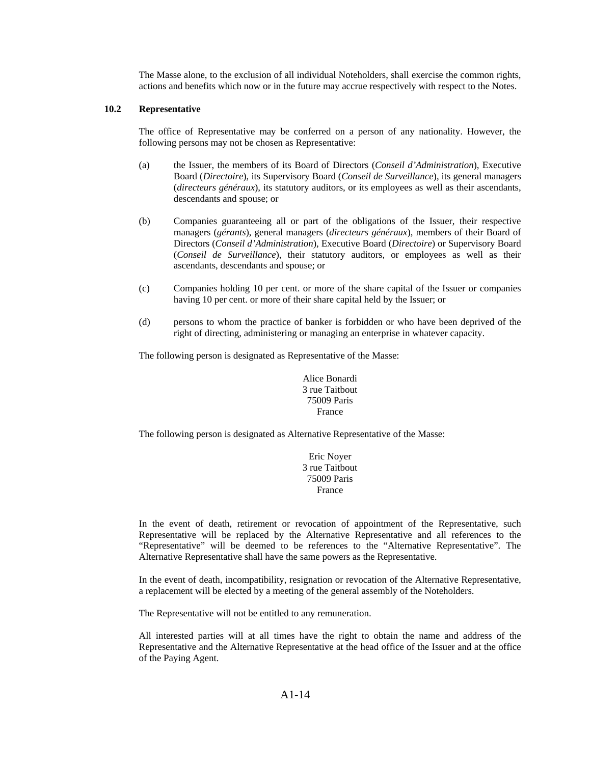The Masse alone, to the exclusion of all individual Noteholders, shall exercise the common rights, actions and benefits which now or in the future may accrue respectively with respect to the Notes.

### 10.2 Representative

The office of Representative may be conferred on a person of any nationality. However, the following persons may not be chosen as Representative:

(a) the Issuer, the members of its Board of Directors (*Conseil d'Administration*), Executive Board (*Directoire*), its Supervisory Board (*Conseil de Surveillance*), its general managers (*directeurs généraux*), its statutory auditors, or its employees as well as their ascendants, descendants and spouse; or

(b) Companies guaranteeing all or part of the obligations of the Issuer, their respective managers (*gérants*), general managers (*directeurs généraux*), members of their Board of Directors (*Conseil d'Administration*), Executive Board (*Directoire*) or Supervisory Board (*Conseil de Surveillance*), their statutory auditors, or employees as well as their ascendants, descendants and spouse; or

(c) Companies holding 10 per cent. or more of the share capital of the Issuer or companies having 10 per cent. or more of their share capital held by the Issuer; or

(d) persons to whom the practice of banker is forbidden or who have been deprived of the right of directing, administering or managing an enterprise in whatever capacity.

The following person is designated as Representative of the Masse:

Alice Bonardi
3 rue Taitbout
75009 Paris
France

The following person is designated as Alternative Representative of the Masse:

Eric Noyer
3 rue Taitbout
75009 Paris
France

In the event of death, retirement or revocation of appointment of the Representative, such Representative will be replaced by the Alternative Representative and all references to the "Representative" will be deemed to be references to the "Alternative Representative". The Alternative Representative shall have the same powers as the Representative.

In the event of death, incompatibility, resignation or revocation of the Alternative Representative, a replacement will be elected by a meeting of the general assembly of the Noteholders.

The Representative will not be entitled to any remuneration.

All interested parties will at all times have the right to obtain the name and address of the Representative and the Alternative Representative at the head office of the Issuer and at the office of the Paying Agent.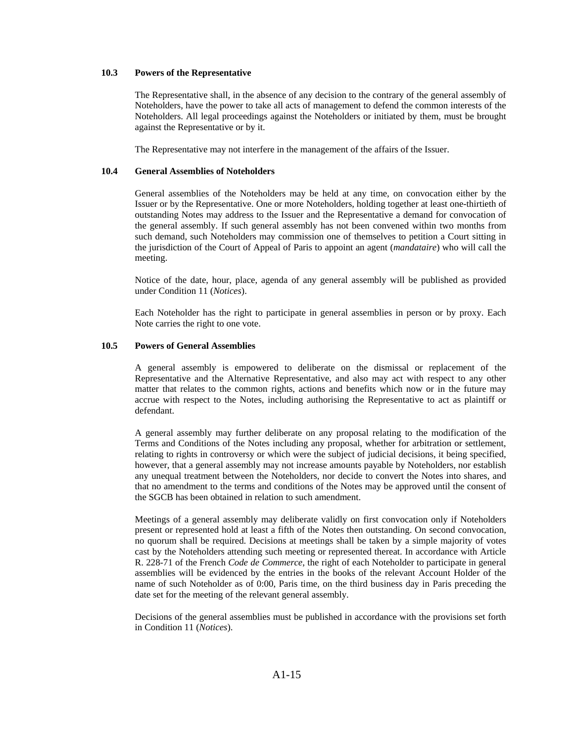### 10.3 Powers of the Representative

The Representative shall, in the absence of any decision to the contrary of the general assembly of Noteholders, have the power to take all acts of management to defend the common interests of the Noteholders. All legal proceedings against the Noteholders or initiated by them, must be brought against the Representative or by it.

The Representative may not interfere in the management of the affairs of the Issuer.

### 10.4 General Assemblies of Noteholders

General assemblies of the Noteholders may be held at any time, on convocation either by the Issuer or by the Representative. One or more Noteholders, holding together at least one-thirtieth of outstanding Notes may address to the Issuer and the Representative a demand for convocation of the general assembly. If such general assembly has not been convened within two months from such demand, such Noteholders may commission one of themselves to petition a Court sitting in the jurisdiction of the Court of Appeal of Paris to appoint an agent (*mandataire*) who will call the meeting.

Notice of the date, hour, place, agenda of any general assembly will be published as provided under Condition 11 (*Notices*).

Each Noteholder has the right to participate in general assemblies in person or by proxy. Each Note carries the right to one vote.

### 10.5 Powers of General Assemblies

A general assembly is empowered to deliberate on the dismissal or replacement of the Representative and the Alternative Representative, and also may act with respect to any other matter that relates to the common rights, actions and benefits which now or in the future may accrue with respect to the Notes, including authorising the Representative to act as plaintiff or defendant.

A general assembly may further deliberate on any proposal relating to the modification of the Terms and Conditions of the Notes including any proposal, whether for arbitration or settlement, relating to rights in controversy or which were the subject of judicial decisions, it being specified, however, that a general assembly may not increase amounts payable by Noteholders, nor establish any unequal treatment between the Noteholders, nor decide to convert the Notes into shares, and that no amendment to the terms and conditions of the Notes may be approved until the consent of the SGCB has been obtained in relation to such amendment.

Meetings of a general assembly may deliberate validly on first convocation only if Noteholders present or represented hold at least a fifth of the Notes then outstanding. On second convocation, no quorum shall be required. Decisions at meetings shall be taken by a simple majority of votes cast by the Noteholders attending such meeting or represented thereat. In accordance with Article R. 228-71 of the French *Code de Commerce*, the right of each Noteholder to participate in general assemblies will be evidenced by the entries in the books of the relevant Account Holder of the name of such Noteholder as of 0:00, Paris time, on the third business day in Paris preceding the date set for the meeting of the relevant general assembly.

Decisions of the general assemblies must be published in accordance with the provisions set forth in Condition 11 (*Notices*).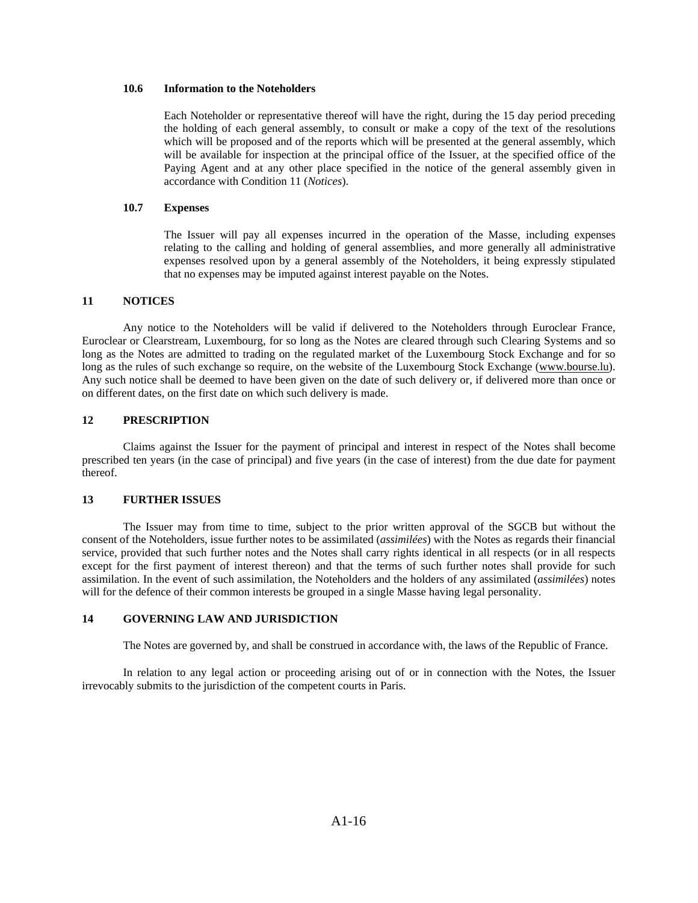### 10.6 Information to the Noteholders

Each Noteholder or representative thereof will have the right, during the 15 day period preceding the holding of each general assembly, to consult or make a copy of the text of the resolutions which will be proposed and of the reports which will be presented at the general assembly, which will be available for inspection at the principal office of the Issuer, at the specified office of the Paying Agent and at any other place specified in the notice of the general assembly given in accordance with Condition 11 (*Notices*).

### 10.7 Expenses

The Issuer will pay all expenses incurred in the operation of the Masse, including expenses relating to the calling and holding of general assemblies, and more generally all administrative expenses resolved upon by a general assembly of the Noteholders, it being expressly stipulated that no expenses may be imputed against interest payable on the Notes.

## 11 NOTICES

Any notice to the Noteholders will be valid if delivered to the Noteholders through Euroclear France, Euroclear or Clearstream, Luxembourg, for so long as the Notes are cleared through such Clearing Systems and so long as the Notes are admitted to trading on the regulated market of the Luxembourg Stock Exchange and for so long as the rules of such exchange so require, on the website of the Luxembourg Stock Exchange (www.bourse.lu). Any such notice shall be deemed to have been given on the date of such delivery or, if delivered more than once or on different dates, on the first date on which such delivery is made.

## 12 PRESCRIPTION

Claims against the Issuer for the payment of principal and interest in respect of the Notes shall become prescribed ten years (in the case of principal) and five years (in the case of interest) from the due date for payment thereof.

## 13 FURTHER ISSUES

The Issuer may from time to time, subject to the prior written approval of the SGCB but without the consent of the Noteholders, issue further notes to be assimilated (*assimilées*) with the Notes as regards their financial service, provided that such further notes and the Notes shall carry rights identical in all respects (or in all respects except for the first payment of interest thereon) and that the terms of such further notes shall provide for such assimilation. In the event of such assimilation, the Noteholders and the holders of any assimilated (*assimilées*) notes will for the defence of their common interests be grouped in a single Masse having legal personality.

## 14 GOVERNING LAW AND JURISDICTION

The Notes are governed by, and shall be construed in accordance with, the laws of the Republic of France.

In relation to any legal action or proceeding arising out of or in connection with the Notes, the Issuer irrevocably submits to the jurisdiction of the competent courts in Paris.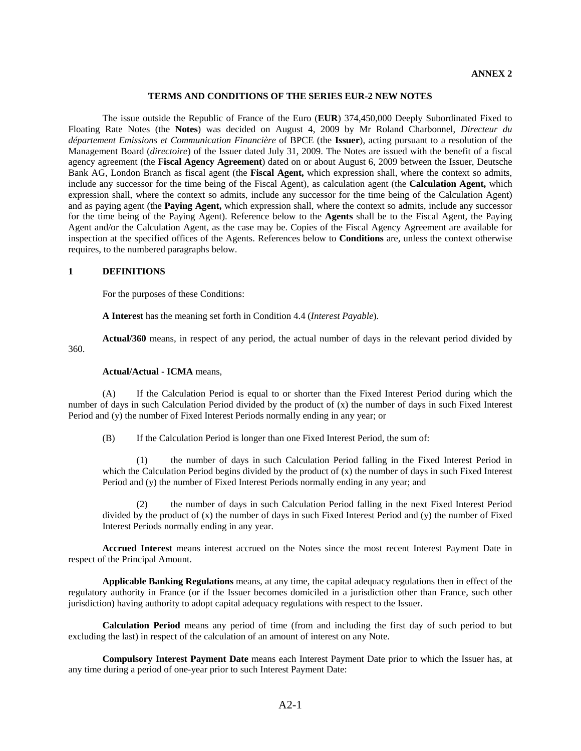**ANNEX 2**

## TERMS AND CONDITIONS OF THE SERIES EUR-2 NEW NOTES

The issue outside the Republic of France of the Euro (**EUR**) 374,450,000 Deeply Subordinated Fixed to Floating Rate Notes (the **Notes**) was decided on August 4, 2009 by Mr Roland Charbonnel, *Directeur du département Emissions et Communication Financière* of BPCE (the **Issuer**), acting pursuant to a resolution of the Management Board (*directoire*) of the Issuer dated July 31, 2009. The Notes are issued with the benefit of a fiscal agency agreement (the **Fiscal Agency Agreement**) dated on or about August 6, 2009 between the Issuer, Deutsche Bank AG, London Branch as fiscal agent (the **Fiscal Agent,** which expression shall, where the context so admits, include any successor for the time being of the Fiscal Agent), as calculation agent (the **Calculation Agent,** which expression shall, where the context so admits, include any successor for the time being of the Calculation Agent) and as paying agent (the **Paying Agent,** which expression shall, where the context so admits, include any successor for the time being of the Paying Agent). Reference below to the **Agents** shall be to the Fiscal Agent, the Paying Agent and/or the Calculation Agent, as the case may be. Copies of the Fiscal Agency Agreement are available for inspection at the specified offices of the Agents. References below to **Conditions** are, unless the context otherwise requires, to the numbered paragraphs below.

### 1 DEFINITIONS

For the purposes of these Conditions:

**A Interest** has the meaning set forth in Condition 4.4 (*Interest Payable*).

**Actual/360** means, in respect of any period, the actual number of days in the relevant period divided by 360.

**Actual/Actual - ICMA** means,

(A) If the Calculation Period is equal to or shorter than the Fixed Interest Period during which the number of days in such Calculation Period divided by the product of (x) the number of days in such Fixed Interest Period and (y) the number of Fixed Interest Periods normally ending in any year; or

(B) If the Calculation Period is longer than one Fixed Interest Period, the sum of:

(1) the number of days in such Calculation Period falling in the Fixed Interest Period in which the Calculation Period begins divided by the product of (x) the number of days in such Fixed Interest Period and (y) the number of Fixed Interest Periods normally ending in any year; and

(2) the number of days in such Calculation Period falling in the next Fixed Interest Period divided by the product of (x) the number of days in such Fixed Interest Period and (y) the number of Fixed Interest Periods normally ending in any year.

**Accrued Interest** means interest accrued on the Notes since the most recent Interest Payment Date in respect of the Principal Amount.

**Applicable Banking Regulations** means, at any time, the capital adequacy regulations then in effect of the regulatory authority in France (or if the Issuer becomes domiciled in a jurisdiction other than France, such other jurisdiction) having authority to adopt capital adequacy regulations with respect to the Issuer.

**Calculation Period** means any period of time (from and including the first day of such period to but excluding the last) in respect of the calculation of an amount of interest on any Note.

**Compulsory Interest Payment Date** means each Interest Payment Date prior to which the Issuer has, at any time during a period of one-year prior to such Interest Payment Date: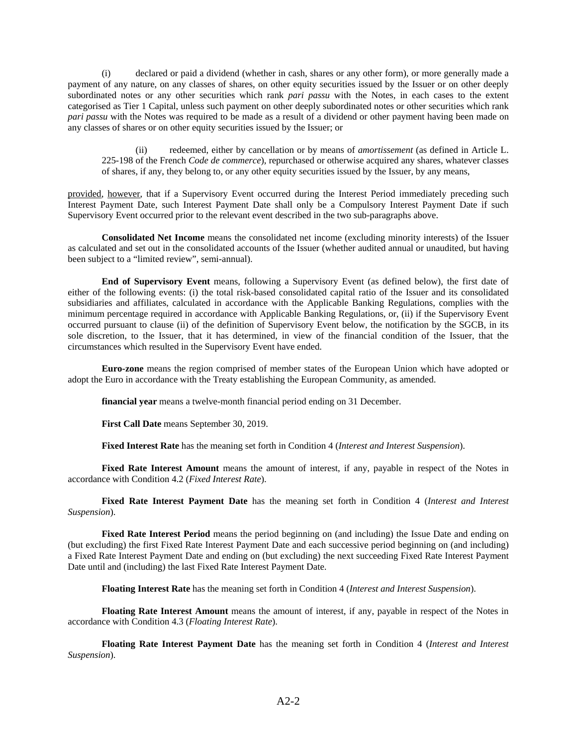(i) declared or paid a dividend (whether in cash, shares or any other form), or more generally made a payment of any nature, on any classes of shares, on other equity securities issued by the Issuer or on other deeply subordinated notes or any other securities which rank *pari passu* with the Notes, in each cases to the extent categorised as Tier 1 Capital, unless such payment on other deeply subordinated notes or other securities which rank *pari passu* with the Notes was required to be made as a result of a dividend or other payment having been made on any classes of shares or on other equity securities issued by the Issuer; or

> (ii) redeemed, either by cancellation or by means of *amortissement* (as defined in Article L. 225-198 of the French *Code de commerce*), repurchased or otherwise acquired any shares, whatever classes of shares, if any, they belong to, or any other equity securities issued by the Issuer, by any means,

provided, however, that if a Supervisory Event occurred during the Interest Period immediately preceding such Interest Payment Date, such Interest Payment Date shall only be a Compulsory Interest Payment Date if such Supervisory Event occurred prior to the relevant event described in the two sub-paragraphs above.

**Consolidated Net Income** means the consolidated net income (excluding minority interests) of the Issuer as calculated and set out in the consolidated accounts of the Issuer (whether audited annual or unaudited, but having been subject to a "limited review", semi-annual).

**End of Supervisory Event** means, following a Supervisory Event (as defined below), the first date of either of the following events: (i) the total risk-based consolidated capital ratio of the Issuer and its consolidated subsidiaries and affiliates, calculated in accordance with the Applicable Banking Regulations, complies with the minimum percentage required in accordance with Applicable Banking Regulations, or, (ii) if the Supervisory Event occurred pursuant to clause (ii) of the definition of Supervisory Event below, the notification by the SGCB, in its sole discretion, to the Issuer, that it has determined, in view of the financial condition of the Issuer, that the circumstances which resulted in the Supervisory Event have ended.

**Euro-zone** means the region comprised of member states of the European Union which have adopted or adopt the Euro in accordance with the Treaty establishing the European Community, as amended.

**financial year** means a twelve-month financial period ending on 31 December.

**First Call Date** means September 30, 2019.

**Fixed Interest Rate** has the meaning set forth in Condition 4 (*Interest and Interest Suspension*).

**Fixed Rate Interest Amount** means the amount of interest, if any, payable in respect of the Notes in accordance with Condition 4.2 (*Fixed Interest Rate*).

**Fixed Rate Interest Payment Date** has the meaning set forth in Condition 4 (*Interest and Interest Suspension*).

**Fixed Rate Interest Period** means the period beginning on (and including) the Issue Date and ending on (but excluding) the first Fixed Rate Interest Payment Date and each successive period beginning on (and including) a Fixed Rate Interest Payment Date and ending on (but excluding) the next succeeding Fixed Rate Interest Payment Date until and (including) the last Fixed Rate Interest Payment Date.

**Floating Interest Rate** has the meaning set forth in Condition 4 (*Interest and Interest Suspension*).

**Floating Rate Interest Amount** means the amount of interest, if any, payable in respect of the Notes in accordance with Condition 4.3 (*Floating Interest Rate*).

**Floating Rate Interest Payment Date** has the meaning set forth in Condition 4 (*Interest and Interest Suspension*).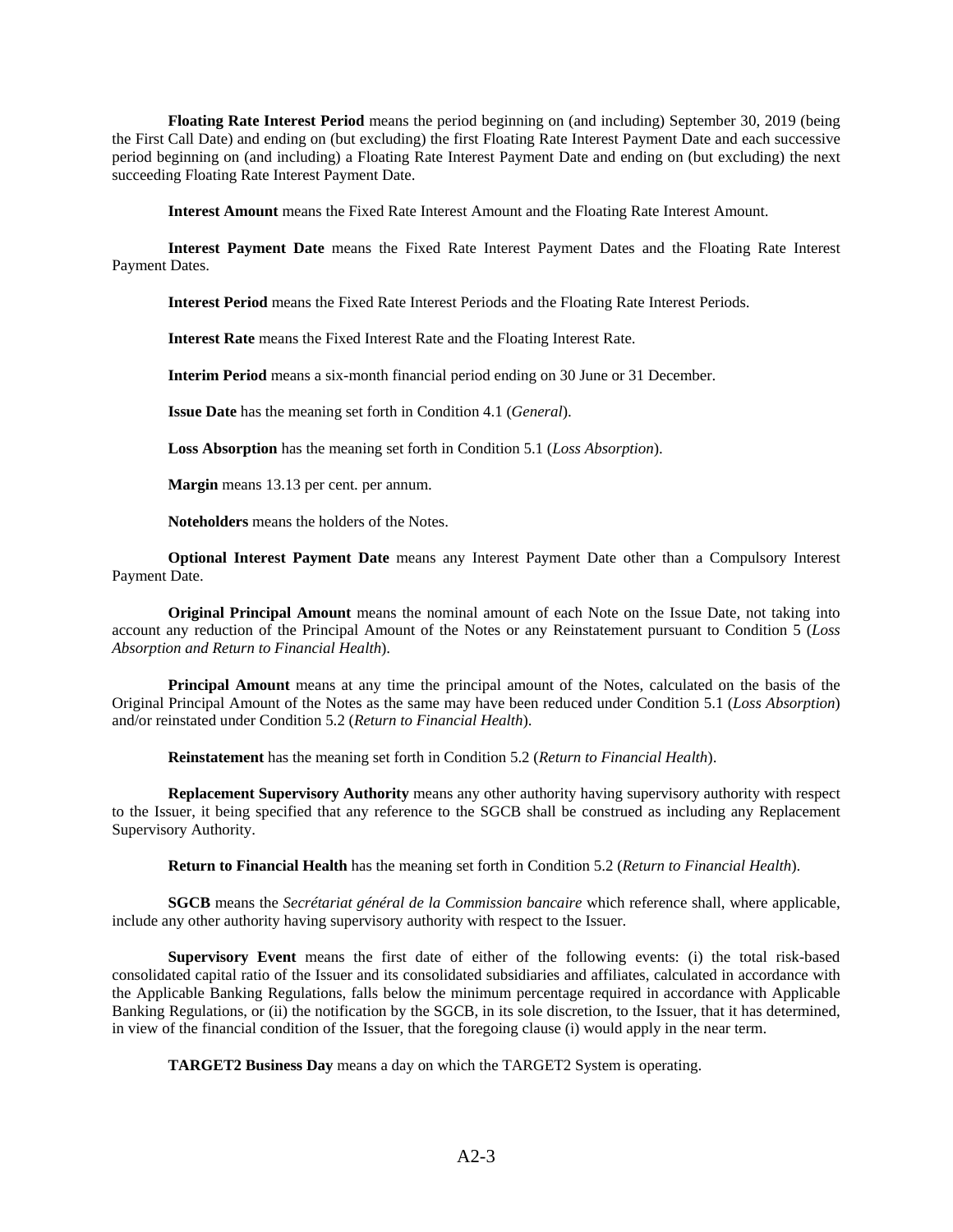**Floating Rate Interest Period** means the period beginning on (and including) September 30, 2019 (being the First Call Date) and ending on (but excluding) the first Floating Rate Interest Payment Date and each successive period beginning on (and including) a Floating Rate Interest Payment Date and ending on (but excluding) the next succeeding Floating Rate Interest Payment Date.

**Interest Amount** means the Fixed Rate Interest Amount and the Floating Rate Interest Amount.

**Interest Payment Date** means the Fixed Rate Interest Payment Dates and the Floating Rate Interest Payment Dates.

**Interest Period** means the Fixed Rate Interest Periods and the Floating Rate Interest Periods.

**Interest Rate** means the Fixed Interest Rate and the Floating Interest Rate.

**Interim Period** means a six-month financial period ending on 30 June or 31 December.

**Issue Date** has the meaning set forth in Condition 4.1 (*General*).

**Loss Absorption** has the meaning set forth in Condition 5.1 (*Loss Absorption*).

**Margin** means 13.13 per cent. per annum.

**Noteholders** means the holders of the Notes.

**Optional Interest Payment Date** means any Interest Payment Date other than a Compulsory Interest Payment Date.

**Original Principal Amount** means the nominal amount of each Note on the Issue Date, not taking into account any reduction of the Principal Amount of the Notes or any Reinstatement pursuant to Condition 5 (*Loss Absorption and Return to Financial Health*).

**Principal Amount** means at any time the principal amount of the Notes, calculated on the basis of the Original Principal Amount of the Notes as the same may have been reduced under Condition 5.1 (*Loss Absorption*) and/or reinstated under Condition 5.2 (*Return to Financial Health*).

**Reinstatement** has the meaning set forth in Condition 5.2 (*Return to Financial Health*).

**Replacement Supervisory Authority** means any other authority having supervisory authority with respect to the Issuer, it being specified that any reference to the SGCB shall be construed as including any Replacement Supervisory Authority.

**Return to Financial Health** has the meaning set forth in Condition 5.2 (*Return to Financial Health*).

**SGCB** means the *Secrétariat général de la Commission bancaire* which reference shall, where applicable, include any other authority having supervisory authority with respect to the Issuer.

**Supervisory Event** means the first date of either of the following events: (i) the total risk-based consolidated capital ratio of the Issuer and its consolidated subsidiaries and affiliates, calculated in accordance with the Applicable Banking Regulations, falls below the minimum percentage required in accordance with Applicable Banking Regulations, or (ii) the notification by the SGCB, in its sole discretion, to the Issuer, that it has determined, in view of the financial condition of the Issuer, that the foregoing clause (i) would apply in the near term.

**TARGET2 Business Day** means a day on which the TARGET2 System is operating.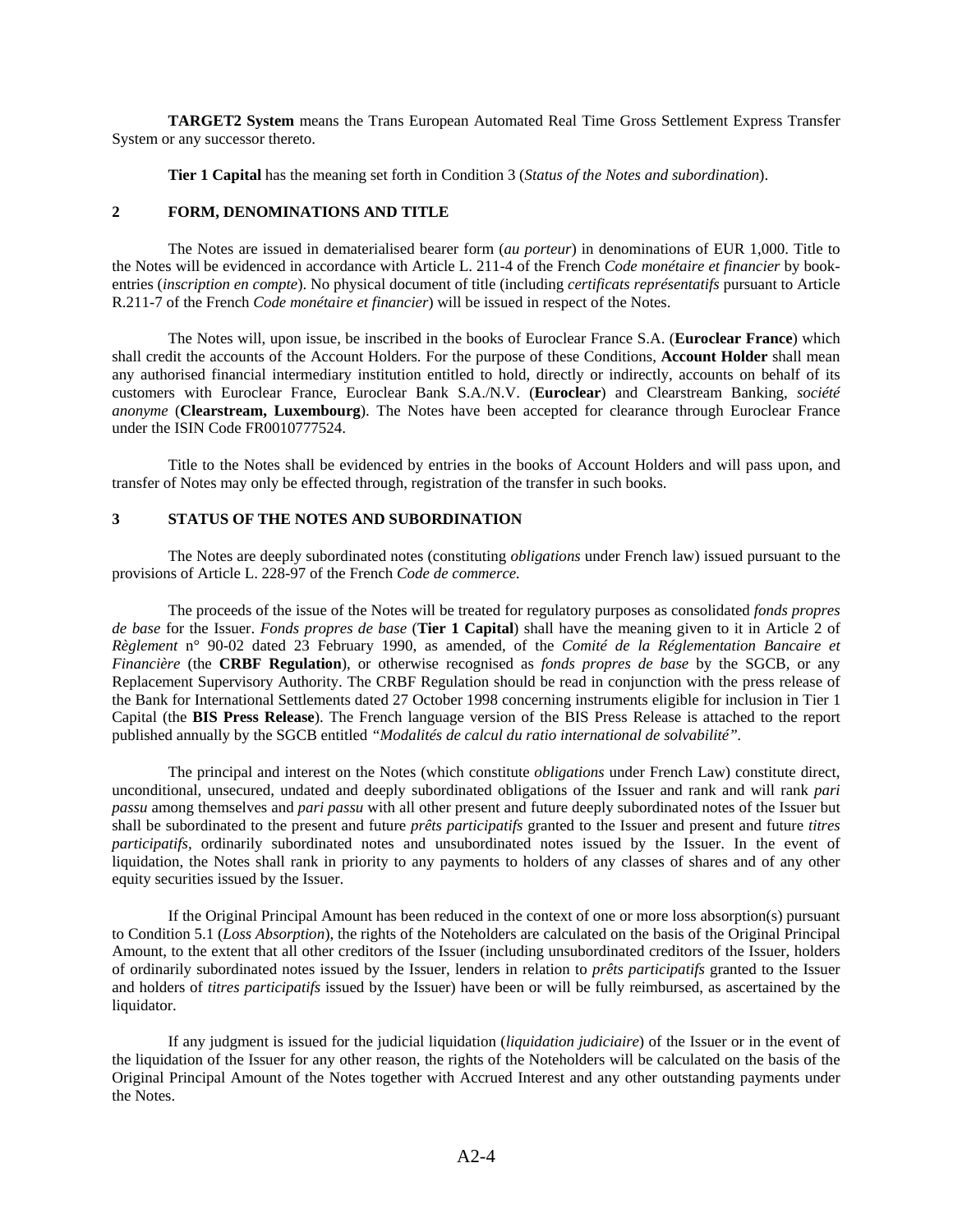**TARGET2 System** means the Trans European Automated Real Time Gross Settlement Express Transfer System or any successor thereto.

**Tier 1 Capital** has the meaning set forth in Condition 3 (*Status of the Notes and subordination*).

## 2 FORM, DENOMINATIONS AND TITLE

The Notes are issued in dematerialised bearer form (*au porteur*) in denominations of EUR 1,000. Title to the Notes will be evidenced in accordance with Article L. 211-4 of the French *Code monétaire et financier* by book-entries (*inscription en compte*). No physical document of title (including *certificats représentatifs* pursuant to Article R.211-7 of the French *Code monétaire et financier*) will be issued in respect of the Notes.

The Notes will, upon issue, be inscribed in the books of Euroclear France S.A. (**Euroclear France**) which shall credit the accounts of the Account Holders. For the purpose of these Conditions, **Account Holder** shall mean any authorised financial intermediary institution entitled to hold, directly or indirectly, accounts on behalf of its customers with Euroclear France, Euroclear Bank S.A./N.V. (**Euroclear**) and Clearstream Banking, *société anonyme* (**Clearstream, Luxembourg**). The Notes have been accepted for clearance through Euroclear France under the ISIN Code FR0010777524.

Title to the Notes shall be evidenced by entries in the books of Account Holders and will pass upon, and transfer of Notes may only be effected through, registration of the transfer in such books.

## 3 STATUS OF THE NOTES AND SUBORDINATION

The Notes are deeply subordinated notes (constituting *obligations* under French law) issued pursuant to the provisions of Article L. 228-97 of the French *Code de commerce.*

The proceeds of the issue of the Notes will be treated for regulatory purposes as consolidated *fonds propres de base* for the Issuer. *Fonds propres de base* (**Tier 1 Capital**) shall have the meaning given to it in Article 2 of *Règlement* n° 90-02 dated 23 February 1990, as amended, of the *Comité de la Réglementation Bancaire et Financière* (the **CRBF Regulation**), or otherwise recognised as *fonds propres de base* by the SGCB, or any Replacement Supervisory Authority. The CRBF Regulation should be read in conjunction with the press release of the Bank for International Settlements dated 27 October 1998 concerning instruments eligible for inclusion in Tier 1 Capital (the **BIS Press Release**). The French language version of the BIS Press Release is attached to the report published annually by the SGCB entitled *"Modalités de calcul du ratio international de solvabilité"*.

The principal and interest on the Notes (which constitute *obligations* under French Law) constitute direct, unconditional, unsecured, undated and deeply subordinated obligations of the Issuer and rank and will rank *pari passu* among themselves and *pari passu* with all other present and future deeply subordinated notes of the Issuer but shall be subordinated to the present and future *prêts participatifs* granted to the Issuer and present and future *titres participatifs*, ordinarily subordinated notes and unsubordinated notes issued by the Issuer. In the event of liquidation, the Notes shall rank in priority to any payments to holders of any classes of shares and of any other equity securities issued by the Issuer.

If the Original Principal Amount has been reduced in the context of one or more loss absorption(s) pursuant to Condition 5.1 (*Loss Absorption*), the rights of the Noteholders are calculated on the basis of the Original Principal Amount, to the extent that all other creditors of the Issuer (including unsubordinated creditors of the Issuer, holders of ordinarily subordinated notes issued by the Issuer, lenders in relation to *prêts participatifs* granted to the Issuer and holders of *titres participatifs* issued by the Issuer) have been or will be fully reimbursed, as ascertained by the liquidator.

If any judgment is issued for the judicial liquidation (*liquidation judiciaire*) of the Issuer or in the event of the liquidation of the Issuer for any other reason, the rights of the Noteholders will be calculated on the basis of the Original Principal Amount of the Notes together with Accrued Interest and any other outstanding payments under the Notes.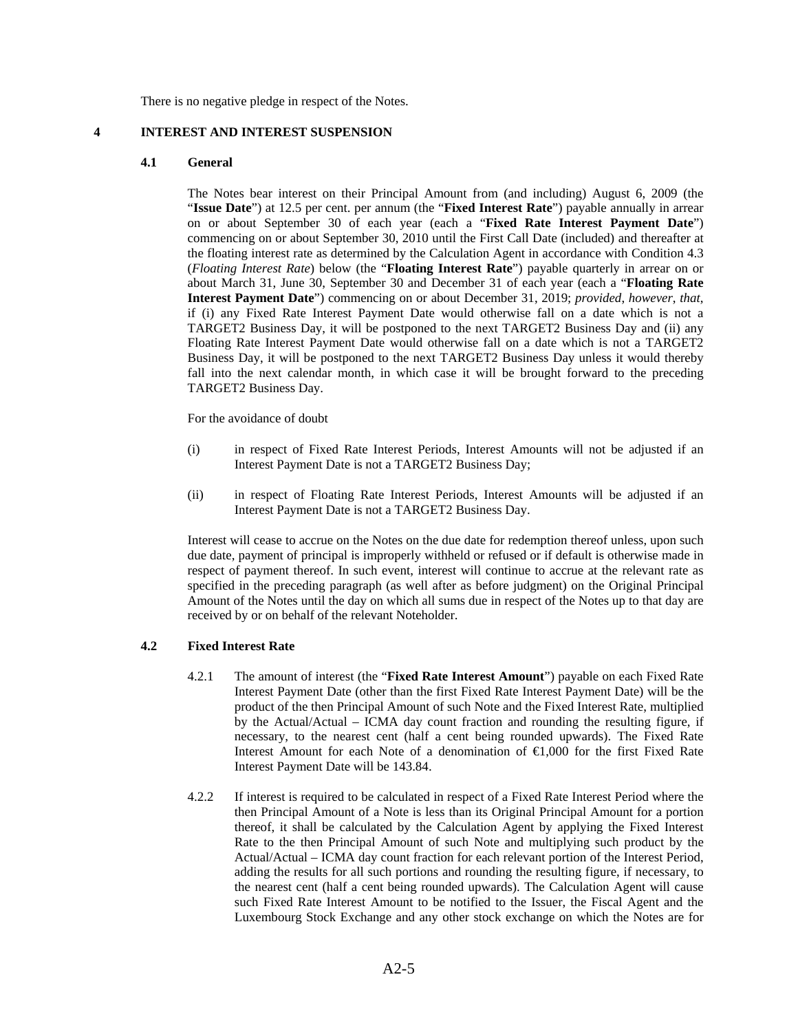There is no negative pledge in respect of the Notes.

## 4 INTEREST AND INTEREST SUSPENSION

### 4.1 General

The Notes bear interest on their Principal Amount from (and including) August 6, 2009 (the "**Issue Date**") at 12.5 per cent. per annum (the "**Fixed Interest Rate**") payable annually in arrear on or about September 30 of each year (each a "**Fixed Rate Interest Payment Date**") commencing on or about September 30, 2010 until the First Call Date (included) and thereafter at the floating interest rate as determined by the Calculation Agent in accordance with Condition 4.3 (*Floating Interest Rate*) below (the "**Floating Interest Rate**") payable quarterly in arrear on or about March 31, June 30, September 30 and December 31 of each year (each a "**Floating Rate Interest Payment Date**") commencing on or about December 31, 2019; *provided*, *however*, *that*, if (i) any Fixed Rate Interest Payment Date would otherwise fall on a date which is not a TARGET2 Business Day, it will be postponed to the next TARGET2 Business Day and (ii) any Floating Rate Interest Payment Date would otherwise fall on a date which is not a TARGET2 Business Day, it will be postponed to the next TARGET2 Business Day unless it would thereby fall into the next calendar month, in which case it will be brought forward to the preceding TARGET2 Business Day.

For the avoidance of doubt

(i) in respect of Fixed Rate Interest Periods, Interest Amounts will not be adjusted if an Interest Payment Date is not a TARGET2 Business Day;

(ii) in respect of Floating Rate Interest Periods, Interest Amounts will be adjusted if an Interest Payment Date is not a TARGET2 Business Day.

Interest will cease to accrue on the Notes on the due date for redemption thereof unless, upon such due date, payment of principal is improperly withheld or refused or if default is otherwise made in respect of payment thereof. In such event, interest will continue to accrue at the relevant rate as specified in the preceding paragraph (as well after as before judgment) on the Original Principal Amount of the Notes until the day on which all sums due in respect of the Notes up to that day are received by or on behalf of the relevant Noteholder.

### 4.2 Fixed Interest Rate

4.2.1 The amount of interest (the "**Fixed Rate Interest Amount**") payable on each Fixed Rate Interest Payment Date (other than the first Fixed Rate Interest Payment Date) will be the product of the then Principal Amount of such Note and the Fixed Interest Rate, multiplied by the Actual/Actual – ICMA day count fraction and rounding the resulting figure, if necessary, to the nearest cent (half a cent being rounded upwards). The Fixed Rate Interest Amount for each Note of a denomination of €1,000 for the first Fixed Rate Interest Payment Date will be 143.84.

4.2.2 If interest is required to be calculated in respect of a Fixed Rate Interest Period where the then Principal Amount of a Note is less than its Original Principal Amount for a portion thereof, it shall be calculated by the Calculation Agent by applying the Fixed Interest Rate to the then Principal Amount of such Note and multiplying such product by the Actual/Actual – ICMA day count fraction for each relevant portion of the Interest Period, adding the results for all such portions and rounding the resulting figure, if necessary, to the nearest cent (half a cent being rounded upwards). The Calculation Agent will cause such Fixed Rate Interest Amount to be notified to the Issuer, the Fiscal Agent and the Luxembourg Stock Exchange and any other stock exchange on which the Notes are for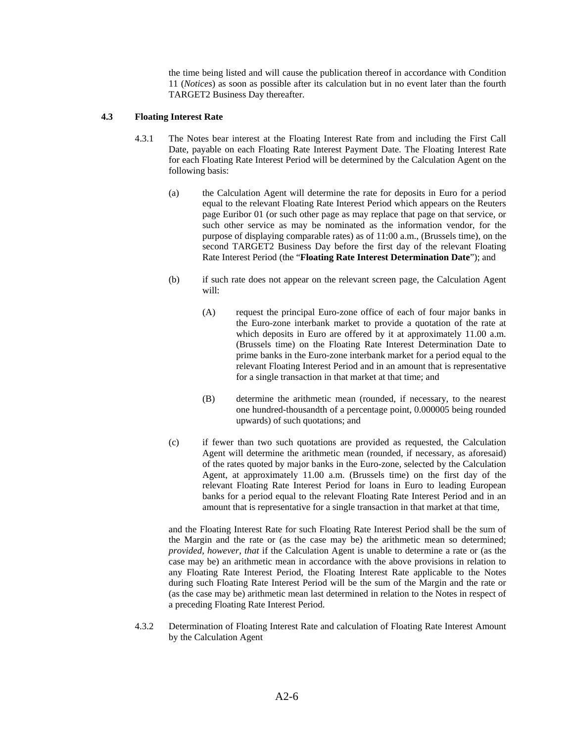the time being listed and will cause the publication thereof in accordance with Condition 11 (*Notices*) as soon as possible after its calculation but in no event later than the fourth TARGET2 Business Day thereafter.

### 4.3 Floating Interest Rate

4.3.1 The Notes bear interest at the Floating Interest Rate from and including the First Call Date, payable on each Floating Rate Interest Payment Date. The Floating Interest Rate for each Floating Rate Interest Period will be determined by the Calculation Agent on the following basis:

(a) the Calculation Agent will determine the rate for deposits in Euro for a period equal to the relevant Floating Rate Interest Period which appears on the Reuters page Euribor 01 (or such other page as may replace that page on that service, or such other service as may be nominated as the information vendor, for the purpose of displaying comparable rates) as of 11:00 a.m., (Brussels time), on the second TARGET2 Business Day before the first day of the relevant Floating Rate Interest Period (the "**Floating Rate Interest Determination Date**"); and

(b) if such rate does not appear on the relevant screen page, the Calculation Agent will:

(A) request the principal Euro-zone office of each of four major banks in the Euro-zone interbank market to provide a quotation of the rate at which deposits in Euro are offered by it at approximately 11.00 a.m. (Brussels time) on the Floating Rate Interest Determination Date to prime banks in the Euro-zone interbank market for a period equal to the relevant Floating Interest Period and in an amount that is representative for a single transaction in that market at that time; and

(B) determine the arithmetic mean (rounded, if necessary, to the nearest one hundred-thousandth of a percentage point, 0.000005 being rounded upwards) of such quotations; and

(c) if fewer than two such quotations are provided as requested, the Calculation Agent will determine the arithmetic mean (rounded, if necessary, as aforesaid) of the rates quoted by major banks in the Euro-zone, selected by the Calculation Agent, at approximately 11.00 a.m. (Brussels time) on the first day of the relevant Floating Rate Interest Period for loans in Euro to leading European banks for a period equal to the relevant Floating Rate Interest Period and in an amount that is representative for a single transaction in that market at that time,

and the Floating Interest Rate for such Floating Rate Interest Period shall be the sum of the Margin and the rate or (as the case may be) the arithmetic mean so determined; *provided*, *however*, *that* if the Calculation Agent is unable to determine a rate or (as the case may be) an arithmetic mean in accordance with the above provisions in relation to any Floating Rate Interest Period, the Floating Interest Rate applicable to the Notes during such Floating Rate Interest Period will be the sum of the Margin and the rate or (as the case may be) arithmetic mean last determined in relation to the Notes in respect of a preceding Floating Rate Interest Period.

4.3.2 Determination of Floating Interest Rate and calculation of Floating Rate Interest Amount by the Calculation Agent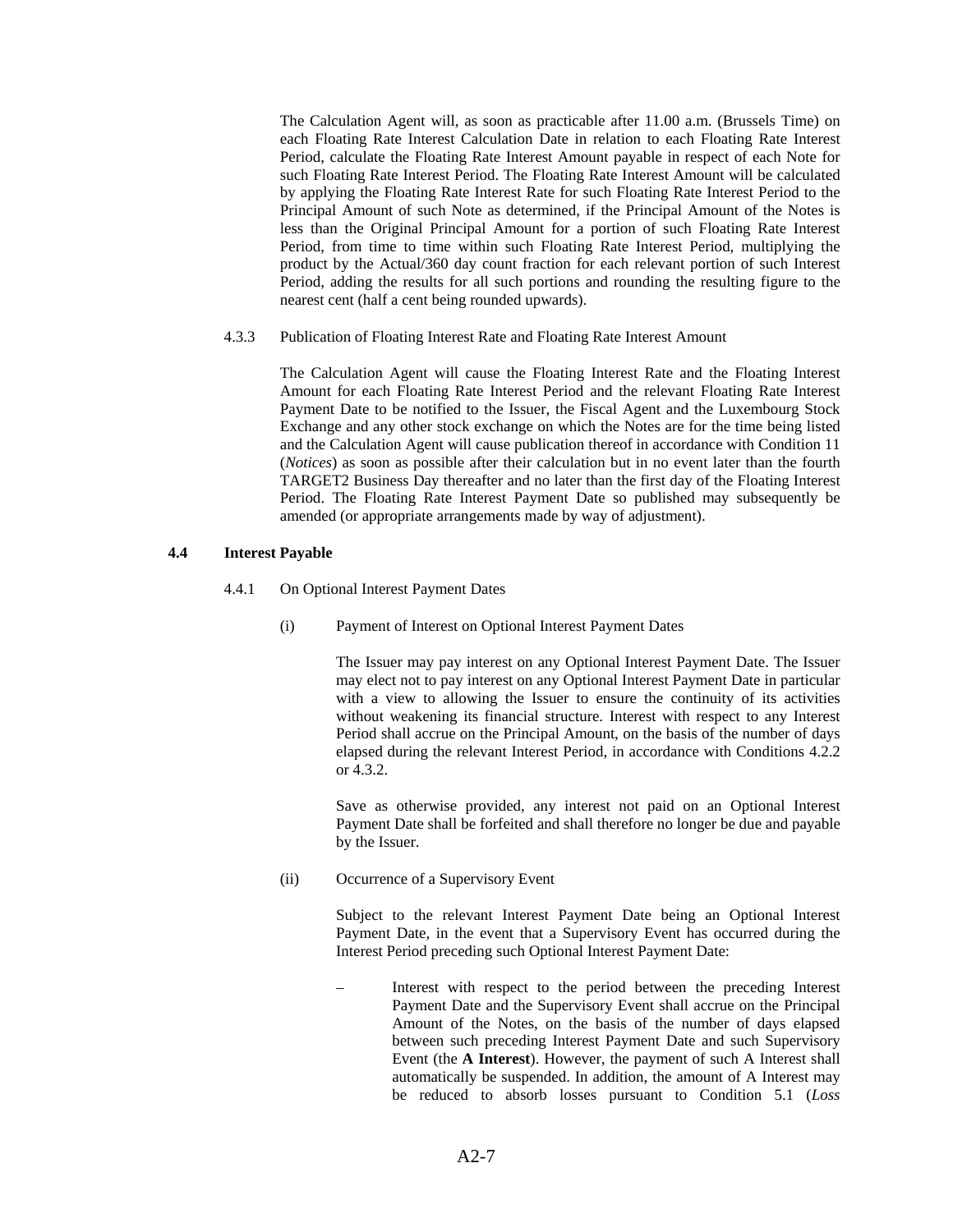The Calculation Agent will, as soon as practicable after 11.00 a.m. (Brussels Time) on each Floating Rate Interest Calculation Date in relation to each Floating Rate Interest Period, calculate the Floating Rate Interest Amount payable in respect of each Note for such Floating Rate Interest Period. The Floating Rate Interest Amount will be calculated by applying the Floating Rate Interest Rate for such Floating Rate Interest Period to the Principal Amount of such Note as determined, if the Principal Amount of the Notes is less than the Original Principal Amount for a portion of such Floating Rate Interest Period, from time to time within such Floating Rate Interest Period, multiplying the product by the Actual/360 day count fraction for each relevant portion of such Interest Period, adding the results for all such portions and rounding the resulting figure to the nearest cent (half a cent being rounded upwards).

4.3.3 Publication of Floating Interest Rate and Floating Rate Interest Amount

The Calculation Agent will cause the Floating Interest Rate and the Floating Interest Amount for each Floating Rate Interest Period and the relevant Floating Rate Interest Payment Date to be notified to the Issuer, the Fiscal Agent and the Luxembourg Stock Exchange and any other stock exchange on which the Notes are for the time being listed and the Calculation Agent will cause publication thereof in accordance with Condition 11 (*Notices*) as soon as possible after their calculation but in no event later than the fourth TARGET2 Business Day thereafter and no later than the first day of the Floating Interest Period. The Floating Rate Interest Payment Date so published may subsequently be amended (or appropriate arrangements made by way of adjustment).

## 4.4 Interest Payable

4.4.1 On Optional Interest Payment Dates

(i) Payment of Interest on Optional Interest Payment Dates

The Issuer may pay interest on any Optional Interest Payment Date. The Issuer may elect not to pay interest on any Optional Interest Payment Date in particular with a view to allowing the Issuer to ensure the continuity of its activities without weakening its financial structure. Interest with respect to any Interest Period shall accrue on the Principal Amount, on the basis of the number of days elapsed during the relevant Interest Period, in accordance with Conditions 4.2.2 or 4.3.2.

Save as otherwise provided, any interest not paid on an Optional Interest Payment Date shall be forfeited and shall therefore no longer be due and payable by the Issuer.

(ii) Occurrence of a Supervisory Event

Subject to the relevant Interest Payment Date being an Optional Interest Payment Date, in the event that a Supervisory Event has occurred during the Interest Period preceding such Optional Interest Payment Date:

– Interest with respect to the period between the preceding Interest Payment Date and the Supervisory Event shall accrue on the Principal Amount of the Notes, on the basis of the number of days elapsed between such preceding Interest Payment Date and such Supervisory Event (the **A Interest**). However, the payment of such A Interest shall automatically be suspended. In addition, the amount of A Interest may be reduced to absorb losses pursuant to Condition 5.1 (*Loss*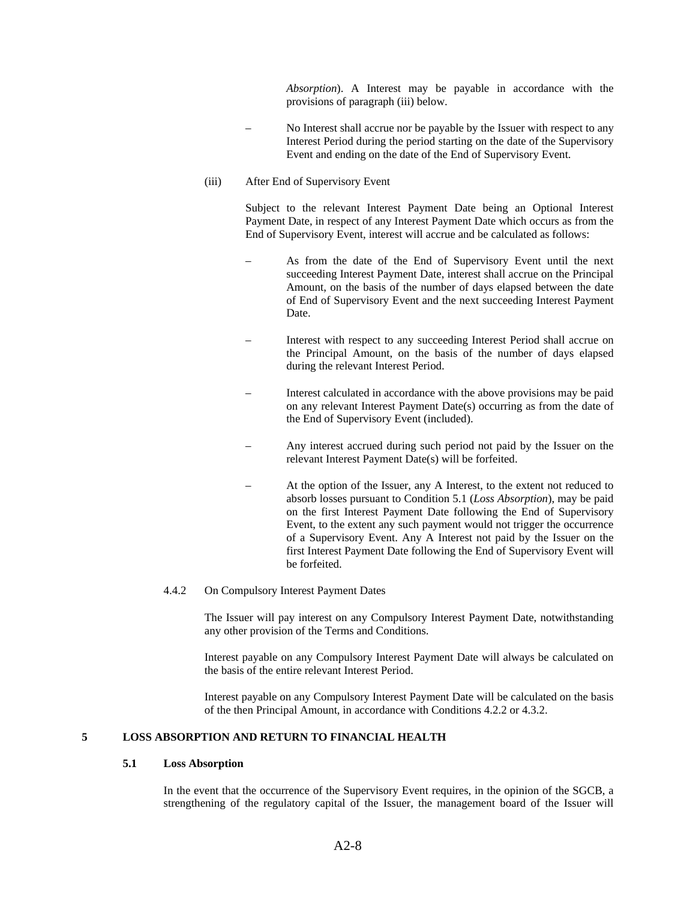*Absorption*). A Interest may be payable in accordance with the provisions of paragraph (iii) below.

– No Interest shall accrue nor be payable by the Issuer with respect to any Interest Period during the period starting on the date of the Supervisory Event and ending on the date of the End of Supervisory Event.

(iii) After End of Supervisory Event

Subject to the relevant Interest Payment Date being an Optional Interest Payment Date, in respect of any Interest Payment Date which occurs as from the End of Supervisory Event, interest will accrue and be calculated as follows:

– As from the date of the End of Supervisory Event until the next succeeding Interest Payment Date, interest shall accrue on the Principal Amount, on the basis of the number of days elapsed between the date of End of Supervisory Event and the next succeeding Interest Payment Date.

– Interest with respect to any succeeding Interest Period shall accrue on the Principal Amount, on the basis of the number of days elapsed during the relevant Interest Period.

– Interest calculated in accordance with the above provisions may be paid on any relevant Interest Payment Date(s) occurring as from the date of the End of Supervisory Event (included).

– Any interest accrued during such period not paid by the Issuer on the relevant Interest Payment Date(s) will be forfeited.

– At the option of the Issuer, any A Interest, to the extent not reduced to absorb losses pursuant to Condition 5.1 (*Loss Absorption*), may be paid on the first Interest Payment Date following the End of Supervisory Event, to the extent any such payment would not trigger the occurrence of a Supervisory Event. Any A Interest not paid by the Issuer on the first Interest Payment Date following the End of Supervisory Event will be forfeited.

4.4.2 On Compulsory Interest Payment Dates

The Issuer will pay interest on any Compulsory Interest Payment Date, notwithstanding any other provision of the Terms and Conditions.

Interest payable on any Compulsory Interest Payment Date will always be calculated on the basis of the entire relevant Interest Period.

Interest payable on any Compulsory Interest Payment Date will be calculated on the basis of the then Principal Amount, in accordance with Conditions 4.2.2 or 4.3.2.

## 5 LOSS ABSORPTION AND RETURN TO FINANCIAL HEALTH

### 5.1 Loss Absorption

In the event that the occurrence of the Supervisory Event requires, in the opinion of the SGCB, a strengthening of the regulatory capital of the Issuer, the management board of the Issuer will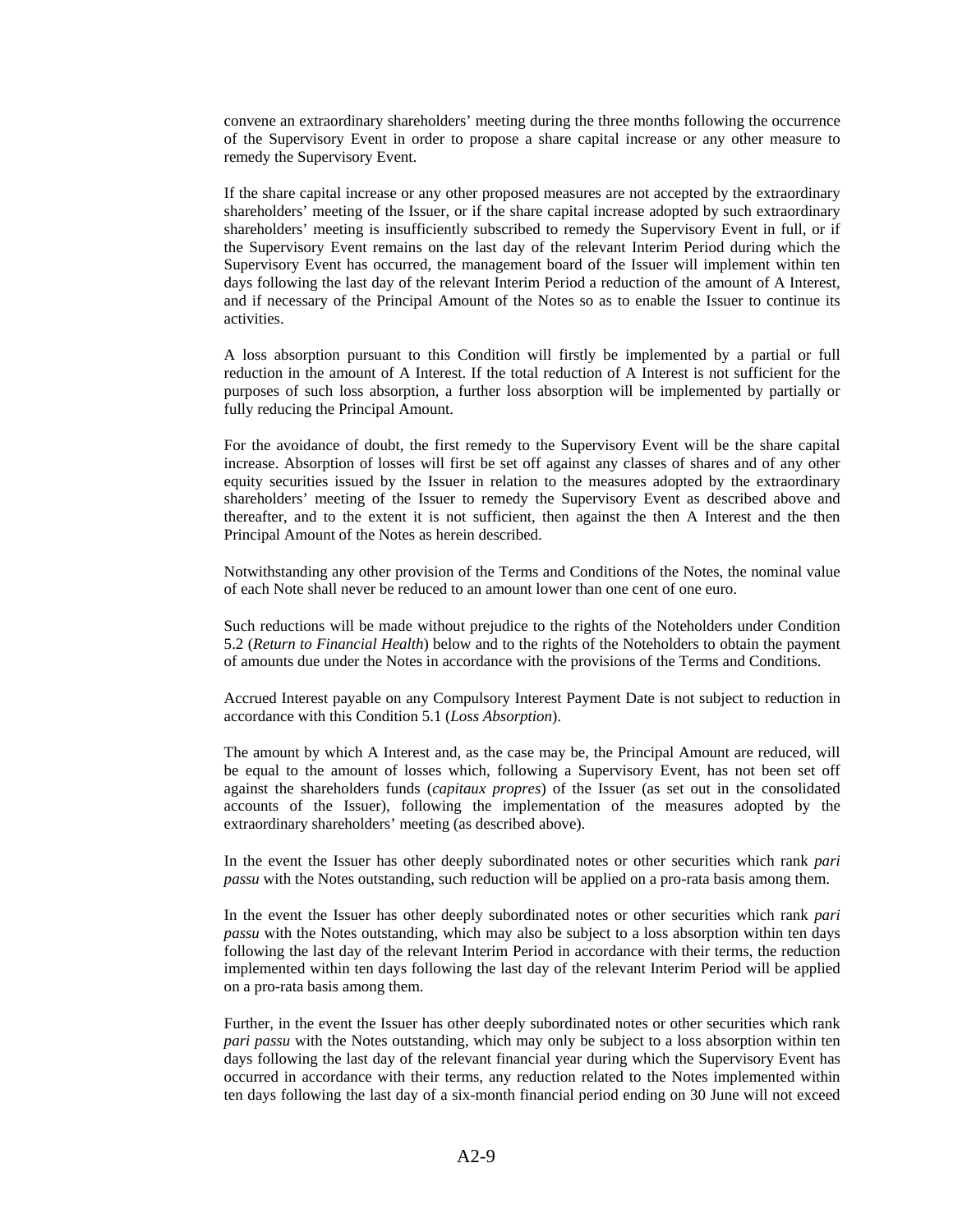convene an extraordinary shareholders' meeting during the three months following the occurrence of the Supervisory Event in order to propose a share capital increase or any other measure to remedy the Supervisory Event.

If the share capital increase or any other proposed measures are not accepted by the extraordinary shareholders' meeting of the Issuer, or if the share capital increase adopted by such extraordinary shareholders' meeting is insufficiently subscribed to remedy the Supervisory Event in full, or if the Supervisory Event remains on the last day of the relevant Interim Period during which the Supervisory Event has occurred, the management board of the Issuer will implement within ten days following the last day of the relevant Interim Period a reduction of the amount of A Interest, and if necessary of the Principal Amount of the Notes so as to enable the Issuer to continue its activities.

A loss absorption pursuant to this Condition will firstly be implemented by a partial or full reduction in the amount of A Interest. If the total reduction of A Interest is not sufficient for the purposes of such loss absorption, a further loss absorption will be implemented by partially or fully reducing the Principal Amount.

For the avoidance of doubt, the first remedy to the Supervisory Event will be the share capital increase. Absorption of losses will first be set off against any classes of shares and of any other equity securities issued by the Issuer in relation to the measures adopted by the extraordinary shareholders' meeting of the Issuer to remedy the Supervisory Event as described above and thereafter, and to the extent it is not sufficient, then against the then A Interest and the then Principal Amount of the Notes as herein described.

Notwithstanding any other provision of the Terms and Conditions of the Notes, the nominal value of each Note shall never be reduced to an amount lower than one cent of one euro.

Such reductions will be made without prejudice to the rights of the Noteholders under Condition 5.2 (*Return to Financial Health*) below and to the rights of the Noteholders to obtain the payment of amounts due under the Notes in accordance with the provisions of the Terms and Conditions.

Accrued Interest payable on any Compulsory Interest Payment Date is not subject to reduction in accordance with this Condition 5.1 (*Loss Absorption*).

The amount by which A Interest and, as the case may be, the Principal Amount are reduced, will be equal to the amount of losses which, following a Supervisory Event, has not been set off against the shareholders funds (*capitaux propres*) of the Issuer (as set out in the consolidated accounts of the Issuer), following the implementation of the measures adopted by the extraordinary shareholders' meeting (as described above).

In the event the Issuer has other deeply subordinated notes or other securities which rank *pari passu* with the Notes outstanding, such reduction will be applied on a pro-rata basis among them.

In the event the Issuer has other deeply subordinated notes or other securities which rank *pari passu* with the Notes outstanding, which may also be subject to a loss absorption within ten days following the last day of the relevant Interim Period in accordance with their terms, the reduction implemented within ten days following the last day of the relevant Interim Period will be applied on a pro-rata basis among them.

Further, in the event the Issuer has other deeply subordinated notes or other securities which rank *pari passu* with the Notes outstanding, which may only be subject to a loss absorption within ten days following the last day of the relevant financial year during which the Supervisory Event has occurred in accordance with their terms, any reduction related to the Notes implemented within ten days following the last day of a six-month financial period ending on 30 June will not exceed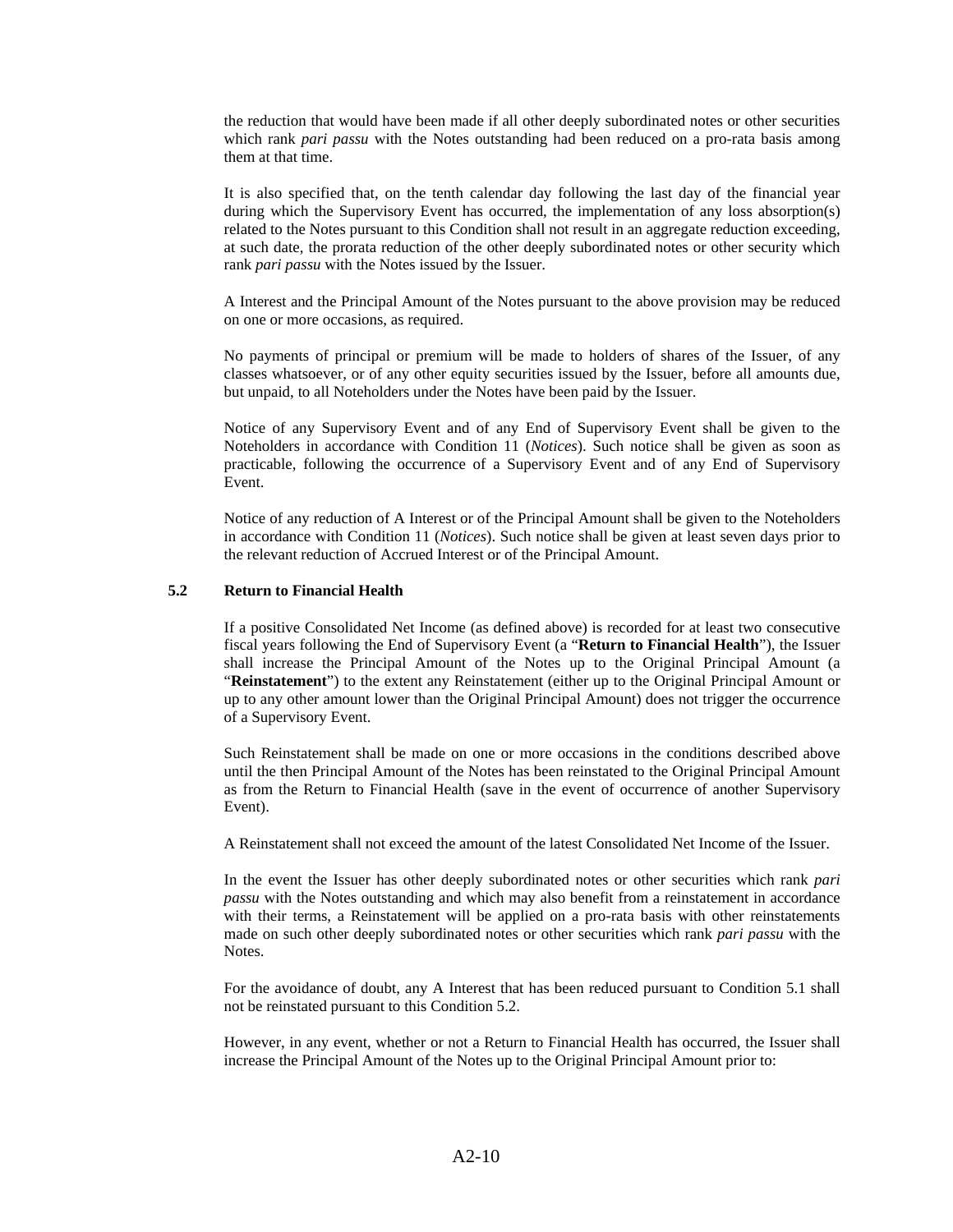the reduction that would have been made if all other deeply subordinated notes or other securities which rank *pari passu* with the Notes outstanding had been reduced on a pro-rata basis among them at that time.

It is also specified that, on the tenth calendar day following the last day of the financial year during which the Supervisory Event has occurred, the implementation of any loss absorption(s) related to the Notes pursuant to this Condition shall not result in an aggregate reduction exceeding, at such date, the prorata reduction of the other deeply subordinated notes or other security which rank *pari passu* with the Notes issued by the Issuer.

A Interest and the Principal Amount of the Notes pursuant to the above provision may be reduced on one or more occasions, as required.

No payments of principal or premium will be made to holders of shares of the Issuer, of any classes whatsoever, or of any other equity securities issued by the Issuer, before all amounts due, but unpaid, to all Noteholders under the Notes have been paid by the Issuer.

Notice of any Supervisory Event and of any End of Supervisory Event shall be given to the Noteholders in accordance with Condition 11 (*Notices*). Such notice shall be given as soon as practicable, following the occurrence of a Supervisory Event and of any End of Supervisory Event.

Notice of any reduction of A Interest or of the Principal Amount shall be given to the Noteholders in accordance with Condition 11 (*Notices*). Such notice shall be given at least seven days prior to the relevant reduction of Accrued Interest or of the Principal Amount.

### 5.2 Return to Financial Health

If a positive Consolidated Net Income (as defined above) is recorded for at least two consecutive fiscal years following the End of Supervisory Event (a "**Return to Financial Health**"), the Issuer shall increase the Principal Amount of the Notes up to the Original Principal Amount (a "**Reinstatement**") to the extent any Reinstatement (either up to the Original Principal Amount or up to any other amount lower than the Original Principal Amount) does not trigger the occurrence of a Supervisory Event.

Such Reinstatement shall be made on one or more occasions in the conditions described above until the then Principal Amount of the Notes has been reinstated to the Original Principal Amount as from the Return to Financial Health (save in the event of occurrence of another Supervisory Event).

A Reinstatement shall not exceed the amount of the latest Consolidated Net Income of the Issuer.

In the event the Issuer has other deeply subordinated notes or other securities which rank *pari passu* with the Notes outstanding and which may also benefit from a reinstatement in accordance with their terms, a Reinstatement will be applied on a pro-rata basis with other reinstatements made on such other deeply subordinated notes or other securities which rank *pari passu* with the Notes.

For the avoidance of doubt, any A Interest that has been reduced pursuant to Condition 5.1 shall not be reinstated pursuant to this Condition 5.2.

However, in any event, whether or not a Return to Financial Health has occurred, the Issuer shall increase the Principal Amount of the Notes up to the Original Principal Amount prior to: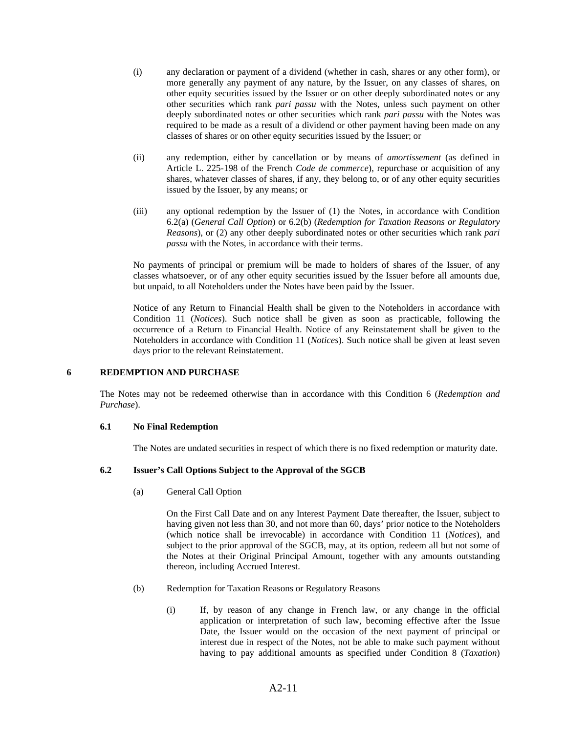(i) any declaration or payment of a dividend (whether in cash, shares or any other form), or more generally any payment of any nature, by the Issuer, on any classes of shares, on other equity securities issued by the Issuer or on other deeply subordinated notes or any other securities which rank *pari passu* with the Notes, unless such payment on other deeply subordinated notes or other securities which rank *pari passu* with the Notes was required to be made as a result of a dividend or other payment having been made on any classes of shares or on other equity securities issued by the Issuer; or

(ii) any redemption, either by cancellation or by means of *amortissement* (as defined in Article L. 225-198 of the French *Code de commerce*), repurchase or acquisition of any shares, whatever classes of shares, if any, they belong to, or of any other equity securities issued by the Issuer, by any means; or

(iii) any optional redemption by the Issuer of (1) the Notes, in accordance with Condition 6.2(a) (*General Call Option*) or 6.2(b) (*Redemption for Taxation Reasons or Regulatory Reasons*), or (2) any other deeply subordinated notes or other securities which rank *pari passu* with the Notes, in accordance with their terms.

No payments of principal or premium will be made to holders of shares of the Issuer, of any classes whatsoever, or of any other equity securities issued by the Issuer before all amounts due, but unpaid, to all Noteholders under the Notes have been paid by the Issuer.

Notice of any Return to Financial Health shall be given to the Noteholders in accordance with Condition 11 (*Notices*). Such notice shall be given as soon as practicable, following the occurrence of a Return to Financial Health. Notice of any Reinstatement shall be given to the Noteholders in accordance with Condition 11 (*Notices*). Such notice shall be given at least seven days prior to the relevant Reinstatement.

## 6 REDEMPTION AND PURCHASE

The Notes may not be redeemed otherwise than in accordance with this Condition 6 (*Redemption and Purchase*).

### 6.1 No Final Redemption

The Notes are undated securities in respect of which there is no fixed redemption or maturity date.

### 6.2 Issuer's Call Options Subject to the Approval of the SGCB

(a) General Call Option

On the First Call Date and on any Interest Payment Date thereafter, the Issuer, subject to having given not less than 30, and not more than 60, days' prior notice to the Noteholders (which notice shall be irrevocable) in accordance with Condition 11 (*Notices*), and subject to the prior approval of the SGCB, may, at its option, redeem all but not some of the Notes at their Original Principal Amount, together with any amounts outstanding thereon, including Accrued Interest.

(b) Redemption for Taxation Reasons or Regulatory Reasons

(i) If, by reason of any change in French law, or any change in the official application or interpretation of such law, becoming effective after the Issue Date, the Issuer would on the occasion of the next payment of principal or interest due in respect of the Notes, not be able to make such payment without having to pay additional amounts as specified under Condition 8 (*Taxation*)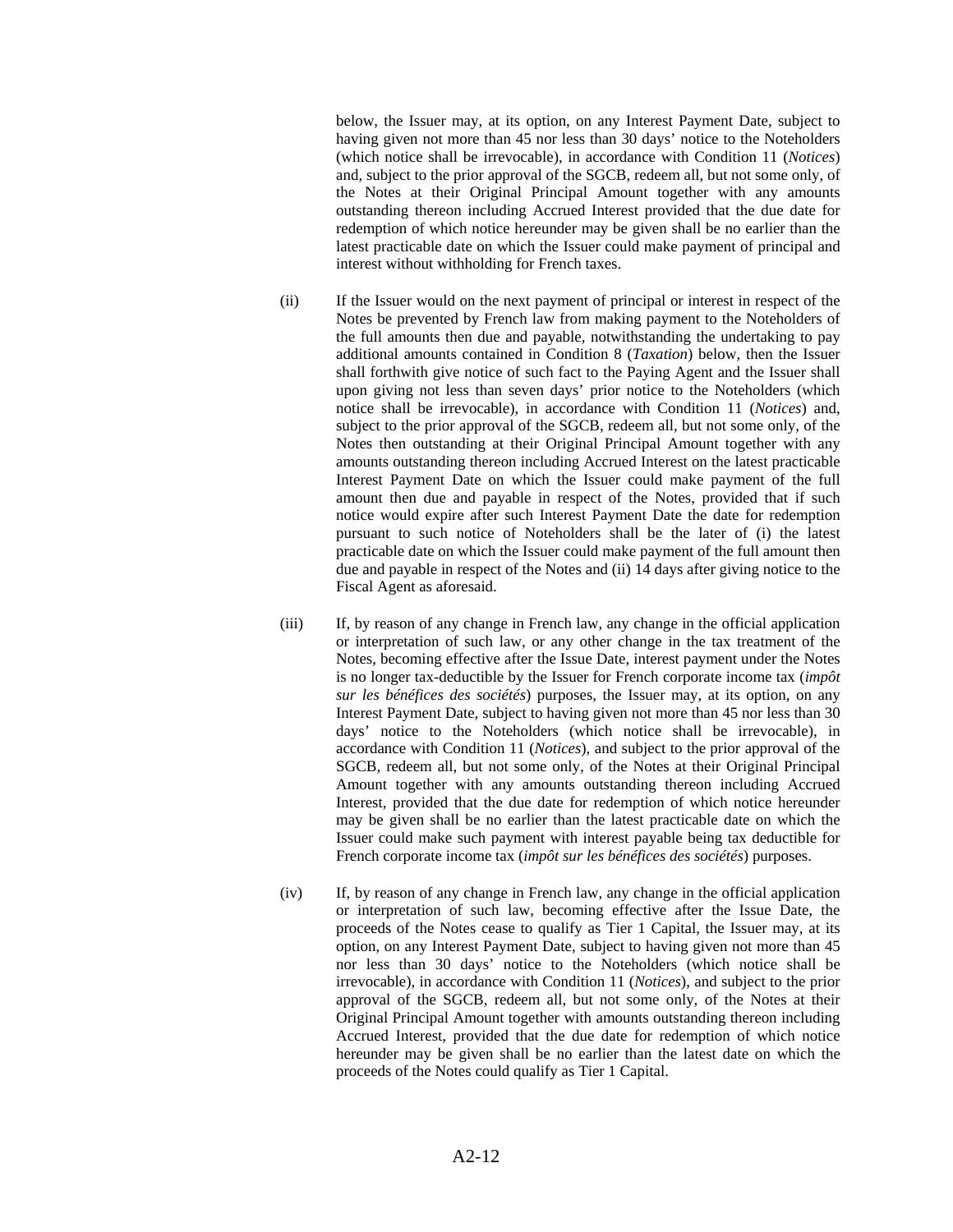below, the Issuer may, at its option, on any Interest Payment Date, subject to having given not more than 45 nor less than 30 days' notice to the Noteholders (which notice shall be irrevocable), in accordance with Condition 11 (*Notices*) and, subject to the prior approval of the SGCB, redeem all, but not some only, of the Notes at their Original Principal Amount together with any amounts outstanding thereon including Accrued Interest provided that the due date for redemption of which notice hereunder may be given shall be no earlier than the latest practicable date on which the Issuer could make payment of principal and interest without withholding for French taxes.

(ii) If the Issuer would on the next payment of principal or interest in respect of the Notes be prevented by French law from making payment to the Noteholders of the full amounts then due and payable, notwithstanding the undertaking to pay additional amounts contained in Condition 8 (*Taxation*) below, then the Issuer shall forthwith give notice of such fact to the Paying Agent and the Issuer shall upon giving not less than seven days' prior notice to the Noteholders (which notice shall be irrevocable), in accordance with Condition 11 (*Notices*) and, subject to the prior approval of the SGCB, redeem all, but not some only, of the Notes then outstanding at their Original Principal Amount together with any amounts outstanding thereon including Accrued Interest on the latest practicable Interest Payment Date on which the Issuer could make payment of the full amount then due and payable in respect of the Notes, provided that if such notice would expire after such Interest Payment Date the date for redemption pursuant to such notice of Noteholders shall be the later of (i) the latest practicable date on which the Issuer could make payment of the full amount then due and payable in respect of the Notes and (ii) 14 days after giving notice to the Fiscal Agent as aforesaid.

(iii) If, by reason of any change in French law, any change in the official application or interpretation of such law, or any other change in the tax treatment of the Notes, becoming effective after the Issue Date, interest payment under the Notes is no longer tax-deductible by the Issuer for French corporate income tax (*impôt sur les bénéfices des sociétés*) purposes, the Issuer may, at its option, on any Interest Payment Date, subject to having given not more than 45 nor less than 30 days' notice to the Noteholders (which notice shall be irrevocable), in accordance with Condition 11 (*Notices*), and subject to the prior approval of the SGCB, redeem all, but not some only, of the Notes at their Original Principal Amount together with any amounts outstanding thereon including Accrued Interest, provided that the due date for redemption of which notice hereunder may be given shall be no earlier than the latest practicable date on which the Issuer could make such payment with interest payable being tax deductible for French corporate income tax (*impôt sur les bénéfices des sociétés*) purposes.

(iv) If, by reason of any change in French law, any change in the official application or interpretation of such law, becoming effective after the Issue Date, the proceeds of the Notes cease to qualify as Tier 1 Capital, the Issuer may, at its option, on any Interest Payment Date, subject to having given not more than 45 nor less than 30 days' notice to the Noteholders (which notice shall be irrevocable), in accordance with Condition 11 (*Notices*), and subject to the prior approval of the SGCB, redeem all, but not some only, of the Notes at their Original Principal Amount together with any amounts outstanding thereon including Accrued Interest, provided that the due date for redemption of which notice hereunder may be given shall be no earlier than the latest date on which the proceeds of the Notes could qualify as Tier 1 Capital.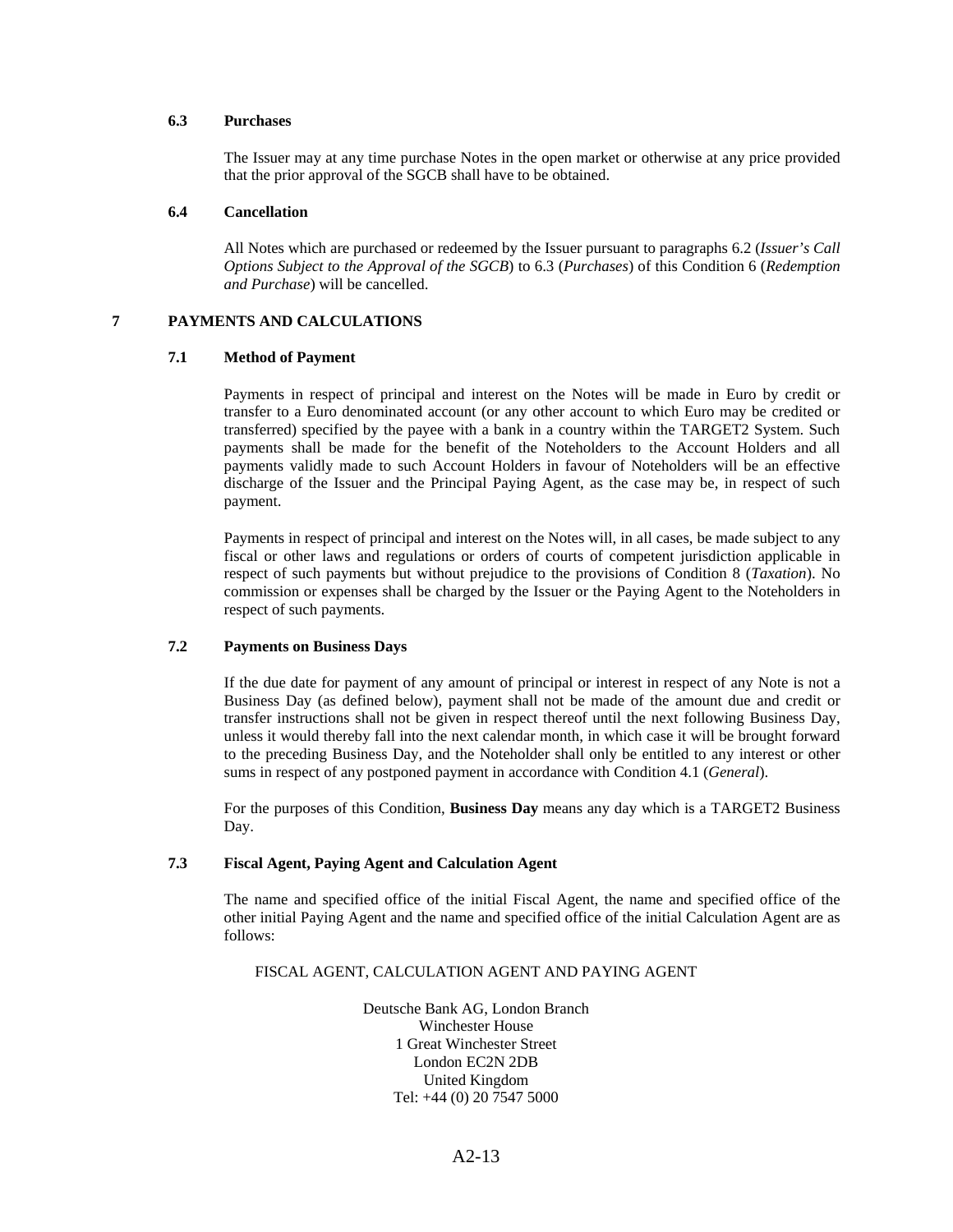### 6.3 Purchases

The Issuer may at any time purchase Notes in the open market or otherwise at any price provided that the prior approval of the SGCB shall have to be obtained.

### 6.4 Cancellation

All Notes which are purchased or redeemed by the Issuer pursuant to paragraphs 6.2 (*Issuer's Call Options Subject to the Approval of the SGCB*) to 6.3 (*Purchases*) of this Condition 6 (*Redemption and Purchase*) will be cancelled.

## 7 PAYMENTS AND CALCULATIONS

### 7.1 Method of Payment

Payments in respect of principal and interest on the Notes will be made in Euro by credit or transfer to a Euro denominated account (or any other account to which Euro may be credited or transferred) specified by the payee with a bank in a country within the TARGET2 System. Such payments shall be made for the benefit of the Noteholders to the Account Holders and all payments validly made to such Account Holders in favour of Noteholders will be an effective discharge of the Issuer and the Principal Paying Agent, as the case may be, in respect of such payment.

Payments in respect of principal and interest on the Notes will, in all cases, be made subject to any fiscal or other laws and regulations or orders of courts of competent jurisdiction applicable in respect of such payments but without prejudice to the provisions of Condition 8 (*Taxation*). No commission or expenses shall be charged by the Issuer or the Paying Agent to the Noteholders in respect of such payments.

### 7.2 Payments on Business Days

If the due date for payment of any amount of principal or interest in respect of any Note is not a Business Day (as defined below), payment shall not be made of the amount due and credit or transfer instructions shall not be given in respect thereof until the next following Business Day, unless it would thereby fall into the next calendar month, in which case it will be brought forward to the preceding Business Day, and the Noteholder shall only be entitled to any interest or other sums in respect of any postponed payment in accordance with Condition 4.1 (*General*).

For the purposes of this Condition, **Business Day** means any day which is a TARGET2 Business Day.

### 7.3 Fiscal Agent, Paying Agent and Calculation Agent

The name and specified office of the initial Fiscal Agent, the name and specified office of the other initial Paying Agent and the name and specified office of the initial Calculation Agent are as follows:

FISCAL AGENT, CALCULATION AGENT AND PAYING AGENT

Deutsche Bank AG, London Branch
Winchester House
1 Great Winchester Street
London EC2N 2DB
United Kingdom
Tel: +44 (0) 20 7547 5000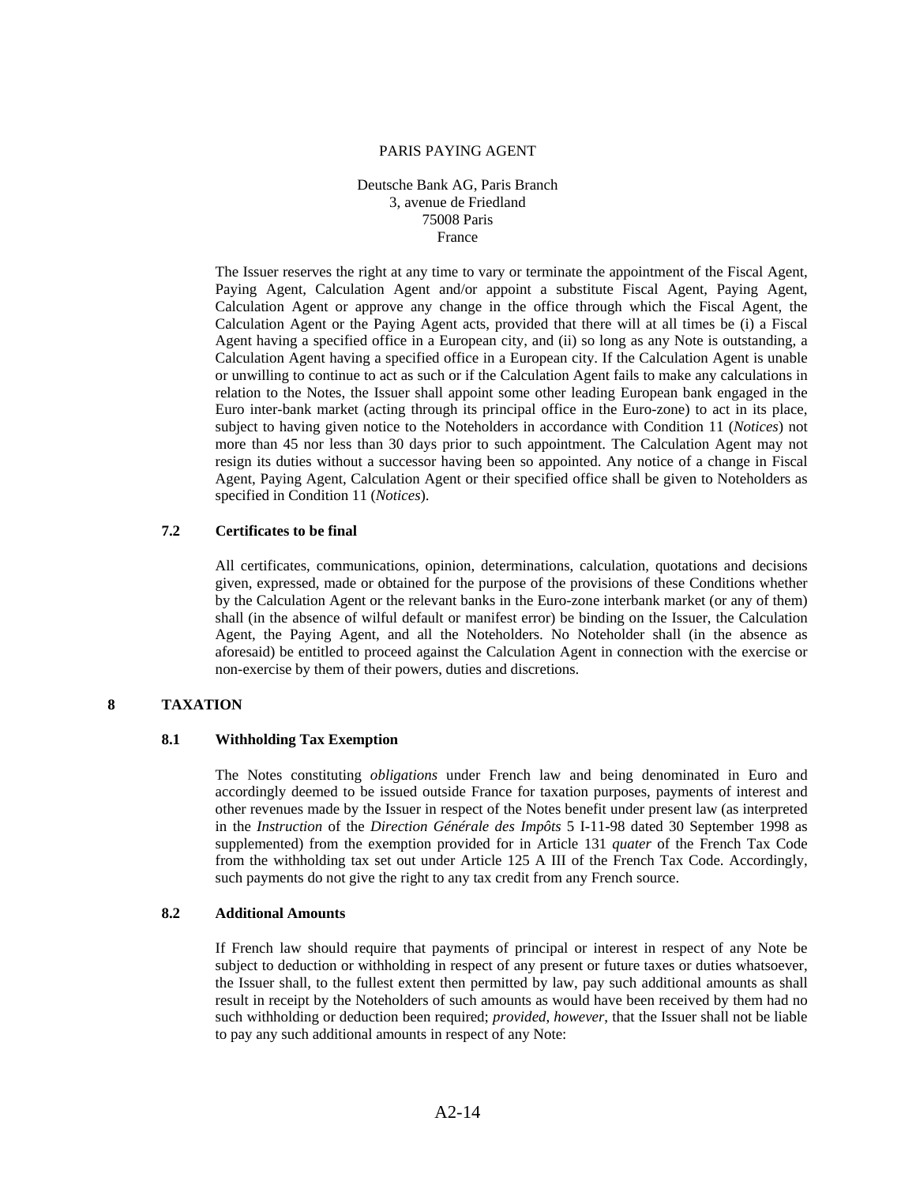PARIS PAYING AGENT

Deutsche Bank AG, Paris Branch
3, avenue de Friedland
75008 Paris
France

The Issuer reserves the right at any time to vary or terminate the appointment of the Fiscal Agent, Paying Agent, Calculation Agent and/or appoint a substitute Fiscal Agent, Paying Agent, Calculation Agent or approve any change in the office through which the Fiscal Agent, the Calculation Agent or the Paying Agent acts, provided that there will at all times be (i) a Fiscal Agent having a specified office in a European city, and (ii) so long as any Note is outstanding, a Calculation Agent having a specified office in a European city. If the Calculation Agent is unable or unwilling to continue to act as such or if the Calculation Agent fails to make any calculations in relation to the Notes, the Issuer shall appoint some other leading European bank engaged in the Euro inter-bank market (acting through its principal office in the Euro-zone) to act in its place, subject to having given notice to the Noteholders in accordance with Condition 11 (*Notices*) not more than 45 nor less than 30 days prior to such appointment. The Calculation Agent may not resign its duties without a successor having been so appointed. Any notice of a change in Fiscal Agent, Paying Agent, Calculation Agent or their specified office shall be given to Noteholders as specified in Condition 11 (*Notices*).

### 7.2 Certificates to be final

All certificates, communications, opinion, determinations, calculation, quotations and decisions given, expressed, made or obtained for the purpose of the provisions of these Conditions whether by the Calculation Agent or the relevant banks in the Euro-zone interbank market (or any of them) shall (in the absence of wilful default or manifest error) be binding on the Issuer, the Calculation Agent, the Paying Agent, and all the Noteholders. No Noteholder shall (in the absence as aforesaid) be entitled to proceed against the Calculation Agent in connection with the exercise or non-exercise by them of their powers, duties and discretions.

## 8 TAXATION

### 8.1 Withholding Tax Exemption

The Notes constituting *obligations* under French law and being denominated in Euro and accordingly deemed to be issued outside France for taxation purposes, payments of interest and other revenues made by the Issuer in respect of the Notes benefit under present law (as interpreted in the *Instruction* of the *Direction Générale des Impôts* 5 I-11-98 dated 30 September 1998 as supplemented) from the exemption provided for in Article 131 *quater* of the French Tax Code from the withholding tax set out under Article 125 A III of the French Tax Code. Accordingly, such payments do not give the right to any tax credit from any French source.

### 8.2 Additional Amounts

If French law should require that payments of principal or interest in respect of any Note be subject to deduction or withholding in respect of any present or future taxes or duties whatsoever, the Issuer shall, to the fullest extent then permitted by law, pay such additional amounts as shall result in receipt by the Noteholders of such amounts as would have been received by them had no such withholding or deduction been required; *provided, however*, that the Issuer shall not be liable to pay any such additional amounts in respect of any Note: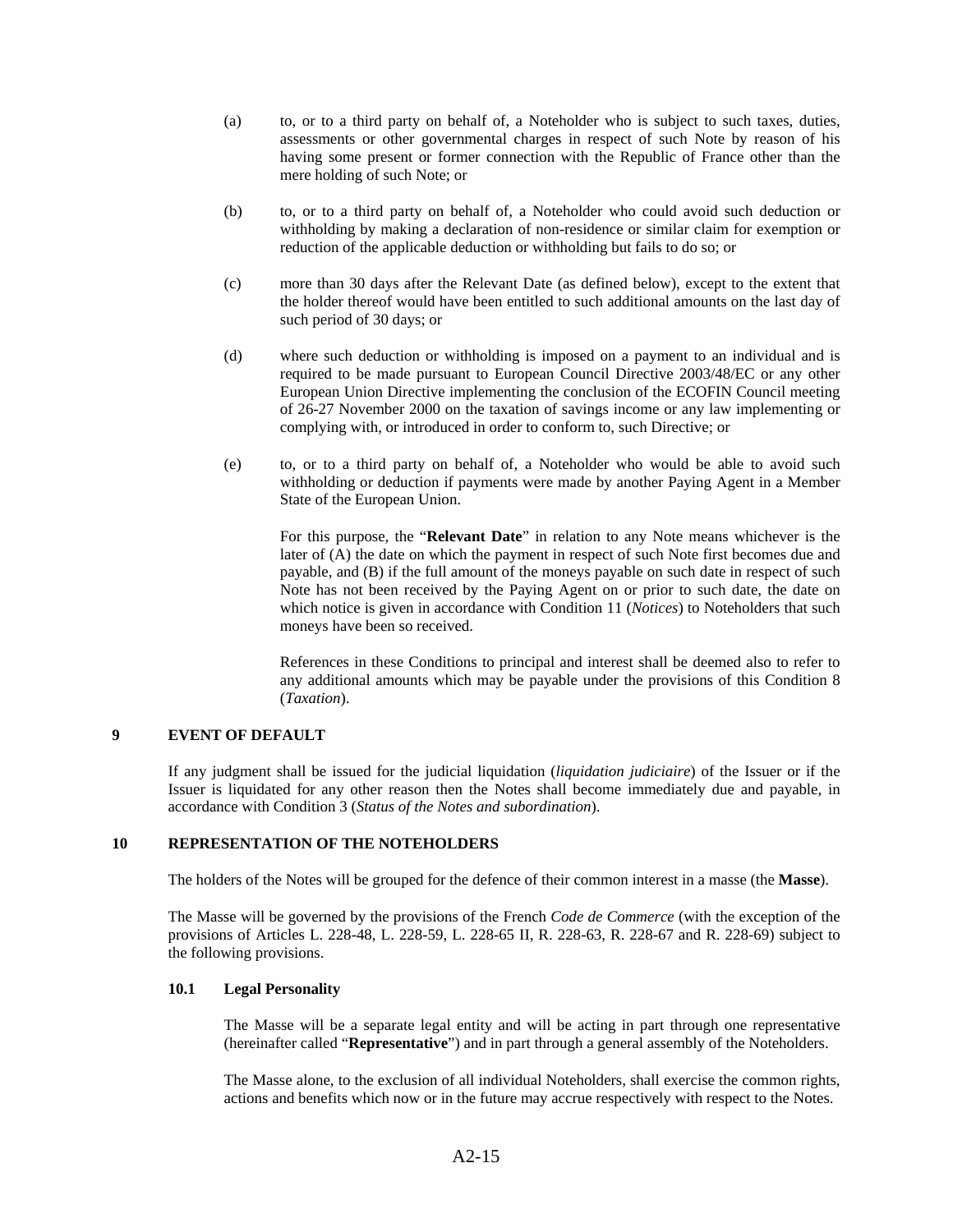(a) to, or to a third party on behalf of, a Noteholder who is subject to such taxes, duties, assessments or other governmental charges in respect of such Note by reason of his having some present or former connection with the Republic of France other than the mere holding of such Note; or

(b) to, or to a third party on behalf of, a Noteholder who could avoid such deduction or withholding by making a declaration of non-residence or similar claim for exemption or reduction of the applicable deduction or withholding but fails to do so; or

(c) more than 30 days after the Relevant Date (as defined below), except to the extent that the holder thereof would have been entitled to such additional amounts on the last day of such period of 30 days; or

(d) where such deduction or withholding is imposed on a payment to an individual and is required to be made pursuant to European Council Directive 2003/48/EC or any other European Union Directive implementing the conclusion of the ECOFIN Council meeting of 26-27 November 2000 on the taxation of savings income or any law implementing or complying with, or introduced in order to conform to, such Directive; or

(e) to, or to a third party on behalf of, a Noteholder who would be able to avoid such withholding or deduction if payments were made by another Paying Agent in a Member State of the European Union.

For this purpose, the "**Relevant Date**" in relation to any Note means whichever is the later of (A) the date on which the payment in respect of such Note first becomes due and payable, and (B) if the full amount of the moneys payable on such date in respect of such Note has not been received by the Paying Agent on or prior to such date, the date on which notice is given in accordance with Condition 11 (*Notices*) to Noteholders that such moneys have been so received.

References in these Conditions to principal and interest shall be deemed also to refer to any additional amounts which may be payable under the provisions of this Condition 8 (*Taxation*).

## 9 EVENT OF DEFAULT

If any judgment shall be issued for the judicial liquidation (*liquidation judiciaire*) of the Issuer or if the Issuer is liquidated for any other reason then the Notes shall become immediately due and payable, in accordance with Condition 3 (*Status of the Notes and subordination*).

## 10 REPRESENTATION OF THE NOTEHOLDERS

The holders of the Notes will be grouped for the defence of their common interest in a masse (the **Masse**).

The Masse will be governed by the provisions of the French *Code de Commerce* (with the exception of the provisions of Articles L. 228-48, L. 228-59, L. 228-65 II, R. 228-63, R. 228-67 and R. 228-69) subject to the following provisions.

### 10.1 Legal Personality

The Masse will be a separate legal entity and will be acting in part through one representative (hereinafter called "**Representative**") and in part through a general assembly of the Noteholders.

The Masse alone, to the exclusion of all individual Noteholders, shall exercise the common rights, actions and benefits which now or in the future may accrue respectively with respect to the Notes.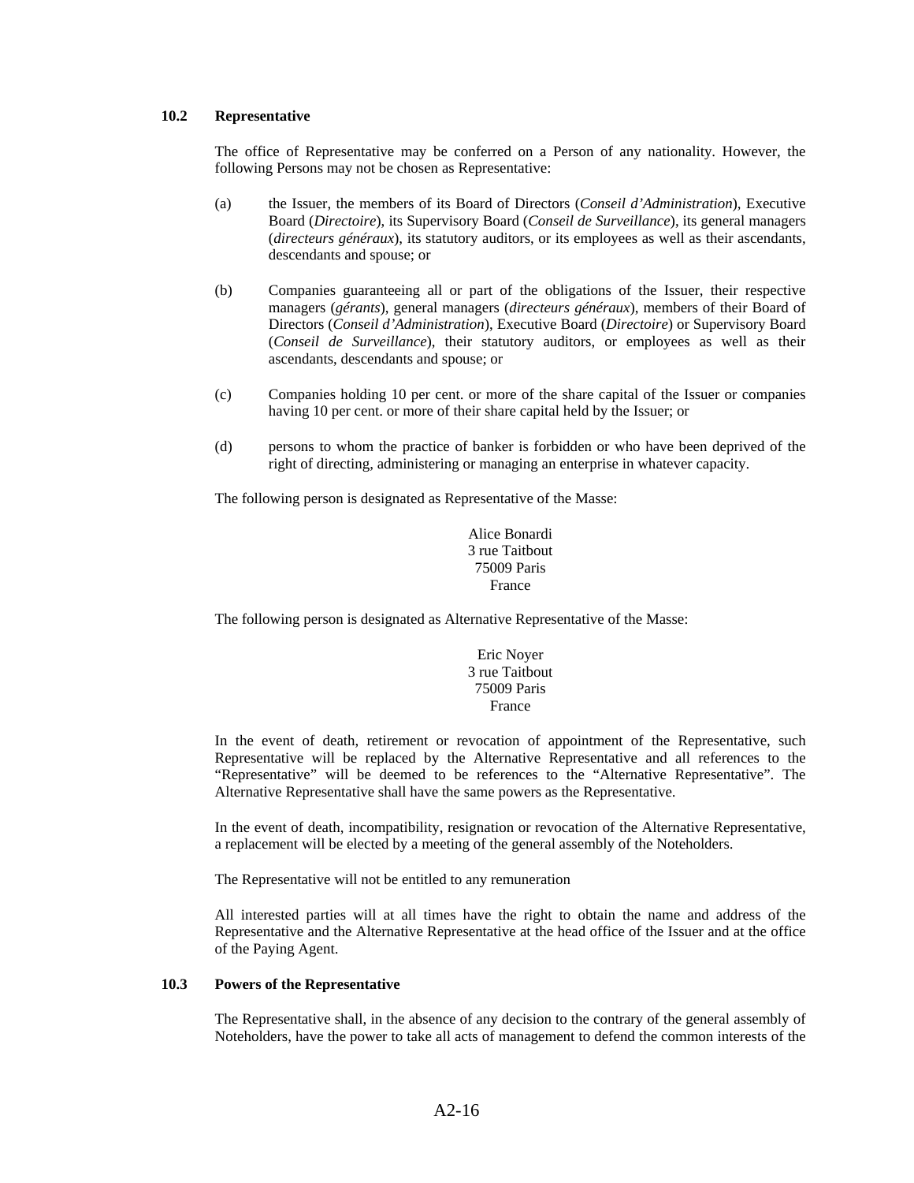### 10.2 Representative

The office of Representative may be conferred on a Person of any nationality. However, the following Persons may not be chosen as Representative:

(a) the Issuer, the members of its Board of Directors (*Conseil d'Administration*), Executive Board (*Directoire*), its Supervisory Board (*Conseil de Surveillance*), its general managers (*directeurs généraux*), its statutory auditors, or its employees as well as their ascendants, descendants and spouse; or

(b) Companies guaranteeing all or part of the obligations of the Issuer, their respective managers (*gérants*), general managers (*directeurs généraux*), members of their Board of Directors (*Conseil d'Administration*), Executive Board (*Directoire*) or Supervisory Board (*Conseil de Surveillance*), their statutory auditors, or employees as well as their ascendants, descendants and spouse; or

(c) Companies holding 10 per cent. or more of the share capital of the Issuer or companies having 10 per cent. or more of their share capital held by the Issuer; or

(d) persons to whom the practice of banker is forbidden or who have been deprived of the right of directing, administering or managing an enterprise in whatever capacity.

The following person is designated as Representative of the Masse:

Alice Bonardi
3 rue Taitbout
75009 Paris
France

The following person is designated as Alternative Representative of the Masse:

Eric Noyer
3 rue Taitbout
75009 Paris
France

In the event of death, retirement or revocation of appointment of the Representative, such Representative will be replaced by the Alternative Representative and all references to the "Representative" will be deemed to be references to the "Alternative Representative". The Alternative Representative shall have the same powers as the Representative.

In the event of death, incompatibility, resignation or revocation of the Alternative Representative, a replacement will be elected by a meeting of the general assembly of the Noteholders.

The Representative will not be entitled to any remuneration

All interested parties will at all times have the right to obtain the name and address of the Representative and the Alternative Representative at the head office of the Issuer and at the office of the Paying Agent.

### 10.3 Powers of the Representative

The Representative shall, in the absence of any decision to the contrary of the general assembly of Noteholders, have the power to take all acts of management to defend the common interests of the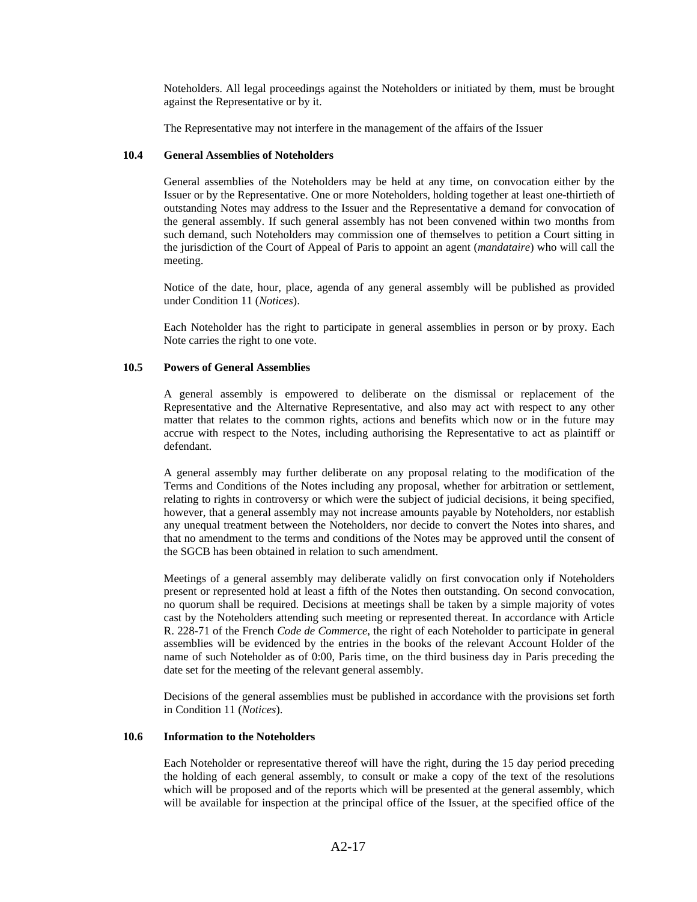Noteholders. All legal proceedings against the Noteholders or initiated by them, must be brought against the Representative or by it.

The Representative may not interfere in the management of the affairs of the Issuer

### 10.4 General Assemblies of Noteholders

General assemblies of the Noteholders may be held at any time, on convocation either by the Issuer or by the Representative. One or more Noteholders, holding together at least one-thirtieth of outstanding Notes may address to the Issuer and the Representative a demand for convocation of the general assembly. If such general assembly has not been convened within two months from such demand, such Noteholders may commission one of themselves to petition a Court sitting in the jurisdiction of the Court of Appeal of Paris to appoint an agent (*mandataire*) who will call the meeting.

Notice of the date, hour, place, agenda of any general assembly will be published as provided under Condition 11 (*Notices*).

Each Noteholder has the right to participate in general assemblies in person or by proxy. Each Note carries the right to one vote.

### 10.5 Powers of General Assemblies

A general assembly is empowered to deliberate on the dismissal or replacement of the Representative and the Alternative Representative, and also may act with respect to any other matter that relates to the common rights, actions and benefits which now or in the future may accrue with respect to the Notes, including authorising the Representative to act as plaintiff or defendant.

A general assembly may further deliberate on any proposal relating to the modification of the Terms and Conditions of the Notes including any proposal, whether for arbitration or settlement, relating to rights in controversy or which were the subject of judicial decisions, it being specified, however, that a general assembly may not increase amounts payable by Noteholders, nor establish any unequal treatment between the Noteholders, nor decide to convert the Notes into shares, and that no amendment to the terms and conditions of the Notes may be approved until the consent of the SGCB has been obtained in relation to such amendment.

Meetings of a general assembly may deliberate validly on first convocation only if Noteholders present or represented hold at least a fifth of the Notes then outstanding. On second convocation, no quorum shall be required. Decisions at meetings shall be taken by a simple majority of votes cast by the Noteholders attending such meeting or represented thereat. In accordance with Article R. 228-71 of the French *Code de Commerce*, the right of each Noteholder to participate in general assemblies will be evidenced by the entries in the books of the relevant Account Holder of the name of such Noteholder as of 0:00, Paris time, on the third business day in Paris preceding the date set for the meeting of the relevant general assembly.

Decisions of the general assemblies must be published in accordance with the provisions set forth in Condition 11 (*Notices*).

### 10.6 Information to the Noteholders

Each Noteholder or representative thereof will have the right, during the 15 day period preceding the holding of each general assembly, to consult or make a copy of the text of the resolutions which will be proposed and of the reports which will be presented at the general assembly, which will be available for inspection at the principal office of the Issuer, at the specified office of the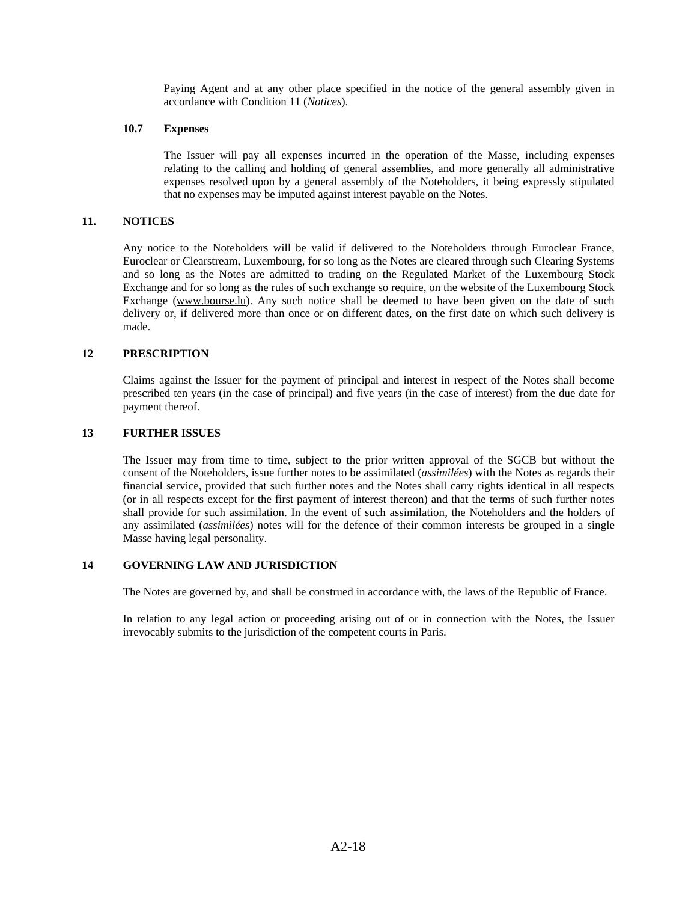Paying Agent and at any other place specified in the notice of the general assembly given in accordance with Condition 11 (*Notices*).

#### 10.7 Expenses

The Issuer will pay all expenses incurred in the operation of the Masse, including expenses relating to the calling and holding of general assemblies, and more generally all administrative expenses resolved upon by a general assembly of the Noteholders, it being expressly stipulated that no expenses may be imputed against interest payable on the Notes.

### 11. NOTICES

Any notice to the Noteholders will be valid if delivered to the Noteholders through Euroclear France, Euroclear or Clearstream, Luxembourg, for so long as the Notes are cleared through such Clearing Systems and so long as the Notes are admitted to trading on the Regulated Market of the Luxembourg Stock Exchange and for so long as the rules of such exchange so require, on the website of the Luxembourg Stock Exchange (www.bourse.lu). Any such notice shall be deemed to have been given on the date of such delivery or, if delivered more than once or on different dates, on the first date on which such delivery is made.

### 12 PRESCRIPTION

Claims against the Issuer for the payment of principal and interest in respect of the Notes shall become prescribed ten years (in the case of principal) and five years (in the case of interest) from the due date for payment thereof.

### 13 FURTHER ISSUES

The Issuer may from time to time, subject to the prior written approval of the SGCB but without the consent of the Noteholders, issue further notes to be assimilated (*assimilées*) with the Notes as regards their financial service, provided that such further notes and the Notes shall carry rights identical in all respects (or in all respects except for the first payment of interest thereon) and that the terms of such further notes shall provide for such assimilation. In the event of such assimilation, the Noteholders and the holders of any assimilated (*assimilées*) notes will for the defence of their common interests be grouped in a single Masse having legal personality.

### 14 GOVERNING LAW AND JURISDICTION

The Notes are governed by, and shall be construed in accordance with, the laws of the Republic of France.

In relation to any legal action or proceeding arising out of or in connection with the Notes, the Issuer irrevocably submits to the jurisdiction of the competent courts in Paris.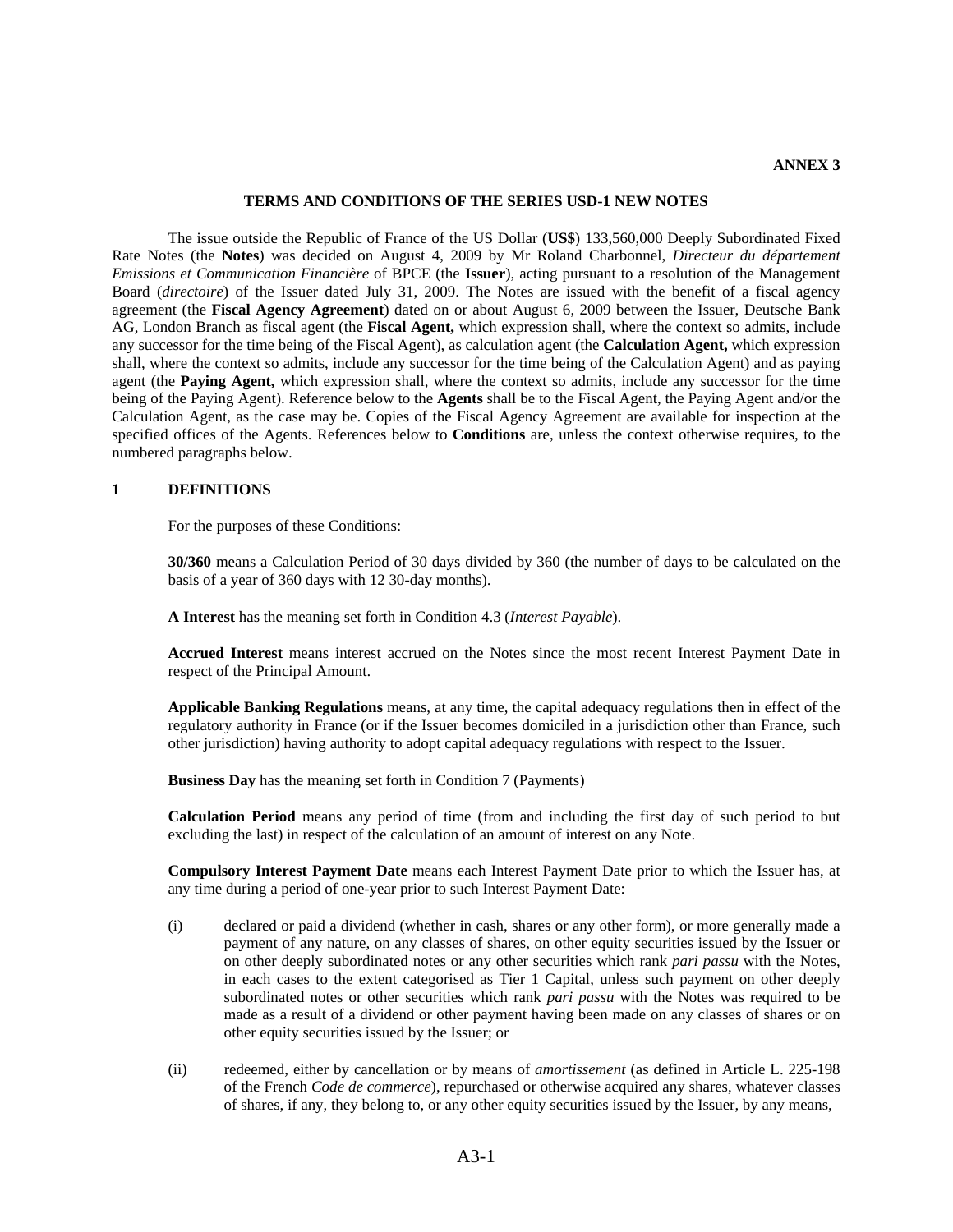**ANNEX 3**

## TERMS AND CONDITIONS OF THE SERIES USD-1 NEW NOTES

The issue outside the Republic of France of the US Dollar (**US$**) 133,560,000 Deeply Subordinated Fixed Rate Notes (the **Notes**) was decided on August 4, 2009 by Mr Roland Charbonnel, *Directeur du département Emissions et Communication Financière* of BPCE (the **Issuer**), acting pursuant to a resolution of the Management Board (*directoire*) of the Issuer dated July 31, 2009. The Notes are issued with the benefit of a fiscal agency agreement (the **Fiscal Agency Agreement**) dated on or about August 6, 2009 between the Issuer, Deutsche Bank AG, London Branch as fiscal agent (the **Fiscal Agent,** which expression shall, where the context so admits, include any successor for the time being of the Fiscal Agent), as calculation agent (the **Calculation Agent,** which expression shall, where the context so admits, include any successor for the time being of the Calculation Agent) and as paying agent (the **Paying Agent,** which expression shall, where the context so admits, include any successor for the time being of the Paying Agent). Reference below to the **Agents** shall be to the Fiscal Agent, the Paying Agent and/or the Calculation Agent, as the case may be. Copies of the Fiscal Agency Agreement are available for inspection at the specified offices of the Agents. References below to **Conditions** are, unless the context otherwise requires, to the numbered paragraphs below.

### 1 DEFINITIONS

For the purposes of these Conditions:

**30/360** means a Calculation Period of 30 days divided by 360 (the number of days to be calculated on the basis of a year of 360 days with 12 30-day months).

**A Interest** has the meaning set forth in Condition 4.3 (*Interest Payable*).

**Accrued Interest** means interest accrued on the Notes since the most recent Interest Payment Date in respect of the Principal Amount.

**Applicable Banking Regulations** means, at any time, the capital adequacy regulations then in effect of the regulatory authority in France (or if the Issuer becomes domiciled in a jurisdiction other than France, such other jurisdiction) having authority to adopt capital adequacy regulations with respect to the Issuer.

**Business Day** has the meaning set forth in Condition 7 (Payments)

**Calculation Period** means any period of time (from and including the first day of such period to but excluding the last) in respect of the calculation of an amount of interest on any Note.

**Compulsory Interest Payment Date** means each Interest Payment Date prior to which the Issuer has, at any time during a period of one-year prior to such Interest Payment Date:

(i) declared or paid a dividend (whether in cash, shares or any other form), or more generally made a payment of any nature, on any classes of shares, on other equity securities issued by the Issuer or on other deeply subordinated notes or any other securities which rank *pari passu* with the Notes, in each cases to the extent categorised as Tier 1 Capital, unless such payment on other deeply subordinated notes or other securities which rank *pari passu* with the Notes was required to be made as a result of a dividend or other payment having been made on any classes of shares or on other equity securities issued by the Issuer; or

(ii) redeemed, either by cancellation or by means of *amortissement* (as defined in Article L. 225-198 of the French *Code de commerce*), repurchased or otherwise acquired any shares, whatever classes of shares, if any, they belong to, or any other equity securities issued by the Issuer, by any means,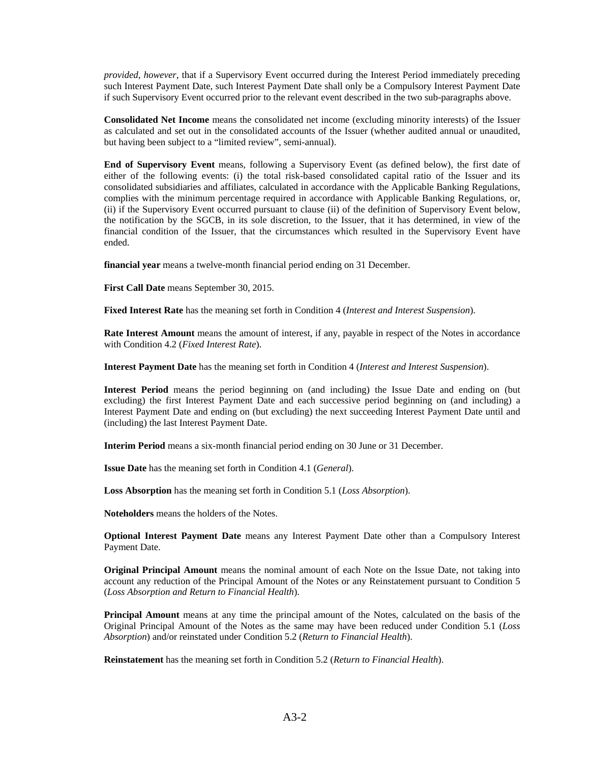*provided, however*, that if a Supervisory Event occurred during the Interest Period immediately preceding such Interest Payment Date, such Interest Payment Date shall only be a Compulsory Interest Payment Date if such Supervisory Event occurred prior to the relevant event described in the two sub-paragraphs above.

**Consolidated Net Income** means the consolidated net income (excluding minority interests) of the Issuer as calculated and set out in the consolidated accounts of the Issuer (whether audited annual or unaudited, but having been subject to a "limited review", semi-annual).

**End of Supervisory Event** means, following a Supervisory Event (as defined below), the first date of either of the following events: (i) the total risk-based consolidated capital ratio of the Issuer and its consolidated subsidiaries and affiliates, calculated in accordance with the Applicable Banking Regulations, complies with the minimum percentage required in accordance with Applicable Banking Regulations, or, (ii) if the Supervisory Event occurred pursuant to clause (ii) of the definition of Supervisory Event below, the notification by the SGCB, in its sole discretion, to the Issuer, that it has determined, in view of the financial condition of the Issuer, that the circumstances which resulted in the Supervisory Event have ended.

**financial year** means a twelve-month financial period ending on 31 December.

**First Call Date** means September 30, 2015.

**Fixed Interest Rate** has the meaning set forth in Condition 4 (*Interest and Interest Suspension*).

**Rate Interest Amount** means the amount of interest, if any, payable in respect of the Notes in accordance with Condition 4.2 (*Fixed Interest Rate*).

**Interest Payment Date** has the meaning set forth in Condition 4 (*Interest and Interest Suspension*).

**Interest Period** means the period beginning on (and including) the Issue Date and ending on (but excluding) the first Interest Payment Date and each successive period beginning on (and including) a Interest Payment Date and ending on (but excluding) the next succeeding Interest Payment Date until and (including) the last Interest Payment Date.

**Interim Period** means a six-month financial period ending on 30 June or 31 December.

**Issue Date** has the meaning set forth in Condition 4.1 (*General*).

**Loss Absorption** has the meaning set forth in Condition 5.1 (*Loss Absorption*).

**Noteholders** means the holders of the Notes.

**Optional Interest Payment Date** means any Interest Payment Date other than a Compulsory Interest Payment Date.

**Original Principal Amount** means the nominal amount of each Note on the Issue Date, not taking into account any reduction of the Principal Amount of the Notes or any Reinstatement pursuant to Condition 5 (*Loss Absorption and Return to Financial Health*).

**Principal Amount** means at any time the principal amount of the Notes, calculated on the basis of the Original Principal Amount of the Notes as the same may have been reduced under Condition 5.1 (*Loss Absorption*) and/or reinstated under Condition 5.2 (*Return to Financial Health*).

**Reinstatement** has the meaning set forth in Condition 5.2 (*Return to Financial Health*).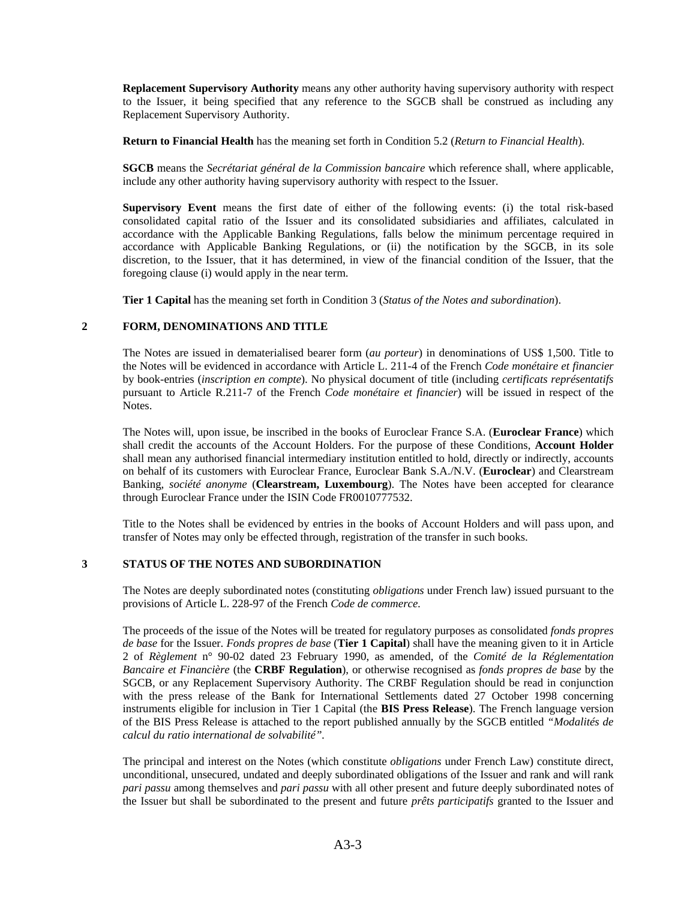**Replacement Supervisory Authority** means any other authority having supervisory authority with respect to the Issuer, it being specified that any reference to the SGCB shall be construed as including any Replacement Supervisory Authority.

**Return to Financial Health** has the meaning set forth in Condition 5.2 (*Return to Financial Health*).

**SGCB** means the *Secrétariat général de la Commission bancaire* which reference shall, where applicable, include any other authority having supervisory authority with respect to the Issuer.

**Supervisory Event** means the first date of either of the following events: (i) the total risk-based consolidated capital ratio of the Issuer and its consolidated subsidiaries and affiliates, calculated in accordance with the Applicable Banking Regulations, falls below the minimum percentage required in accordance with Applicable Banking Regulations, or (ii) the notification by the SGCB, in its sole discretion, to the Issuer, that it has determined, in view of the financial condition of the Issuer, that the foregoing clause (i) would apply in the near term.

**Tier 1 Capital** has the meaning set forth in Condition 3 (*Status of the Notes and subordination*).

## 2 FORM, DENOMINATIONS AND TITLE

The Notes are issued in dematerialised bearer form (*au porteur*) in denominations of US$ 1,500. Title to the Notes will be evidenced in accordance with Article L. 211-4 of the French *Code monétaire et financier* by book-entries (*inscription en compte*). No physical document of title (including *certificats représentatifs* pursuant to Article R.211-7 of the French *Code monétaire et financier*) will be issued in respect of the Notes.

The Notes will, upon issue, be inscribed in the books of Euroclear France S.A. (**Euroclear France**) which shall credit the accounts of the Account Holders. For the purpose of these Conditions, **Account Holder** shall mean any authorised financial intermediary institution entitled to hold, directly or indirectly, accounts on behalf of its customers with Euroclear France, Euroclear Bank S.A./N.V. (**Euroclear**) and Clearstream Banking, *société anonyme* (**Clearstream, Luxembourg**). The Notes have been accepted for clearance through Euroclear France under the ISIN Code FR0010777532.

Title to the Notes shall be evidenced by entries in the books of Account Holders and will pass upon, and transfer of Notes may only be effected through, registration of the transfer in such books.

## 3 STATUS OF THE NOTES AND SUBORDINATION

The Notes are deeply subordinated notes (constituting *obligations* under French law) issued pursuant to the provisions of Article L. 228-97 of the French *Code de commerce*.

The proceeds of the issue of the Notes will be treated for regulatory purposes as consolidated *fonds propres de base* for the Issuer. *Fonds propres de base* (**Tier 1 Capital**) shall have the meaning given to it in Article 2 of *Règlement* n° 90-02 dated 23 February 1990, as amended, of the *Comité de la Réglementation Bancaire et Financière* (the **CRBF Regulation**), or otherwise recognised as *fonds propres de base* by the SGCB, or any Replacement Supervisory Authority. The CRBF Regulation should be read in conjunction with the press release of the Bank for International Settlements dated 27 October 1998 concerning instruments eligible for inclusion in Tier 1 Capital (the **BIS Press Release**). The French language version of the BIS Press Release is attached to the report published annually by the SGCB entitled *"Modalités de calcul du ratio international de solvabilité"*.

The principal and interest on the Notes (which constitute *obligations* under French Law) constitute direct, unconditional, unsecured, undated and deeply subordinated obligations of the Issuer and rank and will rank *pari passu* among themselves and *pari passu* with all other present and future deeply subordinated notes of the Issuer but shall be subordinated to the present and future *prêts participatifs* granted to the Issuer and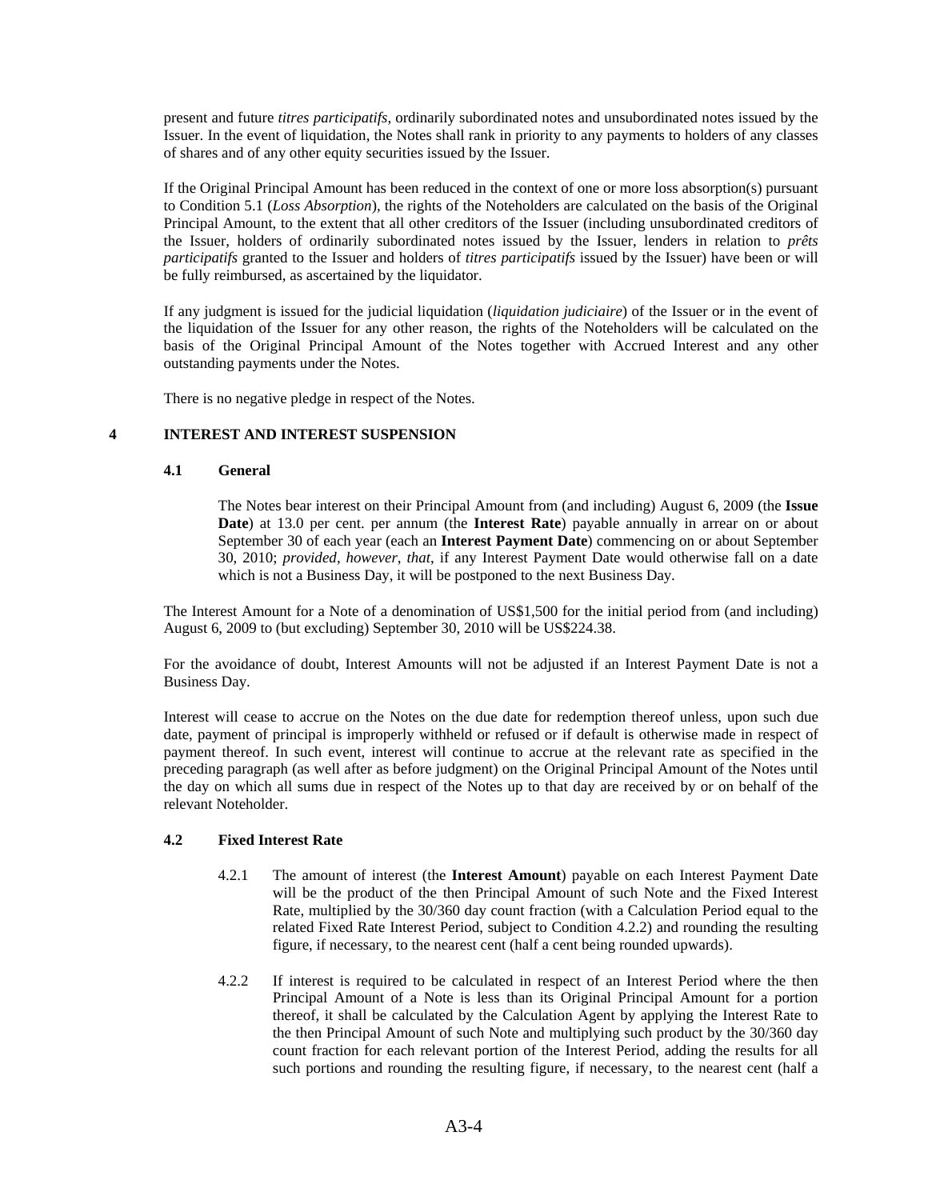present and future *titres participatifs*, ordinarily subordinated notes and unsubordinated notes issued by the Issuer. In the event of liquidation, the Notes shall rank in priority to any payments to holders of any classes of shares and of any other equity securities issued by the Issuer.

If the Original Principal Amount has been reduced in the context of one or more loss absorption(s) pursuant to Condition 5.1 (*Loss Absorption*), the rights of the Noteholders are calculated on the basis of the Original Principal Amount, to the extent that all other creditors of the Issuer (including unsubordinated creditors of the Issuer, holders of ordinarily subordinated notes issued by the Issuer, lenders in relation to *prêts participatifs* granted to the Issuer and holders of *titres participatifs* issued by the Issuer) have been or will be fully reimbursed, as ascertained by the liquidator.

If any judgment is issued for the judicial liquidation (*liquidation judiciaire*) of the Issuer or in the event of the liquidation of the Issuer for any other reason, the rights of the Noteholders will be calculated on the basis of the Original Principal Amount of the Notes together with Accrued Interest and any other outstanding payments under the Notes.

There is no negative pledge in respect of the Notes.

## 4 INTEREST AND INTEREST SUSPENSION

### 4.1 General

The Notes bear interest on their Principal Amount from (and including) August 6, 2009 (the **Issue Date**) at 13.0 per cent. per annum (the **Interest Rate**) payable annually in arrear on or about September 30 of each year (each an **Interest Payment Date**) commencing on or about September 30, 2010; *provided*, *however*, *that*, if any Interest Payment Date would otherwise fall on a date which is not a Business Day, it will be postponed to the next Business Day.

The Interest Amount for a Note of a denomination of US$1,500 for the initial period from (and including) August 6, 2009 to (but excluding) September 30, 2010 will be US$224.38.

For the avoidance of doubt, Interest Amounts will not be adjusted if an Interest Payment Date is not a Business Day.

Interest will cease to accrue on the Notes on the due date for redemption thereof unless, upon such due date, payment of principal is improperly withheld or refused or if default is otherwise made in respect of payment thereof. In such event, interest will continue to accrue at the relevant rate as specified in the preceding paragraph (as well after as before judgment) on the Original Principal Amount of the Notes until the day on which all sums due in respect of the Notes up to that day are received by or on behalf of the relevant Noteholder.

### 4.2 Fixed Interest Rate

4.2.1 The amount of interest (the **Interest Amount**) payable on each Interest Payment Date will be the product of the then Principal Amount of such Note and the Fixed Interest Rate, multiplied by the 30/360 day count fraction (with a Calculation Period equal to the related Fixed Rate Interest Period, subject to Condition 4.2.2) and rounding the resulting figure, if necessary, to the nearest cent (half a cent being rounded upwards).

4.2.2 If interest is required to be calculated in respect of an Interest Period where the then Principal Amount of a Note is less than its Original Principal Amount for a portion thereof, it shall be calculated by the Calculation Agent by applying the Interest Rate to the then Principal Amount of such Note and multiplying such product by the 30/360 day count fraction for each relevant portion of the Interest Period, adding the results for all such portions and rounding the resulting figure, if necessary, to the nearest cent (half a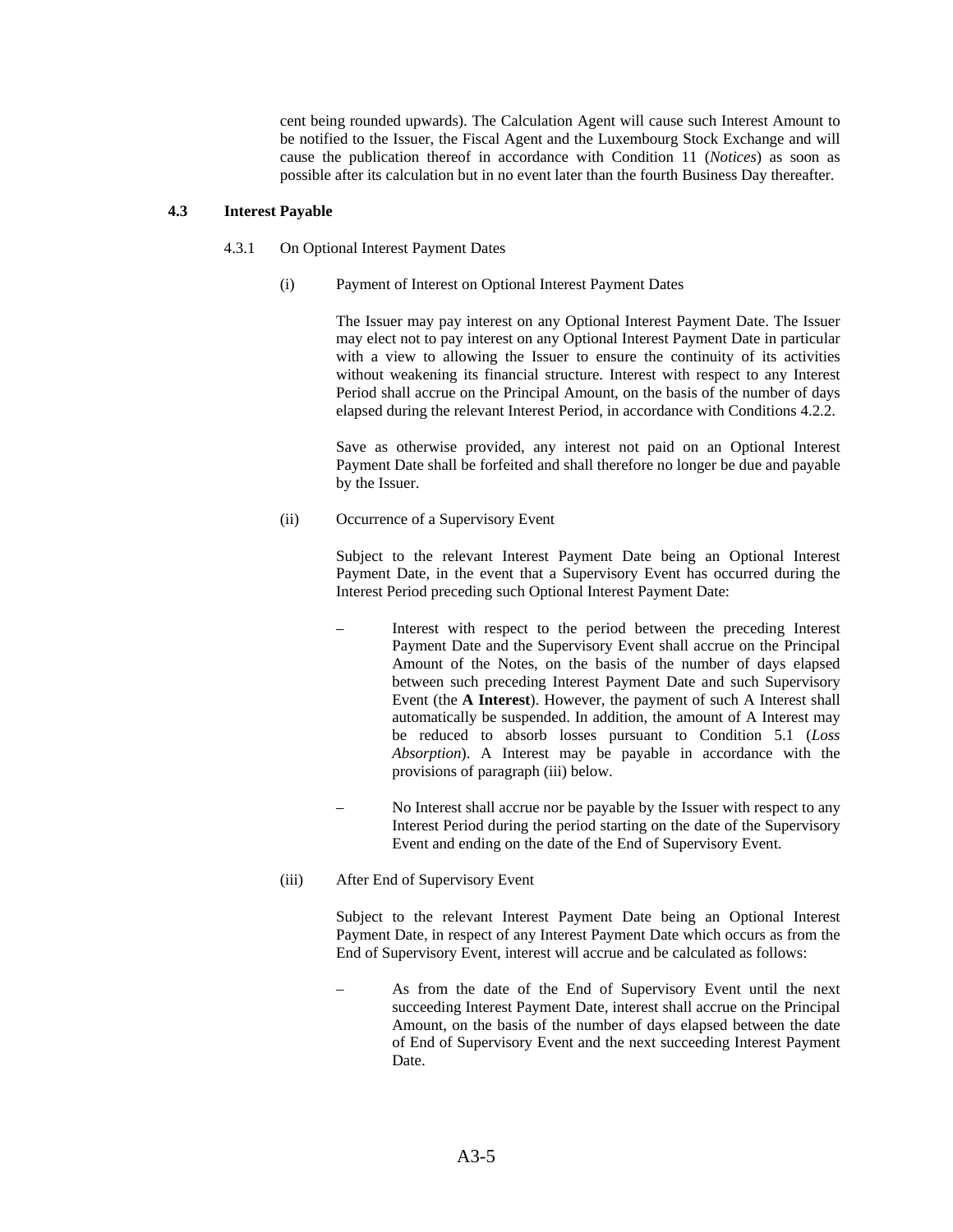cent being rounded upwards). The Calculation Agent will cause such Interest Amount to be notified to the Issuer, the Fiscal Agent and the Luxembourg Stock Exchange and will cause the publication thereof in accordance with Condition 11 (*Notices*) as soon as possible after its calculation but in no event later than the fourth Business Day thereafter.

### 4.3 Interest Payable

4.3.1 On Optional Interest Payment Dates

(i) Payment of Interest on Optional Interest Payment Dates

The Issuer may pay interest on any Optional Interest Payment Date. The Issuer may elect not to pay interest on any Optional Interest Payment Date in particular with a view to allowing the Issuer to ensure the continuity of its activities without weakening its financial structure. Interest with respect to any Interest Period shall accrue on the Principal Amount, on the basis of the number of days elapsed during the relevant Interest Period, in accordance with Conditions 4.2.2.

Save as otherwise provided, any interest not paid on an Optional Interest Payment Date shall be forfeited and shall therefore no longer be due and payable by the Issuer.

(ii) Occurrence of a Supervisory Event

Subject to the relevant Interest Payment Date being an Optional Interest Payment Date, in the event that a Supervisory Event has occurred during the Interest Period preceding such Optional Interest Payment Date:

– Interest with respect to the period between the preceding Interest Payment Date and the Supervisory Event shall accrue on the Principal Amount of the Notes, on the basis of the number of days elapsed between such preceding Interest Payment Date and such Supervisory Event (the **A Interest**). However, the payment of such A Interest shall automatically be suspended. In addition, the amount of A Interest may be reduced to absorb losses pursuant to Condition 5.1 (*Loss Absorption*). A Interest may be payable in accordance with the provisions of paragraph (iii) below.

– No Interest shall accrue nor be payable by the Issuer with respect to any Interest Period during the period starting on the date of the Supervisory Event and ending on the date of the End of Supervisory Event.

(iii) After End of Supervisory Event

Subject to the relevant Interest Payment Date being an Optional Interest Payment Date, in respect of any Interest Payment Date which occurs as from the End of Supervisory Event, interest will accrue and be calculated as follows:

– As from the date of the End of Supervisory Event until the next succeeding Interest Payment Date, interest shall accrue on the Principal Amount, on the basis of the number of days elapsed between the date of End of Supervisory Event and the next succeeding Interest Payment Date.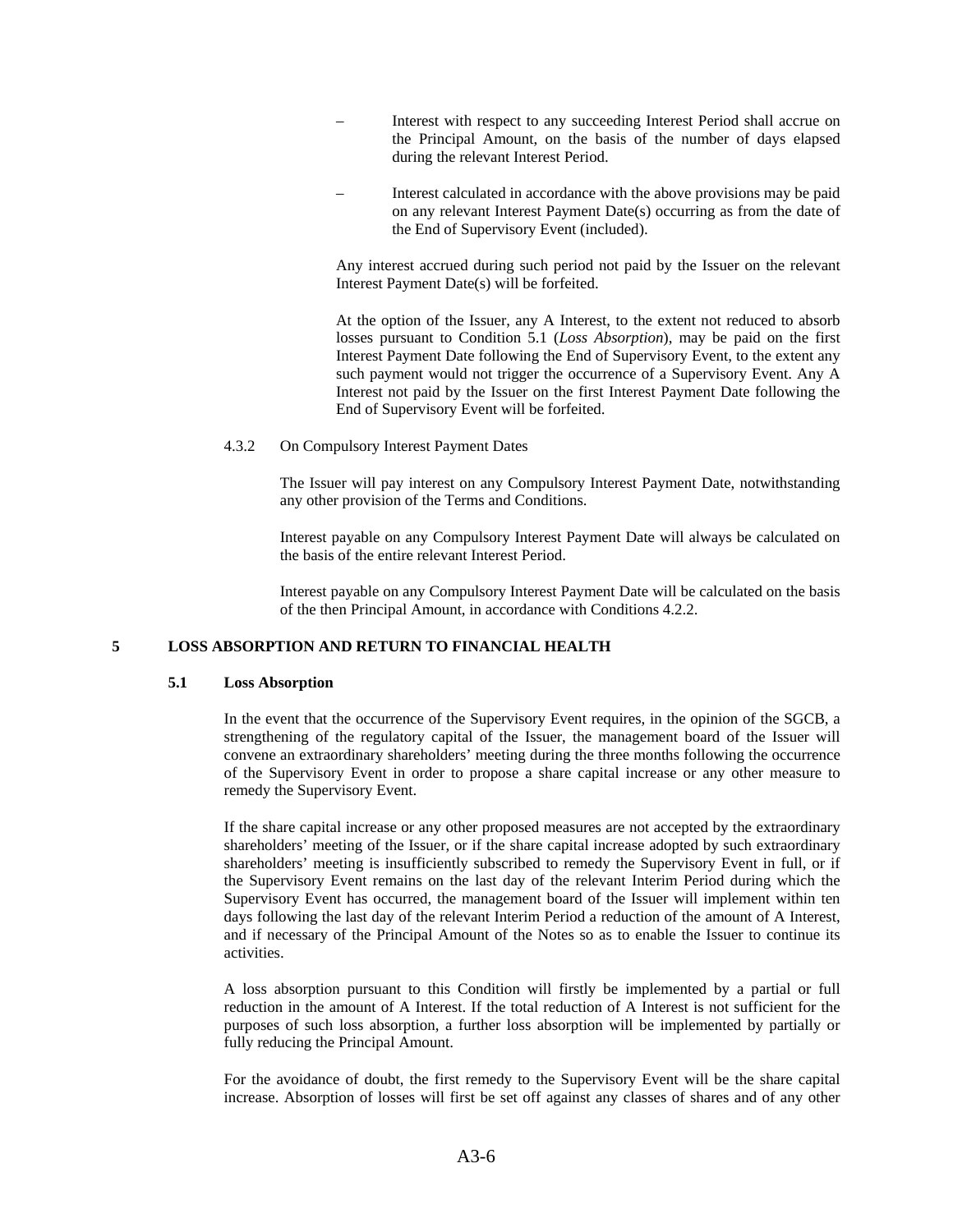- Interest with respect to any succeeding Interest Period shall accrue on the Principal Amount, on the basis of the number of days elapsed during the relevant Interest Period.
- Interest calculated in accordance with the above provisions may be paid on any relevant Interest Payment Date(s) occurring as from the date of the End of Supervisory Event (included).

Any interest accrued during such period not paid by the Issuer on the relevant Interest Payment Date(s) will be forfeited.

At the option of the Issuer, any A Interest, to the extent not reduced to absorb losses pursuant to Condition 5.1 (*Loss Absorption*), may be paid on the first Interest Payment Date following the End of Supervisory Event, to the extent any such payment would not trigger the occurrence of a Supervisory Event. Any A Interest not paid by the Issuer on the first Interest Payment Date following the End of Supervisory Event will be forfeited.

4.3.2 On Compulsory Interest Payment Dates

The Issuer will pay interest on any Compulsory Interest Payment Date, notwithstanding any other provision of the Terms and Conditions.

Interest payable on any Compulsory Interest Payment Date will always be calculated on the basis of the entire relevant Interest Period.

Interest payable on any Compulsory Interest Payment Date will be calculated on the basis of the then Principal Amount, in accordance with Conditions 4.2.2.

## 5 LOSS ABSORPTION AND RETURN TO FINANCIAL HEALTH

### 5.1 Loss Absorption

In the event that the occurrence of the Supervisory Event requires, in the opinion of the SGCB, a strengthening of the regulatory capital of the Issuer, the management board of the Issuer will convene an extraordinary shareholders' meeting during the three months following the occurrence of the Supervisory Event in order to propose a share capital increase or any other measure to remedy the Supervisory Event.

If the share capital increase or any other proposed measures are not accepted by the extraordinary shareholders' meeting of the Issuer, or if the share capital increase adopted by such extraordinary shareholders' meeting is insufficiently subscribed to remedy the Supervisory Event in full, or if the Supervisory Event remains on the last day of the relevant Interim Period during which the Supervisory Event has occurred, the management board of the Issuer will implement within ten days following the last day of the relevant Interim Period a reduction of the amount of A Interest, and if necessary of the Principal Amount of the Notes so as to enable the Issuer to continue its activities.

A loss absorption pursuant to this Condition will firstly be implemented by a partial or full reduction in the amount of A Interest. If the total reduction of A Interest is not sufficient for the purposes of such loss absorption, a further loss absorption will be implemented by partially or fully reducing the Principal Amount.

For the avoidance of doubt, the first remedy to the Supervisory Event will be the share capital increase. Absorption of losses will first be set off against any classes of shares and of any other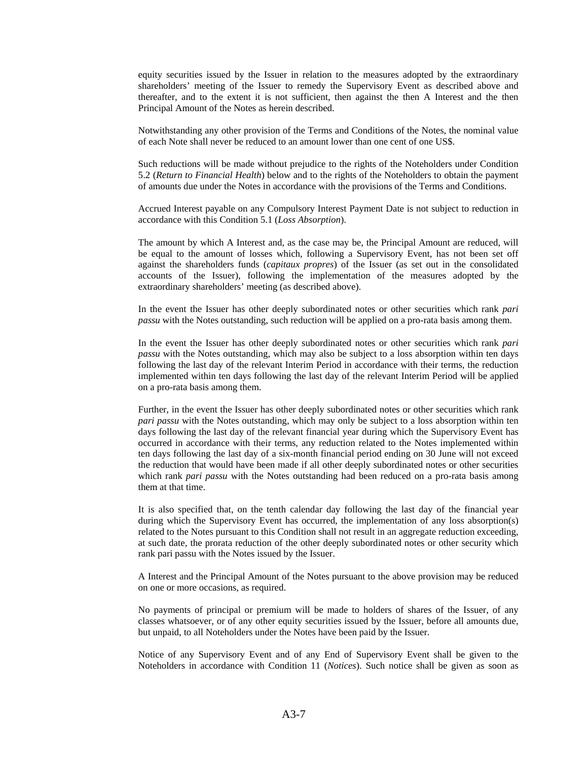equity securities issued by the Issuer in relation to the measures adopted by the extraordinary shareholders' meeting of the Issuer to remedy the Supervisory Event as described above and thereafter, and to the extent it is not sufficient, then against the then A Interest and the then Principal Amount of the Notes as herein described.

Notwithstanding any other provision of the Terms and Conditions of the Notes, the nominal value of each Note shall never be reduced to an amount lower than one cent of one US$.

Such reductions will be made without prejudice to the rights of the Noteholders under Condition 5.2 (*Return to Financial Health*) below and to the rights of the Noteholders to obtain the payment of amounts due under the Notes in accordance with the provisions of the Terms and Conditions.

Accrued Interest payable on any Compulsory Interest Payment Date is not subject to reduction in accordance with this Condition 5.1 (*Loss Absorption*).

The amount by which A Interest and, as the case may be, the Principal Amount are reduced, will be equal to the amount of losses which, following a Supervisory Event, has not been set off against the shareholders funds (*capitaux propres*) of the Issuer (as set out in the consolidated accounts of the Issuer), following the implementation of the measures adopted by the extraordinary shareholders' meeting (as described above).

In the event the Issuer has other deeply subordinated notes or other securities which rank *pari passu* with the Notes outstanding, such reduction will be applied on a pro-rata basis among them.

In the event the Issuer has other deeply subordinated notes or other securities which rank *pari passu* with the Notes outstanding, which may also be subject to a loss absorption within ten days following the last day of the relevant Interim Period in accordance with their terms, the reduction implemented within ten days following the last day of the relevant Interim Period will be applied on a pro-rata basis among them.

Further, in the event the Issuer has other deeply subordinated notes or other securities which rank *pari passu* with the Notes outstanding, which may only be subject to a loss absorption within ten days following the last day of the relevant financial year during which the Supervisory Event has occurred in accordance with their terms, any reduction related to the Notes implemented within ten days following the last day of a six-month financial period ending on 30 June will not exceed the reduction that would have been made if all other deeply subordinated notes or other securities which rank *pari passu* with the Notes outstanding had been reduced on a pro-rata basis among them at that time.

It is also specified that, on the tenth calendar day following the last day of the financial year during which the Supervisory Event has occurred, the implementation of any loss absorption(s) related to the Notes pursuant to this Condition shall not result in an aggregate reduction exceeding, at such date, the prorata reduction of the other deeply subordinated notes or other security which rank pari passu with the Notes issued by the Issuer.

A Interest and the Principal Amount of the Notes pursuant to the above provision may be reduced on one or more occasions, as required.

No payments of principal or premium will be made to holders of shares of the Issuer, of any classes whatsoever, or of any other equity securities issued by the Issuer, before all amounts due, but unpaid, to all Noteholders under the Notes have been paid by the Issuer.

Notice of any Supervisory Event and of any End of Supervisory Event shall be given to the Noteholders in accordance with Condition 11 (*Notices*). Such notice shall be given as soon as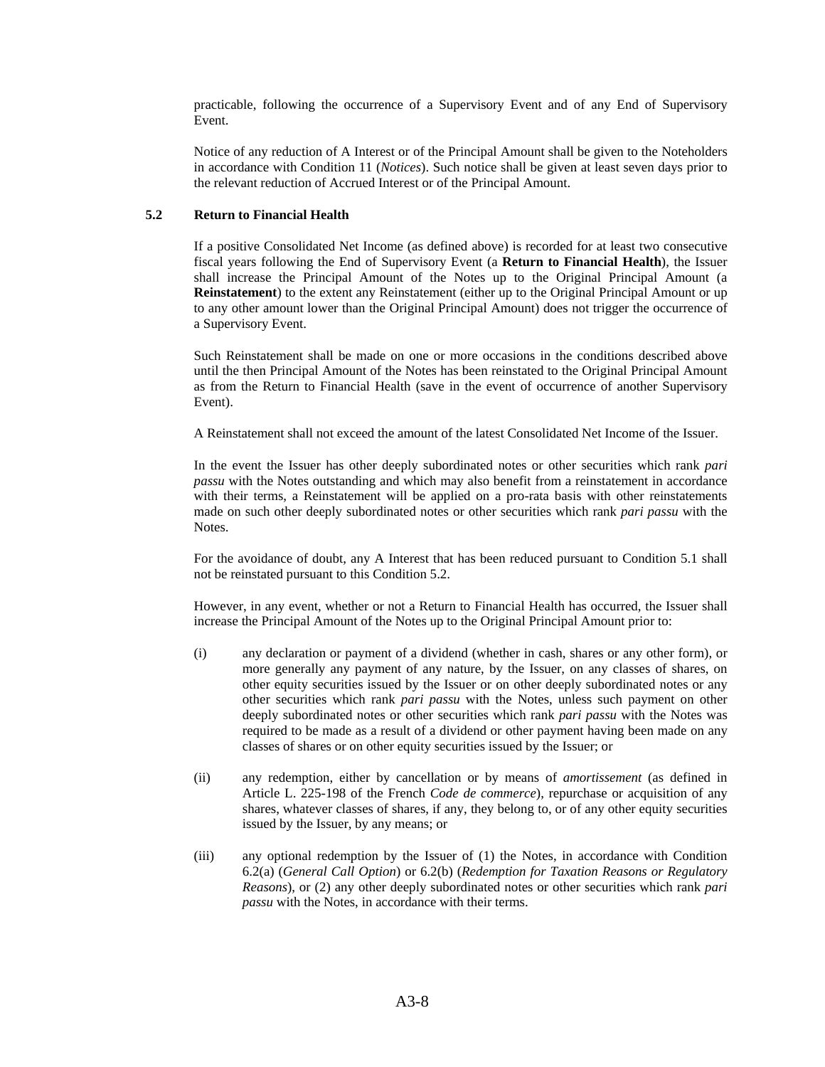practicable, following the occurrence of a Supervisory Event and of any End of Supervisory Event.

Notice of any reduction of A Interest or of the Principal Amount shall be given to the Noteholders in accordance with Condition 11 (*Notices*). Such notice shall be given at least seven days prior to the relevant reduction of Accrued Interest or of the Principal Amount.

### 5.2 Return to Financial Health

If a positive Consolidated Net Income (as defined above) is recorded for at least two consecutive fiscal years following the End of Supervisory Event (a **Return to Financial Health**), the Issuer shall increase the Principal Amount of the Notes up to the Original Principal Amount (a **Reinstatement**) to the extent any Reinstatement (either up to the Original Principal Amount or up to any other amount lower than the Original Principal Amount) does not trigger the occurrence of a Supervisory Event.

Such Reinstatement shall be made on one or more occasions in the conditions described above until the then Principal Amount of the Notes has been reinstated to the Original Principal Amount as from the Return to Financial Health (save in the event of occurrence of another Supervisory Event).

A Reinstatement shall not exceed the amount of the latest Consolidated Net Income of the Issuer.

In the event the Issuer has other deeply subordinated notes or other securities which rank *pari passu* with the Notes outstanding and which may also benefit from a reinstatement in accordance with their terms, a Reinstatement will be applied on a pro-rata basis with other reinstatements made on such other deeply subordinated notes or other securities which rank *pari passu* with the Notes.

For the avoidance of doubt, any A Interest that has been reduced pursuant to Condition 5.1 shall not be reinstated pursuant to this Condition 5.2.

However, in any event, whether or not a Return to Financial Health has occurred, the Issuer shall increase the Principal Amount of the Notes up to the Original Principal Amount prior to:

(i) any declaration or payment of a dividend (whether in cash, shares or any other form), or more generally any payment of any nature, by the Issuer, on any classes of shares, on other equity securities issued by the Issuer or on other deeply subordinated notes or any other securities which rank *pari passu* with the Notes, unless such payment on other deeply subordinated notes or other securities which rank *pari passu* with the Notes was required to be made as a result of a dividend or other payment having been made on any classes of shares or on other equity securities issued by the Issuer; or

(ii) any redemption, either by cancellation or by means of *amortissement* (as defined in Article L. 225-198 of the French *Code de commerce*), repurchase or acquisition of any shares, whatever classes of shares, if any, they belong to, or of any other equity securities issued by the Issuer, by any means; or

(iii) any optional redemption by the Issuer of (1) the Notes, in accordance with Condition 6.2(a) (*General Call Option*) or 6.2(b) (*Redemption for Taxation Reasons or Regulatory Reasons*), or (2) any other deeply subordinated notes or other securities which rank *pari passu* with the Notes, in accordance with their terms.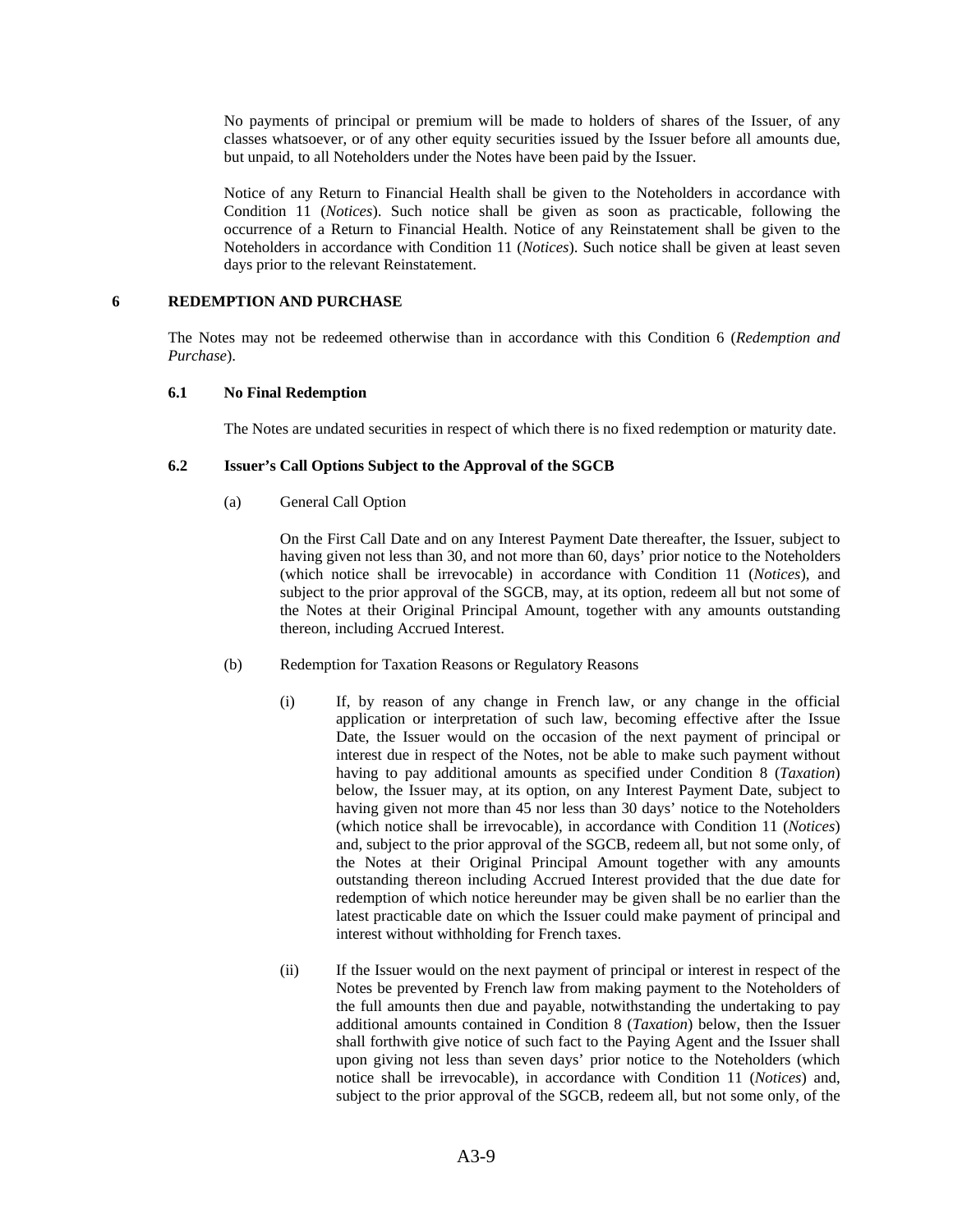No payments of principal or premium will be made to holders of shares of the Issuer, of any classes whatsoever, or of any other equity securities issued by the Issuer before all amounts due, but unpaid, to all Noteholders under the Notes have been paid by the Issuer.

Notice of any Return to Financial Health shall be given to the Noteholders in accordance with Condition 11 (*Notices*). Such notice shall be given as soon as practicable, following the occurrence of a Return to Financial Health. Notice of any Reinstatement shall be given to the Noteholders in accordance with Condition 11 (*Notices*). Such notice shall be given at least seven days prior to the relevant Reinstatement.

## 6 REDEMPTION AND PURCHASE

The Notes may not be redeemed otherwise than in accordance with this Condition 6 (*Redemption and Purchase*).

### 6.1 No Final Redemption

The Notes are undated securities in respect of which there is no fixed redemption or maturity date.

### 6.2 Issuer's Call Options Subject to the Approval of the SGCB

(a) General Call Option

On the First Call Date and on any Interest Payment Date thereafter, the Issuer, subject to having given not less than 30, and not more than 60, days' prior notice to the Noteholders (which notice shall be irrevocable) in accordance with Condition 11 (*Notices*), and subject to the prior approval of the SGCB, may, at its option, redeem all but not some of the Notes at their Original Principal Amount, together with any amounts outstanding thereon, including Accrued Interest.

(b) Redemption for Taxation Reasons or Regulatory Reasons

(i) If, by reason of any change in French law, or any change in the official application or interpretation of such law, becoming effective after the Issue Date, the Issuer would on the occasion of the next payment of principal or interest due in respect of the Notes, not be able to make such payment without having to pay additional amounts as specified under Condition 8 (*Taxation*) below, the Issuer may, at its option, on any Interest Payment Date, subject to having given not more than 45 nor less than 30 days' notice to the Noteholders (which notice shall be irrevocable), in accordance with Condition 11 (*Notices*) and, subject to the prior approval of the SGCB, redeem all, but not some only, of the Notes at their Original Principal Amount together with any amounts outstanding thereon including Accrued Interest provided that the due date for redemption of which notice hereunder may be given shall be no earlier than the latest practicable date on which the Issuer could make payment of principal and interest without withholding for French taxes.

(ii) If the Issuer would on the next payment of principal or interest in respect of the Notes be prevented by French law from making payment to the Noteholders of the full amounts then due and payable, notwithstanding the undertaking to pay additional amounts contained in Condition 8 (*Taxation*) below, then the Issuer shall forthwith give notice of such fact to the Paying Agent and the Issuer shall upon giving not less than seven days' prior notice to the Noteholders (which notice shall be irrevocable), in accordance with Condition 11 (*Notices*) and, subject to the prior approval of the SGCB, redeem all, but not some only, of the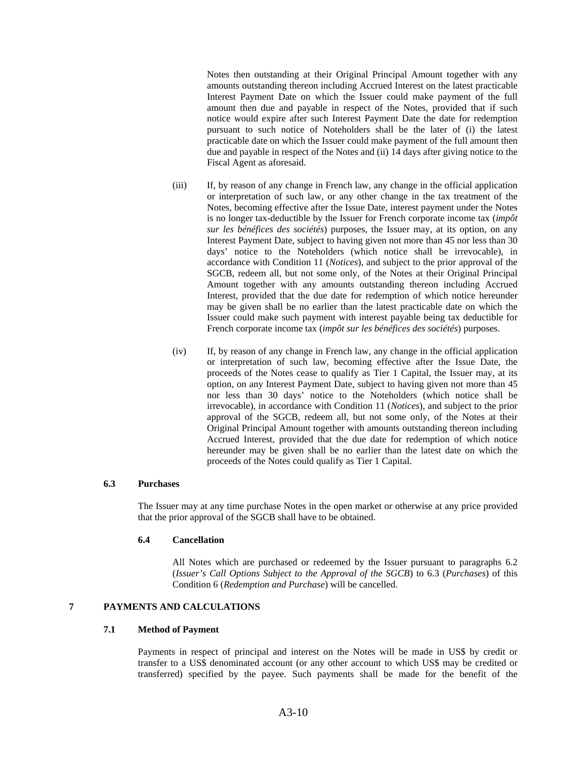Notes then outstanding at their Original Principal Amount together with any amounts outstanding thereon including Accrued Interest on the latest practicable Interest Payment Date on which the Issuer could make payment of the full amount then due and payable in respect of the Notes, provided that if such notice would expire after such Interest Payment Date the date for redemption pursuant to such notice of Noteholders shall be the later of (i) the latest practicable date on which the Issuer could make payment of the full amount then due and payable in respect of the Notes and (ii) 14 days after giving notice to the Fiscal Agent as aforesaid.

(iii) If, by reason of any change in French law, any change in the official application or interpretation of such law, or any other change in the tax treatment of the Notes, becoming effective after the Issue Date, interest payment under the Notes is no longer tax-deductible by the Issuer for French corporate income tax (*impôt sur les bénéfices des sociétés*) purposes, the Issuer may, at its option, on any Interest Payment Date, subject to having given not more than 45 nor less than 30 days' notice to the Noteholders (which notice shall be irrevocable), in accordance with Condition 11 (*Notices*), and subject to the prior approval of the SGCB, redeem all, but not some only, of the Notes at their Original Principal Amount together with any amounts outstanding thereon including Accrued Interest, provided that the due date for redemption of which notice hereunder may be given shall be no earlier than the latest practicable date on which the Issuer could make such payment with interest payable being tax deductible for French corporate income tax (*impôt sur les bénéfices des sociétés*) purposes.

(iv) If, by reason of any change in French law, any change in the official application or interpretation of such law, becoming effective after the Issue Date, the proceeds of the Notes cease to qualify as Tier 1 Capital, the Issuer may, at its option, on any Interest Payment Date, subject to having given not more than 45 nor less than 30 days' notice to the Noteholders (which notice shall be irrevocable), in accordance with Condition 11 (*Notices*), and subject to the prior approval of the SGCB, redeem all, but not some only, of the Notes at their Original Principal Amount together with amounts outstanding thereon including Accrued Interest, provided that the due date for redemption of which notice hereunder may be given shall be no earlier than the latest date on which the proceeds of the Notes could qualify as Tier 1 Capital.

### 6.3 Purchases

The Issuer may at any time purchase Notes in the open market or otherwise at any price provided that the prior approval of the SGCB shall have to be obtained.

### 6.4 Cancellation

All Notes which are purchased or redeemed by the Issuer pursuant to paragraphs 6.2 (*Issuer's Call Options Subject to the Approval of the SGCB*) to 6.3 (*Purchases*) of this Condition 6 (*Redemption and Purchase*) will be cancelled.

## 7 PAYMENTS AND CALCULATIONS

### 7.1 Method of Payment

Payments in respect of principal and interest on the Notes will be made in US$ by credit or transfer to a US$ denominated account (or any other account to which US$ may be credited or transferred) specified by the payee. Such payments shall be made for the benefit of the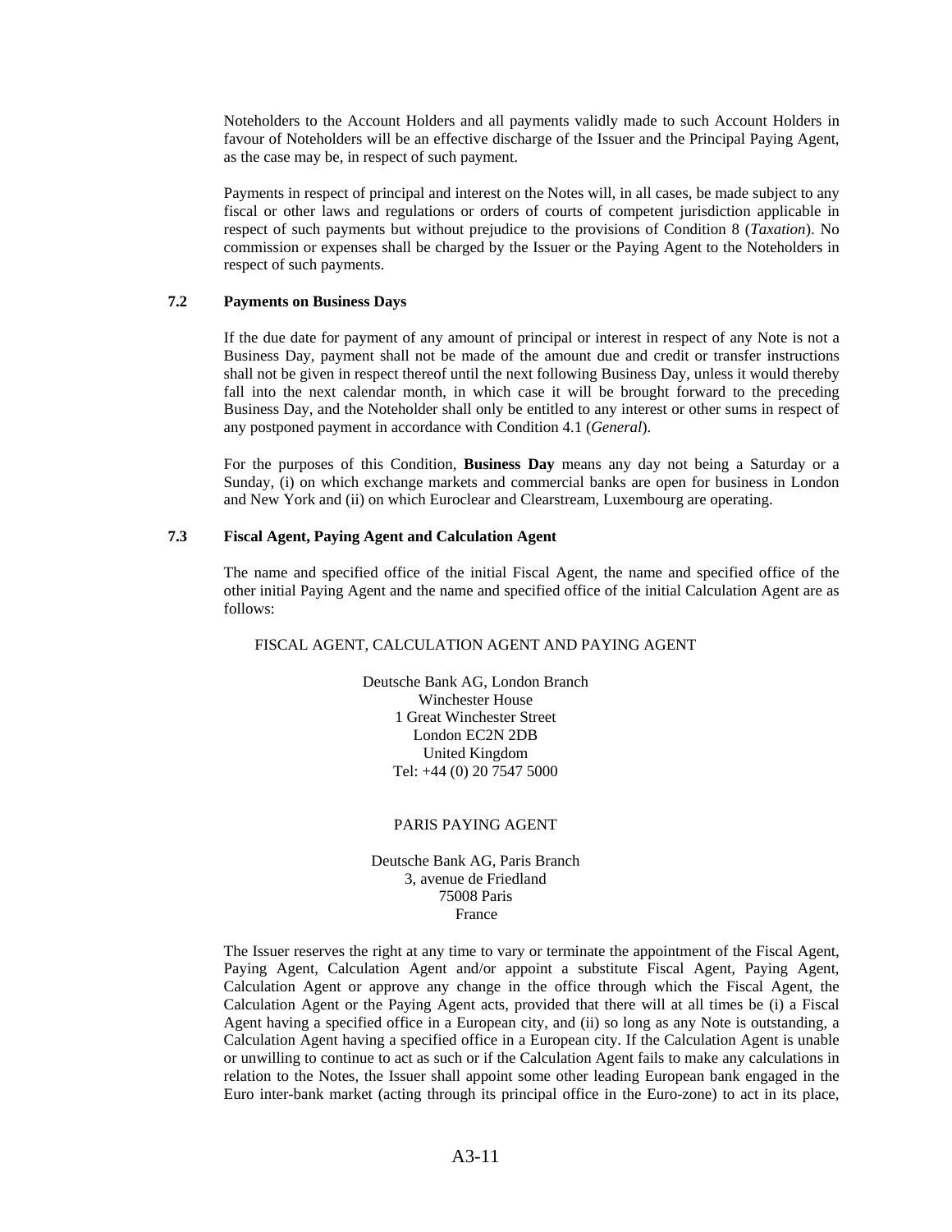Noteholders to the Account Holders and all payments validly made to such Account Holders in favour of Noteholders will be an effective discharge of the Issuer and the Principal Paying Agent, as the case may be, in respect of such payment.

Payments in respect of principal and interest on the Notes will, in all cases, be made subject to any fiscal or other laws and regulations or orders of courts of competent jurisdiction applicable in respect of such payments but without prejudice to the provisions of Condition 8 (*Taxation*). No commission or expenses shall be charged by the Issuer or the Paying Agent to the Noteholders in respect of such payments.

### 7.2 Payments on Business Days

If the due date for payment of any amount of principal or interest in respect of any Note is not a Business Day, payment shall not be made of the amount due and credit or transfer instructions shall not be given in respect thereof until the next following Business Day, unless it would thereby fall into the next calendar month, in which case it will be brought forward to the preceding Business Day, and the Noteholder shall only be entitled to any interest or other sums in respect of any postponed payment in accordance with Condition 4.1 (*General*).

For the purposes of this Condition, **Business Day** means any day not being a Saturday or a Sunday, (i) on which exchange markets and commercial banks are open for business in London and New York and (ii) on which Euroclear and Clearstream, Luxembourg are operating.

### 7.3 Fiscal Agent, Paying Agent and Calculation Agent

The name and specified office of the initial Fiscal Agent, the name and specified office of the other initial Paying Agent and the name and specified office of the initial Calculation Agent are as follows:

FISCAL AGENT, CALCULATION AGENT AND PAYING AGENT

Deutsche Bank AG, London Branch
Winchester House
1 Great Winchester Street
London EC2N 2DB
United Kingdom
Tel: +44 (0) 20 7547 5000

PARIS PAYING AGENT

Deutsche Bank AG, Paris Branch
3, avenue de Friedland
75008 Paris
France

The Issuer reserves the right at any time to vary or terminate the appointment of the Fiscal Agent, Paying Agent, Calculation Agent and/or appoint a substitute Fiscal Agent, Paying Agent, Calculation Agent or approve any change in the office through which the Fiscal Agent, the Calculation Agent or the Paying Agent acts, provided that there will at all times be (i) a Fiscal Agent having a specified office in a European city, and (ii) so long as any Note is outstanding, a Calculation Agent having a specified office in a European city. If the Calculation Agent is unable or unwilling to continue to act as such or if the Calculation Agent fails to make any calculations in relation to the Notes, the Issuer shall appoint some other leading European bank engaged in the Euro inter-bank market (acting through its principal office in the Euro-zone) to act in its place,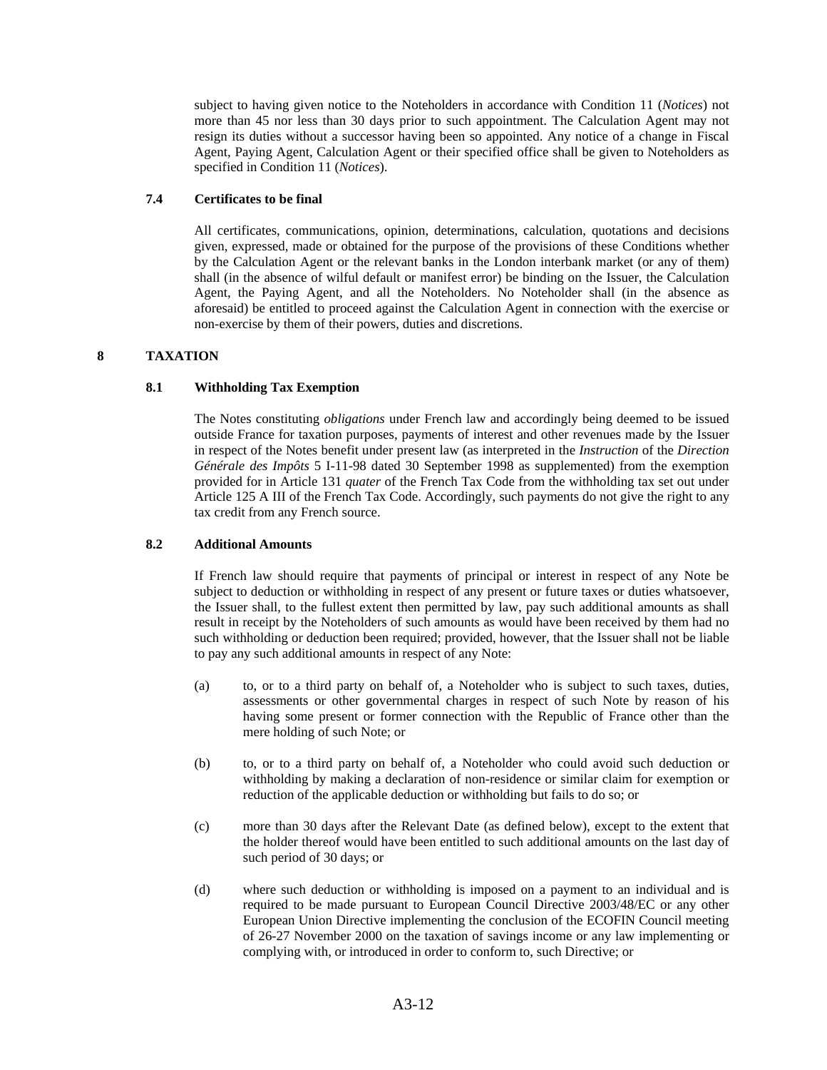subject to having given notice to the Noteholders in accordance with Condition 11 (*Notices*) not more than 45 nor less than 30 days prior to such appointment. The Calculation Agent may not resign its duties without a successor having been so appointed. Any notice of a change in Fiscal Agent, Paying Agent, Calculation Agent or their specified office shall be given to Noteholders as specified in Condition 11 (*Notices*).

### 7.4 Certificates to be final

All certificates, communications, opinion, determinations, calculation, quotations and decisions given, expressed, made or obtained for the purpose of the provisions of these Conditions whether by the Calculation Agent or the relevant banks in the London interbank market (or any of them) shall (in the absence of wilful default or manifest error) be binding on the Issuer, the Calculation Agent, the Paying Agent, and all the Noteholders. No Noteholder shall (in the absence as aforesaid) be entitled to proceed against the Calculation Agent in connection with the exercise or non-exercise by them of their powers, duties and discretions.

## 8 TAXATION

### 8.1 Withholding Tax Exemption

The Notes constituting *obligations* under French law and accordingly being deemed to be issued outside France for taxation purposes, payments of interest and other revenues made by the Issuer in respect of the Notes benefit under present law (as interpreted in the *Instruction* of the *Direction Générale des Impôts* 5 I-11-98 dated 30 September 1998 as supplemented) from the exemption provided for in Article 131 *quater* of the French Tax Code from the withholding tax set out under Article 125 A III of the French Tax Code. Accordingly, such payments do not give the right to any tax credit from any French source.

### 8.2 Additional Amounts

If French law should require that payments of principal or interest in respect of any Note be subject to deduction or withholding in respect of any present or future taxes or duties whatsoever, the Issuer shall, to the fullest extent then permitted by law, pay such additional amounts as shall result in receipt by the Noteholders of such amounts as would have been received by them had no such withholding or deduction been required; provided, however, that the Issuer shall not be liable to pay any such additional amounts in respect of any Note:

(a) to, or to a third party on behalf of, a Noteholder who is subject to such taxes, duties, assessments or other governmental charges in respect of such Note by reason of his having some present or former connection with the Republic of France other than the mere holding of such Note; or

(b) to, or to a third party on behalf of, a Noteholder who could avoid such deduction or withholding by making a declaration of non-residence or similar claim for exemption or reduction of the applicable deduction or withholding but fails to do so; or

(c) more than 30 days after the Relevant Date (as defined below), except to the extent that the holder thereof would have been entitled to such additional amounts on the last day of such period of 30 days; or

(d) where such deduction or withholding is imposed on a payment to an individual and is required to be made pursuant to European Council Directive 2003/48/EC or any other European Union Directive implementing the conclusion of the ECOFIN Council meeting of 26-27 November 2000 on the taxation of savings income or any law implementing or complying with, or introduced in order to conform to, such Directive; or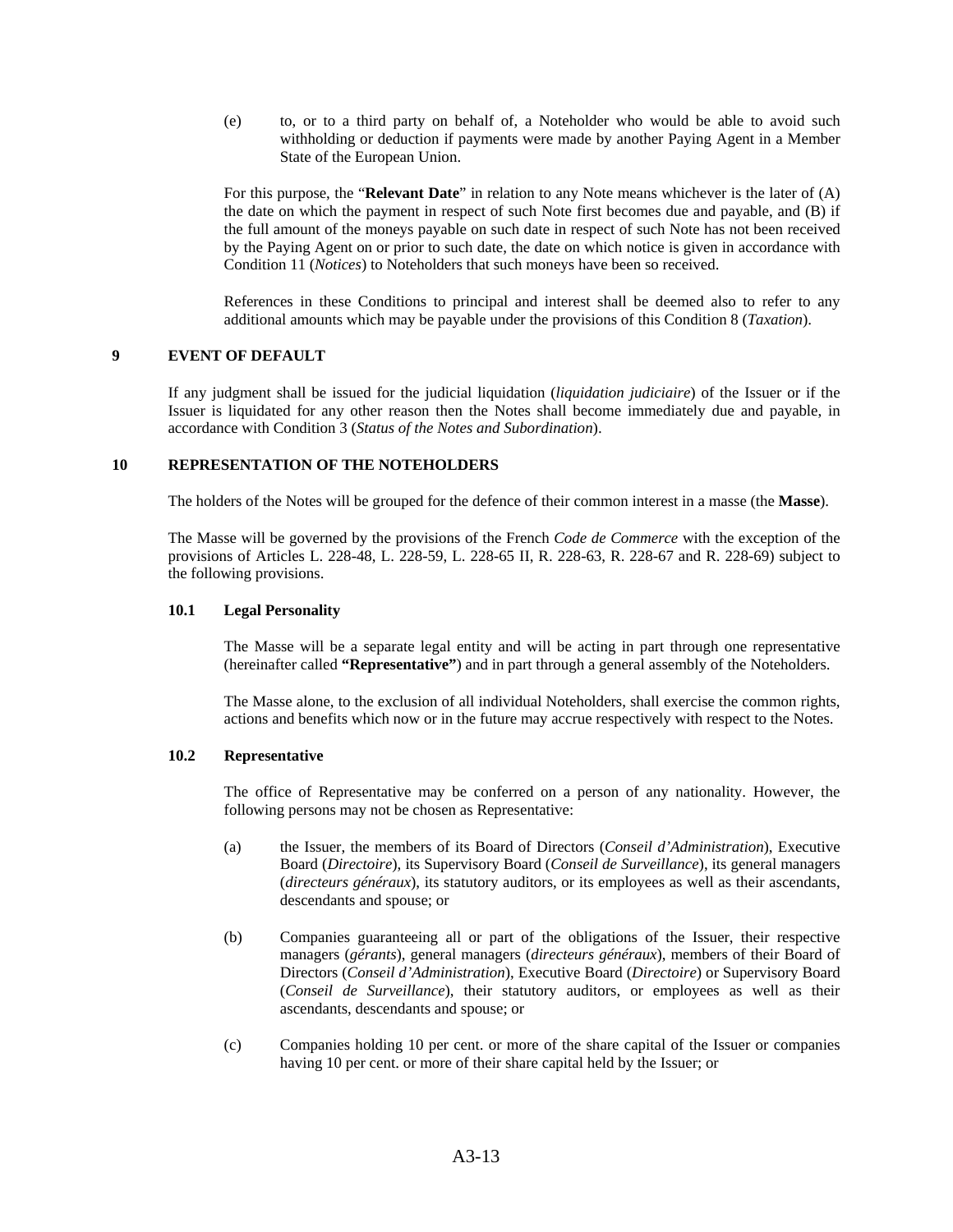(e) to, or to a third party on behalf of, a Noteholder who would be able to avoid such withholding or deduction if payments were made by another Paying Agent in a Member State of the European Union.

For this purpose, the "**Relevant Date**" in relation to any Note means whichever is the later of (A) the date on which the payment in respect of such Note first becomes due and payable, and (B) if the full amount of the moneys payable on such date in respect of such Note has not been received by the Paying Agent on or prior to such date, the date on which notice is given in accordance with Condition 11 (*Notices*) to Noteholders that such moneys have been so received.

References in these Conditions to principal and interest shall be deemed also to refer to any additional amounts which may be payable under the provisions of this Condition 8 (*Taxation*).

## 9 EVENT OF DEFAULT

If any judgment shall be issued for the judicial liquidation (*liquidation judiciaire*) of the Issuer or if the Issuer is liquidated for any other reason then the Notes shall become immediately due and payable, in accordance with Condition 3 (*Status of the Notes and Subordination*).

## 10 REPRESENTATION OF THE NOTEHOLDERS

The holders of the Notes will be grouped for the defence of their common interest in a masse (the **Masse**).

The Masse will be governed by the provisions of the French *Code de Commerce* with the exception of the provisions of Articles L. 228-48, L. 228-59, L. 228-65 II, R. 228-63, R. 228-67 and R. 228-69) subject to the following provisions.

### 10.1 Legal Personality

The Masse will be a separate legal entity and will be acting in part through one representative (hereinafter called **"Representative"**) and in part through a general assembly of the Noteholders.

The Masse alone, to the exclusion of all individual Noteholders, shall exercise the common rights, actions and benefits which now or in the future may accrue respectively with respect to the Notes.

### 10.2 Representative

The office of Representative may be conferred on a person of any nationality. However, the following persons may not be chosen as Representative:

(a) the Issuer, the members of its Board of Directors (*Conseil d'Administration*), Executive Board (*Directoire*), its Supervisory Board (*Conseil de Surveillance*), its general managers (*directeurs généraux*), its statutory auditors, or its employees as well as their ascendants, descendants and spouse; or

(b) Companies guaranteeing all or part of the obligations of the Issuer, their respective managers (*gérants*), general managers (*directeurs généraux*), members of their Board of Directors (*Conseil d'Administration*), Executive Board (*Directoire*) or Supervisory Board (*Conseil de Surveillance*), their statutory auditors, or employees as well as their ascendants, descendants and spouse; or

(c) Companies holding 10 per cent. or more of the share capital of the Issuer or companies having 10 per cent. or more of their share capital held by the Issuer; or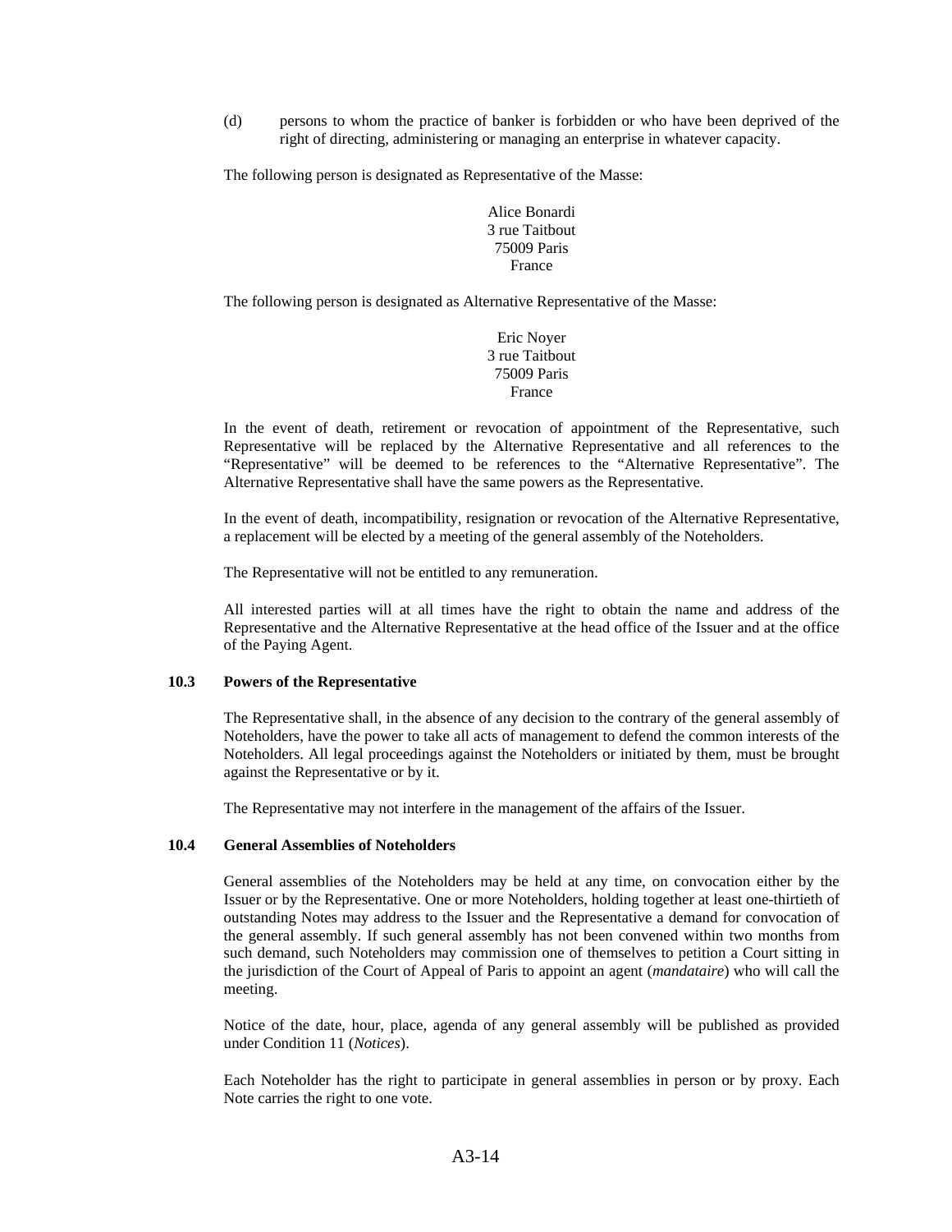(d) persons to whom the practice of banker is forbidden or who have been deprived of the right of directing, administering or managing an enterprise in whatever capacity.

The following person is designated as Representative of the Masse:

Alice Bonardi
3 rue Taitbout
75009 Paris
France

The following person is designated as Alternative Representative of the Masse:

Eric Noyer
3 rue Taitbout
75009 Paris
France

In the event of death, retirement or revocation of appointment of the Representative, such Representative will be replaced by the Alternative Representative and all references to the "Representative" will be deemed to be references to the "Alternative Representative". The Alternative Representative shall have the same powers as the Representative.

In the event of death, incompatibility, resignation or revocation of the Alternative Representative, a replacement will be elected by a meeting of the general assembly of the Noteholders.

The Representative will not be entitled to any remuneration.

All interested parties will at all times have the right to obtain the name and address of the Representative and the Alternative Representative at the head office of the Issuer and at the office of the Paying Agent.

### 10.3 Powers of the Representative

The Representative shall, in the absence of any decision to the contrary of the general assembly of Noteholders, have the power to take all acts of management to defend the common interests of the Noteholders. All legal proceedings against the Noteholders or initiated by them, must be brought against the Representative or by it.

The Representative may not interfere in the management of the affairs of the Issuer.

### 10.4 General Assemblies of Noteholders

General assemblies of the Noteholders may be held at any time, on convocation either by the Issuer or by the Representative. One or more Noteholders, holding together at least one-thirtieth of outstanding Notes may address to the Issuer and the Representative a demand for convocation of the general assembly. If such general assembly has not been convened within two months from such demand, such Noteholders may commission one of themselves to petition a Court sitting in the jurisdiction of the Court of Appeal of Paris to appoint an agent (*mandataire*) who will call the meeting.

Notice of the date, hour, place, agenda of any general assembly will be published as provided under Condition 11 (*Notices*).

Each Noteholder has the right to participate in general assemblies in person or by proxy. Each Note carries the right to one vote.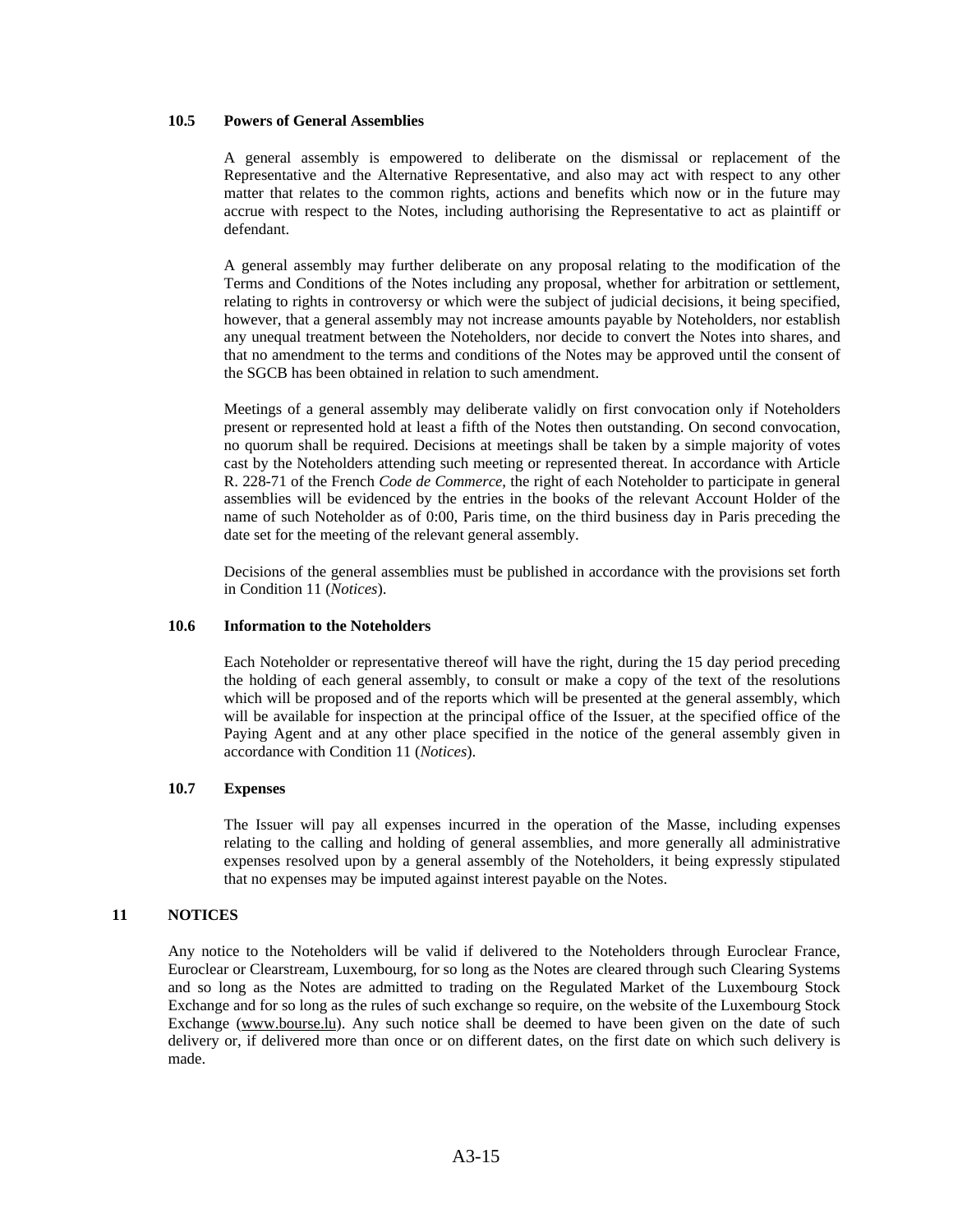### 10.5 Powers of General Assemblies

A general assembly is empowered to deliberate on the dismissal or replacement of the Representative and the Alternative Representative, and also may act with respect to any other matter that relates to the common rights, actions and benefits which now or in the future may accrue with respect to the Notes, including authorising the Representative to act as plaintiff or defendant.

A general assembly may further deliberate on any proposal relating to the modification of the Terms and Conditions of the Notes including any proposal, whether for arbitration or settlement, relating to rights in controversy or which were the subject of judicial decisions, it being specified, however, that a general assembly may not increase amounts payable by Noteholders, nor establish any unequal treatment between the Noteholders, nor decide to convert the Notes into shares, and that no amendment to the terms and conditions of the Notes may be approved until the consent of the SGCB has been obtained in relation to such amendment.

Meetings of a general assembly may deliberate validly on first convocation only if Noteholders present or represented hold at least a fifth of the Notes then outstanding. On second convocation, no quorum shall be required. Decisions at meetings shall be taken by a simple majority of votes cast by the Noteholders attending such meeting or represented thereat. In accordance with Article R. 228-71 of the French *Code de Commerce*, the right of each Noteholder to participate in general assemblies will be evidenced by the entries in the books of the relevant Account Holder of the name of such Noteholder as of 0:00, Paris time, on the third business day in Paris preceding the date set for the meeting of the relevant general assembly.

Decisions of the general assemblies must be published in accordance with the provisions set forth in Condition 11 (*Notices*).

### 10.6 Information to the Noteholders

Each Noteholder or representative thereof will have the right, during the 15 day period preceding the holding of each general assembly, to consult or make a copy of the text of the resolutions which will be proposed and of the reports which will be presented at the general assembly, which will be available for inspection at the principal office of the Issuer, at the specified office of the Paying Agent and at any other place specified in the notice of the general assembly given in accordance with Condition 11 (*Notices*).

### 10.7 Expenses

The Issuer will pay all expenses incurred in the operation of the Masse, including expenses relating to the calling and holding of general assemblies, and more generally all administrative expenses resolved upon by a general assembly of the Noteholders, it being expressly stipulated that no expenses may be imputed against interest payable on the Notes.

## 11 NOTICES

Any notice to the Noteholders will be valid if delivered to the Noteholders through Euroclear France, Euroclear or Clearstream, Luxembourg, for so long as the Notes are cleared through such Clearing Systems and so long as the Notes are admitted to trading on the Regulated Market of the Luxembourg Stock Exchange and for so long as the rules of such exchange so require, on the website of the Luxembourg Stock Exchange (www.bourse.lu). Any such notice shall be deemed to have been given on the date of such delivery or, if delivered more than once or on different dates, on the first date on which such delivery is made.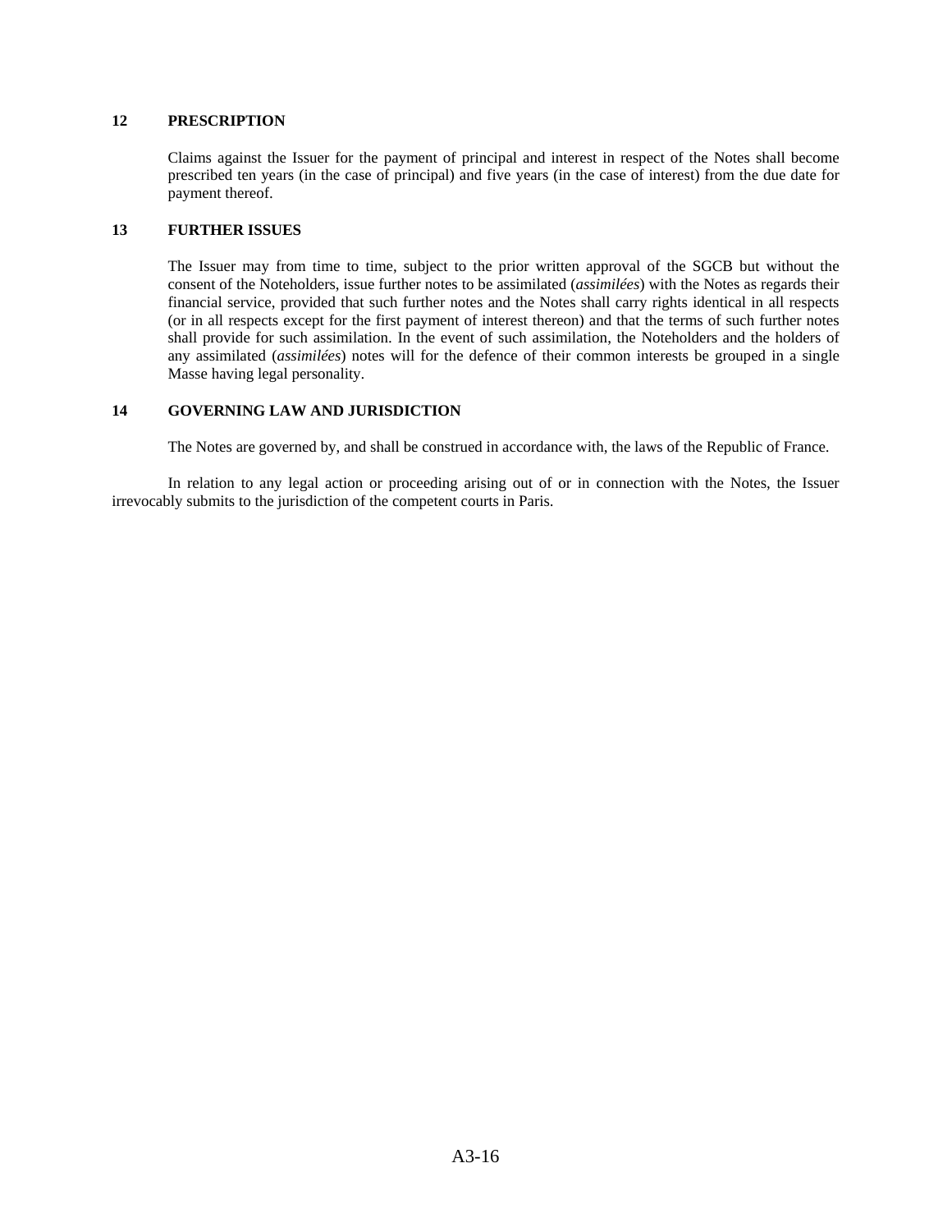## 12 PRESCRIPTION

Claims against the Issuer for the payment of principal and interest in respect of the Notes shall become prescribed ten years (in the case of principal) and five years (in the case of interest) from the due date for payment thereof.

## 13 FURTHER ISSUES

The Issuer may from time to time, subject to the prior written approval of the SGCB but without the consent of the Noteholders, issue further notes to be assimilated (*assimilées*) with the Notes as regards their financial service, provided that such further notes and the Notes shall carry rights identical in all respects (or in all respects except for the first payment of interest thereon) and that the terms of such further notes shall provide for such assimilation. In the event of such assimilation, the Noteholders and the holders of any assimilated (*assimilées*) notes will for the defence of their common interests be grouped in a single Masse having legal personality.

## 14 GOVERNING LAW AND JURISDICTION

The Notes are governed by, and shall be construed in accordance with, the laws of the Republic of France.

In relation to any legal action or proceeding arising out of or in connection with the Notes, the Issuer irrevocably submits to the jurisdiction of the competent courts in Paris.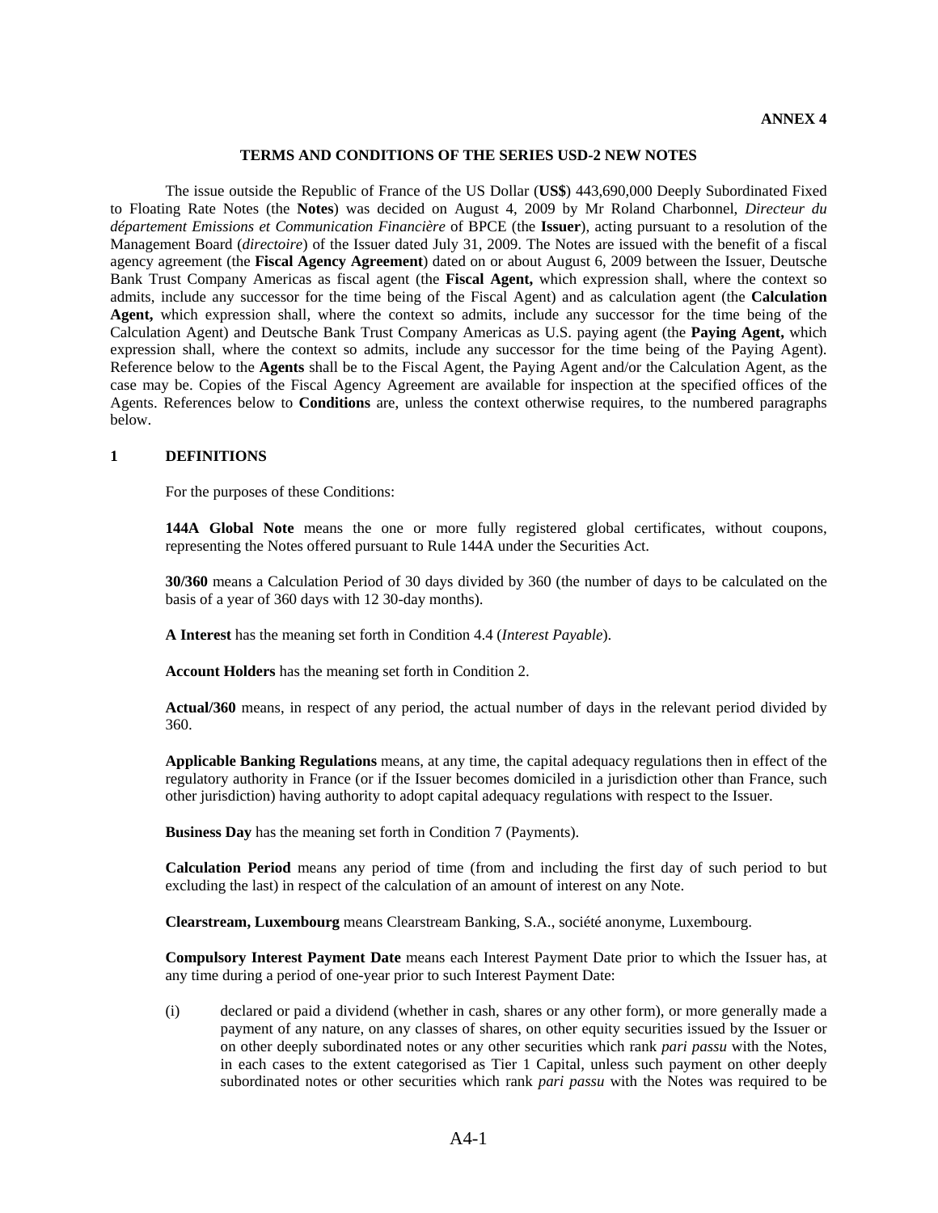**ANNEX 4**

**TERMS AND CONDITIONS OF THE SERIES USD-2 NEW NOTES**

The issue outside the Republic of France of the US Dollar (**US$**) 443,690,000 Deeply Subordinated Fixed to Floating Rate Notes (the **Notes**) was decided on August 4, 2009 by Mr Roland Charbonnel, *Directeur du département Emissions et Communication Financière* of BPCE (the **Issuer**), acting pursuant to a resolution of the Management Board (*directoire*) of the Issuer dated July 31, 2009. The Notes are issued with the benefit of a fiscal agency agreement (the **Fiscal Agency Agreement**) dated on or about August 6, 2009 between the Issuer, Deutsche Bank Trust Company Americas as fiscal agent (the **Fiscal Agent,** which expression shall, where the context so admits, include any successor for the time being of the Fiscal Agent) and as calculation agent (the **Calculation Agent,** which expression shall, where the context so admits, include any successor for the time being of the Calculation Agent) and Deutsche Bank Trust Company Americas as U.S. paying agent (the **Paying Agent,** which expression shall, where the context so admits, include any successor for the time being of the Paying Agent). Reference below to the **Agents** shall be to the Fiscal Agent, the Paying Agent and/or the Calculation Agent, as the case may be. Copies of the Fiscal Agency Agreement are available for inspection at the specified offices of the Agents. References below to **Conditions** are, unless the context otherwise requires, to the numbered paragraphs below.

## 1 DEFINITIONS

For the purposes of these Conditions:

**144A Global Note** means the one or more fully registered global certificates, without coupons, representing the Notes offered pursuant to Rule 144A under the Securities Act.

**30/360** means a Calculation Period of 30 days divided by 360 (the number of days to be calculated on the basis of a year of 360 days with 12 30-day months).

**A Interest** has the meaning set forth in Condition 4.4 (*Interest Payable*).

**Account Holders** has the meaning set forth in Condition 2.

**Actual/360** means, in respect of any period, the actual number of days in the relevant period divided by 360.

**Applicable Banking Regulations** means, at any time, the capital adequacy regulations then in effect of the regulatory authority in France (or if the Issuer becomes domiciled in a jurisdiction other than France, such other jurisdiction) having authority to adopt capital adequacy regulations with respect to the Issuer.

**Business Day** has the meaning set forth in Condition 7 (Payments).

**Calculation Period** means any period of time (from and including the first day of such period to but excluding the last) in respect of the calculation of an amount of interest on any Note.

**Clearstream, Luxembourg** means Clearstream Banking, S.A., société anonyme, Luxembourg.

**Compulsory Interest Payment Date** means each Interest Payment Date prior to which the Issuer has, at any time during a period of one-year prior to such Interest Payment Date:

(i) declared or paid a dividend (whether in cash, shares or any other form), or more generally made a payment of any nature, on any classes of shares, on other equity securities issued by the Issuer or on other deeply subordinated notes or any other securities which rank *pari passu* with the Notes, in each cases to the extent categorised as Tier 1 Capital, unless such payment on other deeply subordinated notes or other securities which rank *pari passu* with the Notes was required to be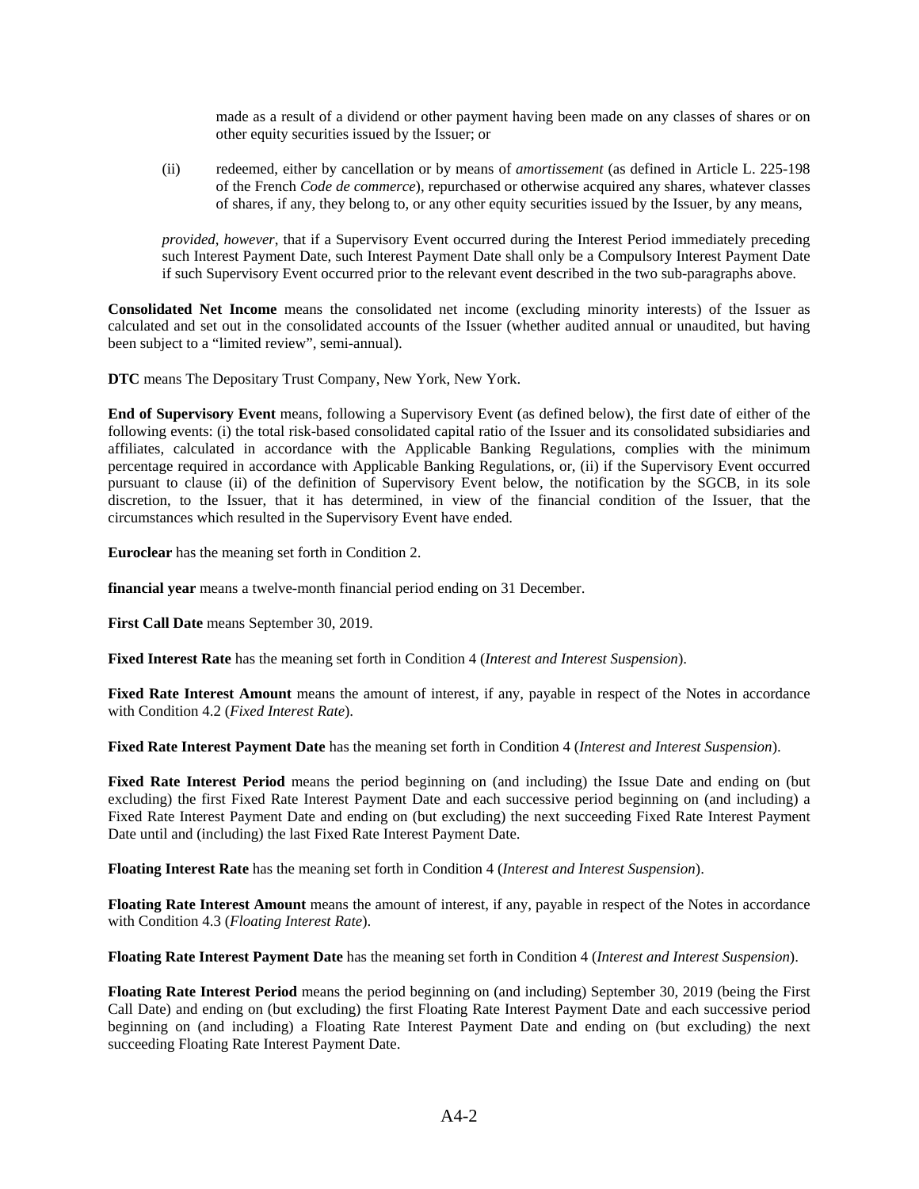made as a result of a dividend or other payment having been made on any classes of shares or on other equity securities issued by the Issuer; or

(ii) redeemed, either by cancellation or by means of *amortissement* (as defined in Article L. 225-198 of the French *Code de commerce*), repurchased or otherwise acquired any shares, whatever classes of shares, if any, they belong to, or any other equity securities issued by the Issuer, by any means,

*provided*, *however*, that if a Supervisory Event occurred during the Interest Period immediately preceding such Interest Payment Date, such Interest Payment Date shall only be a Compulsory Interest Payment Date if such Supervisory Event occurred prior to the relevant event described in the two sub-paragraphs above.

**Consolidated Net Income** means the consolidated net income (excluding minority interests) of the Issuer as calculated and set out in the consolidated accounts of the Issuer (whether audited annual or unaudited, but having been subject to a "limited review", semi-annual).

**DTC** means The Depositary Trust Company, New York, New York.

**End of Supervisory Event** means, following a Supervisory Event (as defined below), the first date of either of the following events: (i) the total risk-based consolidated capital ratio of the Issuer and its consolidated subsidiaries and affiliates, calculated in accordance with the Applicable Banking Regulations, complies with the minimum percentage required in accordance with Applicable Banking Regulations, or, (ii) if the Supervisory Event occurred pursuant to clause (ii) of the definition of Supervisory Event below, the notification by the SGCB, in its sole discretion, to the Issuer, that it has determined, in view of the financial condition of the Issuer, that the circumstances which resulted in the Supervisory Event have ended.

**Euroclear** has the meaning set forth in Condition 2.

**financial year** means a twelve-month financial period ending on 31 December.

**First Call Date** means September 30, 2019.

**Fixed Interest Rate** has the meaning set forth in Condition 4 (*Interest and Interest Suspension*).

**Fixed Rate Interest Amount** means the amount of interest, if any, payable in respect of the Notes in accordance with Condition 4.2 (*Fixed Interest Rate*).

**Fixed Rate Interest Payment Date** has the meaning set forth in Condition 4 (*Interest and Interest Suspension*).

**Fixed Rate Interest Period** means the period beginning on (and including) the Issue Date and ending on (but excluding) the first Fixed Rate Interest Payment Date and each successive period beginning on (and including) a Fixed Rate Interest Payment Date and ending on (but excluding) the next succeeding Fixed Rate Interest Payment Date until and (including) the last Fixed Rate Interest Payment Date.

**Floating Interest Rate** has the meaning set forth in Condition 4 (*Interest and Interest Suspension*).

**Floating Rate Interest Amount** means the amount of interest, if any, payable in respect of the Notes in accordance with Condition 4.3 (*Floating Interest Rate*).

**Floating Rate Interest Payment Date** has the meaning set forth in Condition 4 (*Interest and Interest Suspension*).

**Floating Rate Interest Period** means the period beginning on (and including) September 30, 2019 (being the First Call Date) and ending on (but excluding) the first Floating Rate Interest Payment Date and each successive period beginning on (and including) a Floating Rate Interest Payment Date and ending on (but excluding) the next succeeding Floating Rate Interest Payment Date.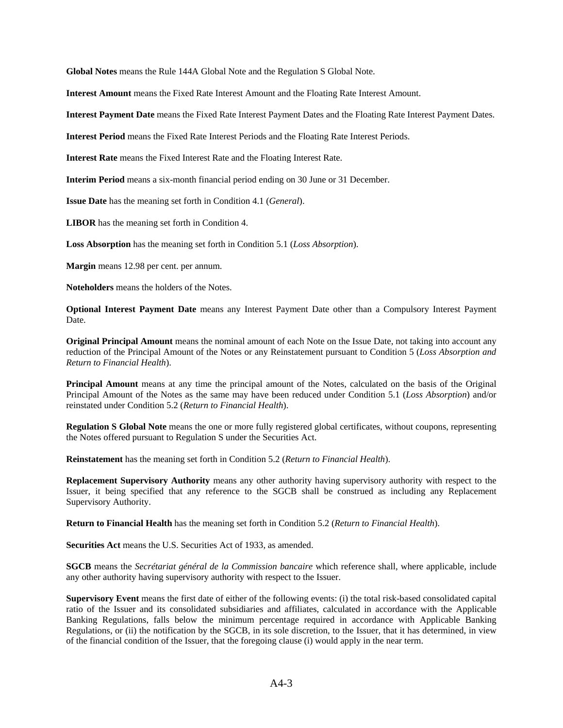**Global Notes** means the Rule 144A Global Note and the Regulation S Global Note.

**Interest Amount** means the Fixed Rate Interest Amount and the Floating Rate Interest Amount.

**Interest Payment Date** means the Fixed Rate Interest Payment Dates and the Floating Rate Interest Payment Dates.

**Interest Period** means the Fixed Rate Interest Periods and the Floating Rate Interest Periods.

**Interest Rate** means the Fixed Interest Rate and the Floating Interest Rate.

**Interim Period** means a six-month financial period ending on 30 June or 31 December.

**Issue Date** has the meaning set forth in Condition 4.1 (*General*).

**LIBOR** has the meaning set forth in Condition 4.

**Loss Absorption** has the meaning set forth in Condition 5.1 (*Loss Absorption*).

**Margin** means 12.98 per cent. per annum.

**Noteholders** means the holders of the Notes.

**Optional Interest Payment Date** means any Interest Payment Date other than a Compulsory Interest Payment Date.

**Original Principal Amount** means the nominal amount of each Note on the Issue Date, not taking into account any reduction of the Principal Amount of the Notes or any Reinstatement pursuant to Condition 5 (*Loss Absorption and Return to Financial Health*).

**Principal Amount** means at any time the principal amount of the Notes, calculated on the basis of the Original Principal Amount of the Notes as the same may have been reduced under Condition 5.1 (*Loss Absorption*) and/or reinstated under Condition 5.2 (*Return to Financial Health*).

**Regulation S Global Note** means the one or more fully registered global certificates, without coupons, representing the Notes offered pursuant to Regulation S under the Securities Act.

**Reinstatement** has the meaning set forth in Condition 5.2 (*Return to Financial Health*).

**Replacement Supervisory Authority** means any other authority having supervisory authority with respect to the Issuer, it being specified that any reference to the SGCB shall be construed as including any Replacement Supervisory Authority.

**Return to Financial Health** has the meaning set forth in Condition 5.2 (*Return to Financial Health*).

**Securities Act** means the U.S. Securities Act of 1933, as amended.

**SGCB** means the *Secrétariat général de la Commission bancaire* which reference shall, where applicable, include any other authority having supervisory authority with respect to the Issuer.

**Supervisory Event** means the first date of either of the following events: (i) the total risk-based consolidated capital ratio of the Issuer and its consolidated subsidiaries and affiliates, calculated in accordance with the Applicable Banking Regulations, falls below the minimum percentage required in accordance with Applicable Banking Regulations, or (ii) the notification by the SGCB, in its sole discretion, to the Issuer, that it has determined, in view of the financial condition of the Issuer, that the foregoing clause (i) would apply in the near term.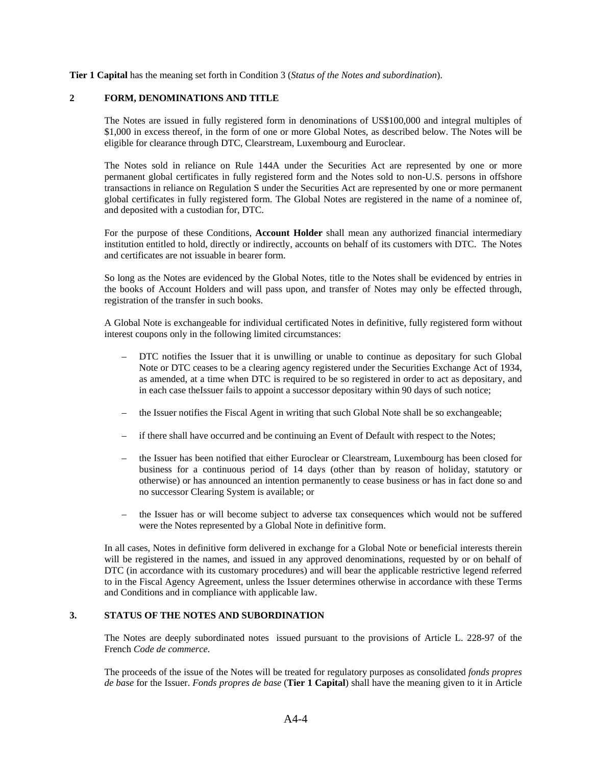**Tier 1 Capital** has the meaning set forth in Condition 3 (*Status of the Notes and subordination*).

## 2 FORM, DENOMINATIONS AND TITLE

The Notes are issued in fully registered form in denominations of US$100,000 and integral multiples of $1,000 in excess thereof, in the form of one or more Global Notes, as described below. The Notes will be eligible for clearance through DTC, Clearstream, Luxembourg and Euroclear.

The Notes sold in reliance on Rule 144A under the Securities Act are represented by one or more permanent global certificates in fully registered form and the Notes sold to non-U.S. persons in offshore transactions in reliance on Regulation S under the Securities Act are represented by one or more permanent global certificates in fully registered form. The Global Notes are registered in the name of a nominee of, and deposited with a custodian for, DTC.

For the purpose of these Conditions, **Account Holder** shall mean any authorized financial intermediary institution entitled to hold, directly or indirectly, accounts on behalf of its customers with DTC. The Notes and certificates are not issuable in bearer form.

So long as the Notes are evidenced by the Global Notes, title to the Notes shall be evidenced by entries in the books of Account Holders and will pass upon, and transfer of Notes may only be effected through, registration of the transfer in such books.

A Global Note is exchangeable for individual certificated Notes in definitive, fully registered form without interest coupons only in the following limited circumstances:

- DTC notifies the Issuer that it is unwilling or unable to continue as depositary for such Global Note or DTC ceases to be a clearing agency registered under the Securities Exchange Act of 1934, as amended, at a time when DTC is required to be so registered in order to act as depositary, and in each case theIssuer fails to appoint a successor depositary within 90 days of such notice;
- the Issuer notifies the Fiscal Agent in writing that such Global Note shall be so exchangeable;
- if there shall have occurred and be continuing an Event of Default with respect to the Notes;
- the Issuer has been notified that either Euroclear or Clearstream, Luxembourg has been closed for business for a continuous period of 14 days (other than by reason of holiday, statutory or otherwise) or has announced an intention permanently to cease business or has in fact done so and no successor Clearing System is available; or
- the Issuer has or will become subject to adverse tax consequences which would not be suffered were the Notes represented by a Global Note in definitive form.

In all cases, Notes in definitive form delivered in exchange for a Global Note or beneficial interests therein will be registered in the names, and issued in any approved denominations, requested by or on behalf of DTC (in accordance with its customary procedures) and will bear the applicable restrictive legend referred to in the Fiscal Agency Agreement, unless the Issuer determines otherwise in accordance with these Terms and Conditions and in compliance with applicable law.

## 3. STATUS OF THE NOTES AND SUBORDINATION

The Notes are deeply subordinated notes issued pursuant to the provisions of Article L. 228-97 of the French *Code de commerce.*

The proceeds of the issue of the Notes will be treated for regulatory purposes as consolidated *fonds propres de base* for the Issuer. *Fonds propres de base* (**Tier 1 Capital**) shall have the meaning given to it in Article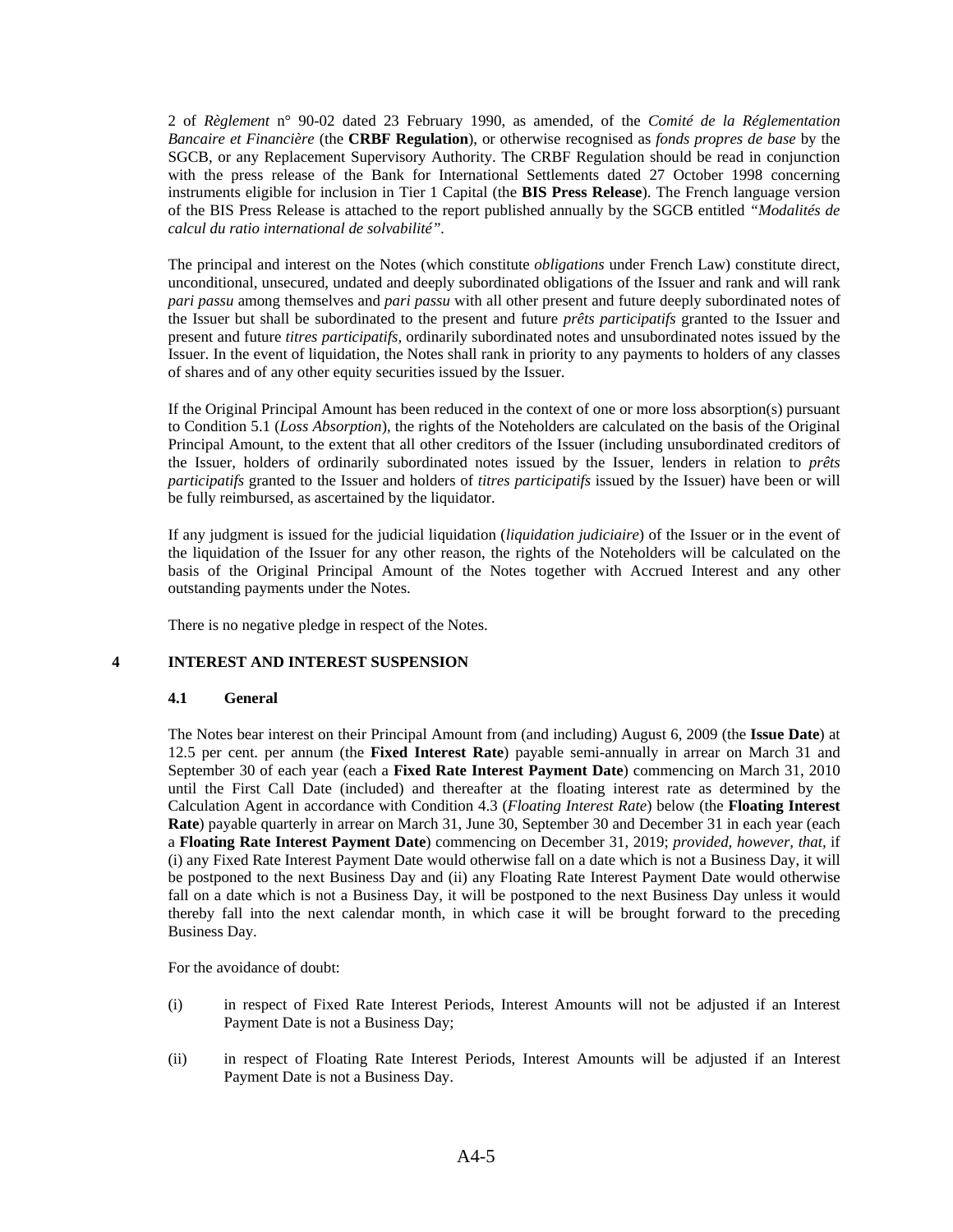2 of *Règlement* n° 90-02 dated 23 February 1990, as amended, of the *Comité de la Réglementation Bancaire et Financière* (the **CRBF Regulation**), or otherwise recognised as *fonds propres de base* by the SGCB, or any Replacement Supervisory Authority. The CRBF Regulation should be read in conjunction with the press release of the Bank for International Settlements dated 27 October 1998 concerning instruments eligible for inclusion in Tier 1 Capital (the **BIS Press Release**). The French language version of the BIS Press Release is attached to the report published annually by the SGCB entitled *"Modalités de calcul du ratio international de solvabilité"*.

The principal and interest on the Notes (which constitute *obligations* under French Law) constitute direct, unconditional, unsecured, undated and deeply subordinated obligations of the Issuer and rank and will rank *pari passu* among themselves and *pari passu* with all other present and future deeply subordinated notes of the Issuer but shall be subordinated to the present and future *prêts participatifs* granted to the Issuer and present and future *titres participatifs,* ordinarily subordinated notes and unsubordinated notes issued by the Issuer. In the event of liquidation, the Notes shall rank in priority to any payments to holders of any classes of shares and of any other equity securities issued by the Issuer.

If the Original Principal Amount has been reduced in the context of one or more loss absorption(s) pursuant to Condition 5.1 (*Loss Absorption*), the rights of the Noteholders are calculated on the basis of the Original Principal Amount, to the extent that all other creditors of the Issuer (including unsubordinated creditors of the Issuer, holders of ordinarily subordinated notes issued by the Issuer, lenders in relation to *prêts participatifs* granted to the Issuer and holders of *titres participatifs* issued by the Issuer) have been or will be fully reimbursed, as ascertained by the liquidator.

If any judgment is issued for the judicial liquidation (*liquidation judiciaire*) of the Issuer or in the event of the liquidation of the Issuer for any other reason, the rights of the Noteholders will be calculated on the basis of the Original Principal Amount of the Notes together with Accrued Interest and any other outstanding payments under the Notes.

There is no negative pledge in respect of the Notes.

## 4 INTEREST AND INTEREST SUSPENSION

### 4.1 General

The Notes bear interest on their Principal Amount from (and including) August 6, 2009 (the **Issue Date**) at 12.5 per cent. per annum (the **Fixed Interest Rate**) payable semi-annually in arrear on March 31 and September 30 of each year (each a **Fixed Rate Interest Payment Date**) commencing on March 31, 2010 until the First Call Date (included) and thereafter at the floating interest rate as determined by the Calculation Agent in accordance with Condition 4.3 (*Floating Interest Rate*) below (the **Floating Interest Rate**) payable quarterly in arrear on March 31, June 30, September 30 and December 31 in each year (each a **Floating Rate Interest Payment Date**) commencing on December 31, 2019; *provided, however, that,* if (i) any Fixed Rate Interest Payment Date would otherwise fall on a date which is not a Business Day, it will be postponed to the next Business Day and (ii) any Floating Rate Interest Payment Date would otherwise fall on a date which is not a Business Day, it will be postponed to the next Business Day unless it would thereby fall into the next calendar month, in which case it will be brought forward to the preceding Business Day.

For the avoidance of doubt:

(i) in respect of Fixed Rate Interest Periods, Interest Amounts will not be adjusted if an Interest Payment Date is not a Business Day;

(ii) in respect of Floating Rate Interest Periods, Interest Amounts will be adjusted if an Interest Payment Date is not a Business Day.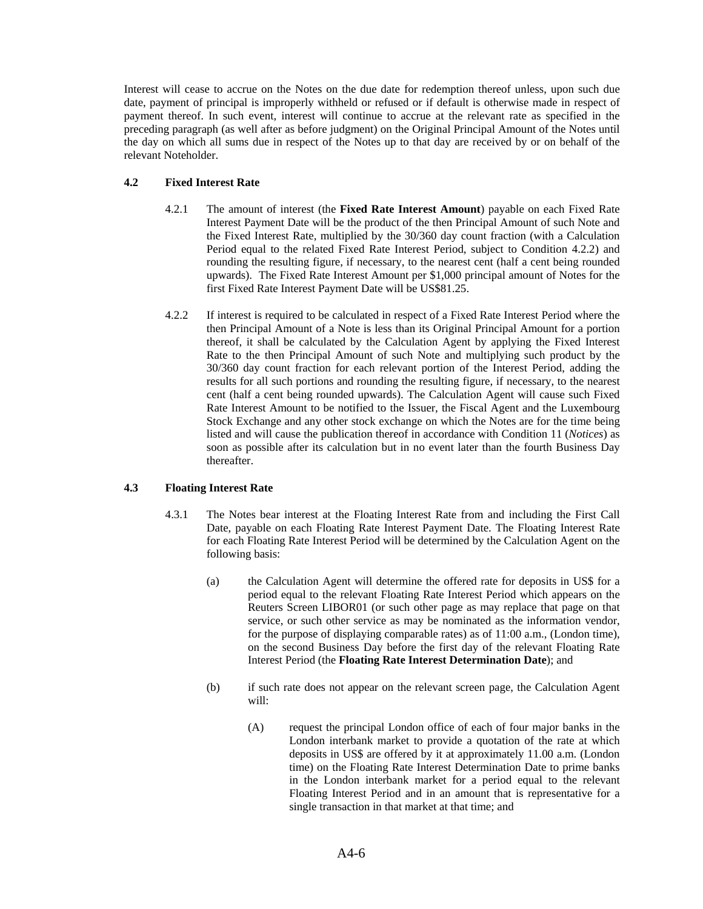Interest will cease to accrue on the Notes on the due date for redemption thereof unless, upon such due date, payment of principal is improperly withheld or refused or if default is otherwise made in respect of payment thereof. In such event, interest will continue to accrue at the relevant rate as specified in the preceding paragraph (as well after as before judgment) on the Original Principal Amount of the Notes until the day on which all sums due in respect of the Notes up to that day are received by or on behalf of the relevant Noteholder.

### 4.2 Fixed Interest Rate

4.2.1 The amount of interest (the **Fixed Rate Interest Amount**) payable on each Fixed Rate Interest Payment Date will be the product of the then Principal Amount of such Note and the Fixed Interest Rate, multiplied by the 30/360 day count fraction (with a Calculation Period equal to the related Fixed Rate Interest Period, subject to Condition 4.2.2) and rounding the resulting figure, if necessary, to the nearest cent (half a cent being rounded upwards). The Fixed Rate Interest Amount per $1,000 principal amount of Notes for the first Fixed Rate Interest Payment Date will be US$81.25.

4.2.2 If interest is required to be calculated in respect of a Fixed Rate Interest Period where the then Principal Amount of a Note is less than its Original Principal Amount for a portion thereof, it shall be calculated by the Calculation Agent by applying the Fixed Interest Rate to the then Principal Amount of such Note and multiplying such product by the 30/360 day count fraction for each relevant portion of the Interest Period, adding the results for all such portions and rounding the resulting figure, if necessary, to the nearest cent (half a cent being rounded upwards). The Calculation Agent will cause such Fixed Rate Interest Amount to be notified to the Issuer, the Fiscal Agent and the Luxembourg Stock Exchange and any other stock exchange on which the Notes are for the time being listed and will cause the publication thereof in accordance with Condition 11 (*Notices*) as soon as possible after its calculation but in no event later than the fourth Business Day thereafter.

### 4.3 Floating Interest Rate

4.3.1 The Notes bear interest at the Floating Interest Rate from and including the First Call Date, payable on each Floating Rate Interest Payment Date. The Floating Interest Rate for each Floating Rate Interest Period will be determined by the Calculation Agent on the following basis:

(a) the Calculation Agent will determine the offered rate for deposits in US$ for a period equal to the relevant Floating Rate Interest Period which appears on the Reuters Screen LIBOR01 (or such other page as may replace that page on that service, or such other service as may be nominated as the information vendor, for the purpose of displaying comparable rates) as of 11:00 a.m., (London time), on the second Business Day before the first day of the relevant Floating Rate Interest Period (the **Floating Rate Interest Determination Date**); and

(b) if such rate does not appear on the relevant screen page, the Calculation Agent will:

(A) request the principal London office of each of four major banks in the London interbank market to provide a quotation of the rate at which deposits in US$ are offered by it at approximately 11.00 a.m. (London time) on the Floating Rate Interest Determination Date to prime banks in the London interbank market for a period equal to the relevant Floating Interest Period and in an amount that is representative for a single transaction in that market at that time; and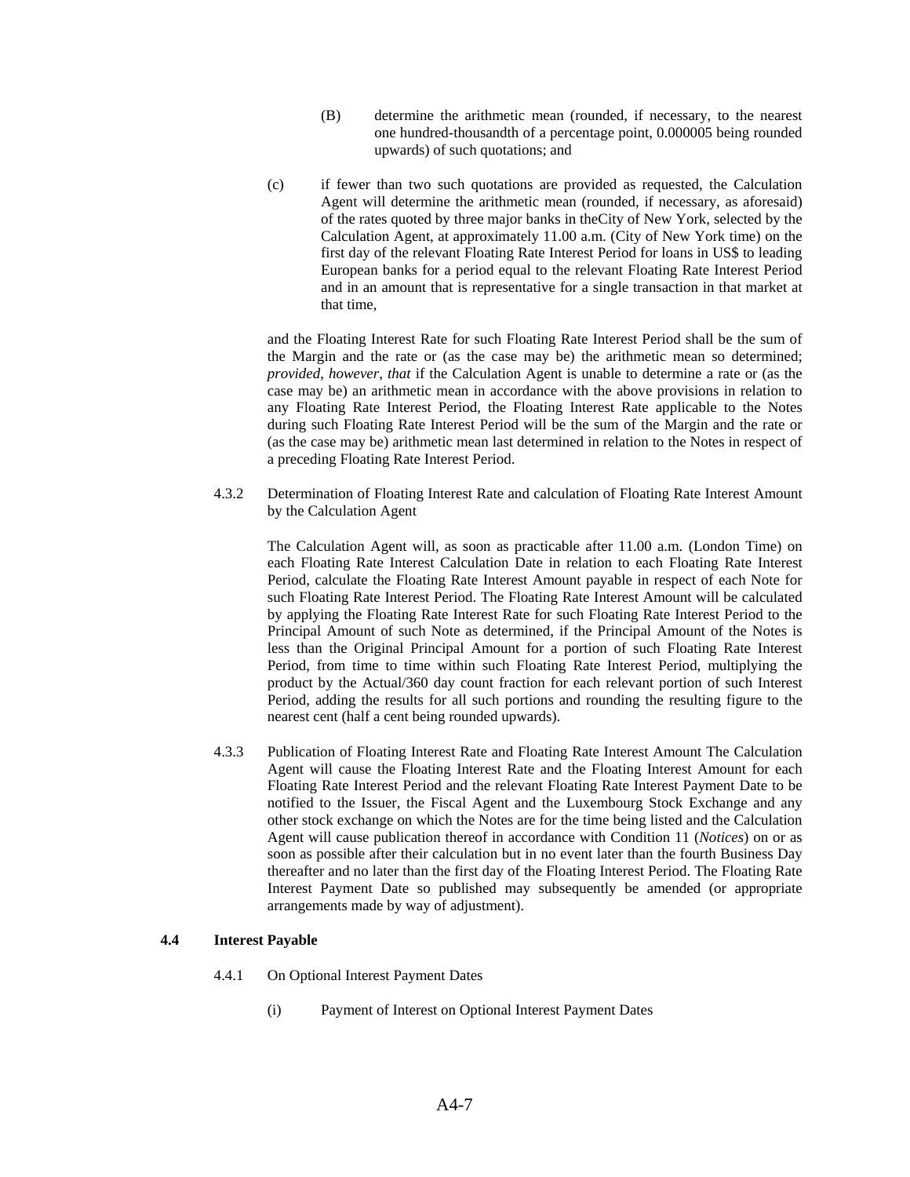(B) determine the arithmetic mean (rounded, if necessary, to the nearest one hundred-thousandth of a percentage point, 0.000005 being rounded upwards) of such quotations; and

(c) if fewer than two such quotations are provided as requested, the Calculation Agent will determine the arithmetic mean (rounded, if necessary, as aforesaid) of the rates quoted by three major banks in theCity of New York, selected by the Calculation Agent, at approximately 11.00 a.m. (City of New York time) on the first day of the relevant Floating Rate Interest Period for loans in US$ to leading European banks for a period equal to the relevant Floating Rate Interest Period and in an amount that is representative for a single transaction in that market at that time,

and the Floating Interest Rate for such Floating Rate Interest Period shall be the sum of the Margin and the rate or (as the case may be) the arithmetic mean so determined; *provided*, *however*, *that* if the Calculation Agent is unable to determine a rate or (as the case may be) an arithmetic mean in accordance with the above provisions in relation to any Floating Rate Interest Period, the Floating Interest Rate applicable to the Notes during such Floating Rate Interest Period will be the sum of the Margin and the rate or (as the case may be) arithmetic mean last determined in relation to the Notes in respect of a preceding Floating Rate Interest Period.

4.3.2 Determination of Floating Interest Rate and calculation of Floating Rate Interest Amount by the Calculation Agent

The Calculation Agent will, as soon as practicable after 11.00 a.m. (London Time) on each Floating Rate Interest Calculation Date in relation to each Floating Rate Interest Period, calculate the Floating Rate Interest Amount payable in respect of each Note for such Floating Rate Interest Period. The Floating Rate Interest Amount will be calculated by applying the Floating Rate Interest Rate for such Floating Rate Interest Period to the Principal Amount of such Note as determined, if the Principal Amount of the Notes is less than the Original Principal Amount for a portion of such Floating Rate Interest Period, from time to time within such Floating Rate Interest Period, multiplying the product by the Actual/360 day count fraction for each relevant portion of such Interest Period, adding the results for all such portions and rounding the resulting figure to the nearest cent (half a cent being rounded upwards).

4.3.3 Publication of Floating Interest Rate and Floating Rate Interest Amount The Calculation Agent will cause the Floating Interest Rate and the Floating Interest Amount for each Floating Rate Interest Period and the relevant Floating Rate Interest Payment Date to be notified to the Issuer, the Fiscal Agent and the Luxembourg Stock Exchange and any other stock exchange on which the Notes are for the time being listed and the Calculation Agent will cause publication thereof in accordance with Condition 11 (*Notices*) on or as soon as possible after their calculation but in no event later than the fourth Business Day thereafter and no later than the first day of the Floating Interest Period. The Floating Rate Interest Payment Date so published may subsequently be amended (or appropriate arrangements made by way of adjustment).

**4.4 Interest Payable**

4.4.1 On Optional Interest Payment Dates

(i) Payment of Interest on Optional Interest Payment Dates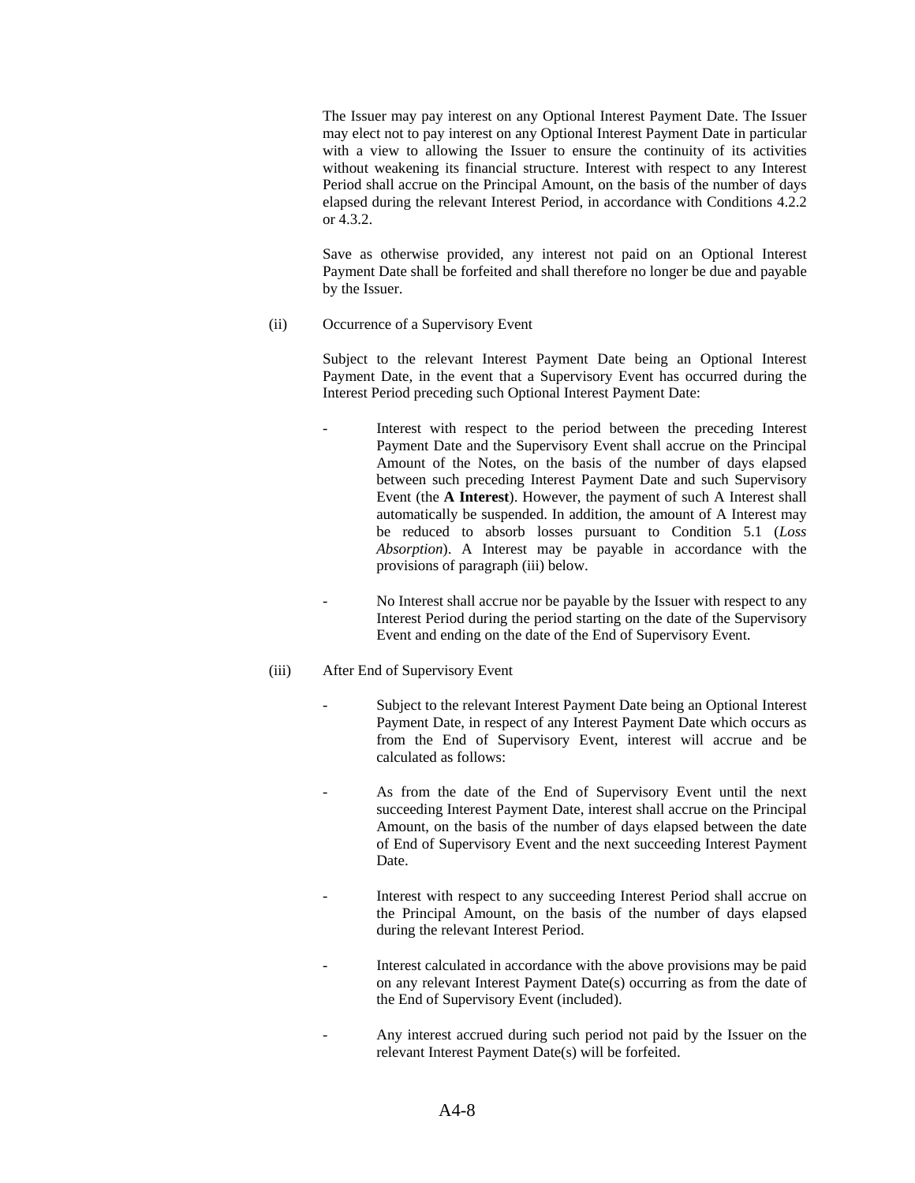The Issuer may pay interest on any Optional Interest Payment Date. The Issuer may elect not to pay interest on any Optional Interest Payment Date in particular with a view to allowing the Issuer to ensure the continuity of its activities without weakening its financial structure. Interest with respect to any Interest Period shall accrue on the Principal Amount, on the basis of the number of days elapsed during the relevant Interest Period, in accordance with Conditions 4.2.2 or 4.3.2.

Save as otherwise provided, any interest not paid on an Optional Interest Payment Date shall be forfeited and shall therefore no longer be due and payable by the Issuer.

(ii) Occurrence of a Supervisory Event

Subject to the relevant Interest Payment Date being an Optional Interest Payment Date, in the event that a Supervisory Event has occurred during the Interest Period preceding such Optional Interest Payment Date:

- Interest with respect to the period between the preceding Interest Payment Date and the Supervisory Event shall accrue on the Principal Amount of the Notes, on the basis of the number of days elapsed between such preceding Interest Payment Date and such Supervisory Event (the **A Interest**). However, the payment of such A Interest shall automatically be suspended. In addition, the amount of A Interest may be reduced to absorb losses pursuant to Condition 5.1 (*Loss Absorption*). A Interest may be payable in accordance with the provisions of paragraph (iii) below.
- No Interest shall accrue nor be payable by the Issuer with respect to any Interest Period during the period starting on the date of the Supervisory Event and ending on the date of the End of Supervisory Event.

(iii) After End of Supervisory Event

- Subject to the relevant Interest Payment Date being an Optional Interest Payment Date, in respect of any Interest Payment Date which occurs as from the End of Supervisory Event, interest will accrue and be calculated as follows:
- As from the date of the End of Supervisory Event until the next succeeding Interest Payment Date, interest shall accrue on the Principal Amount, on the basis of the number of days elapsed between the date of End of Supervisory Event and the next succeeding Interest Payment Date.
- Interest with respect to any succeeding Interest Period shall accrue on the Principal Amount, on the basis of the number of days elapsed during the relevant Interest Period.
- Interest calculated in accordance with the above provisions may be paid on any relevant Interest Payment Date(s) occurring as from the date of the End of Supervisory Event (included).
- Any interest accrued during such period not paid by the Issuer on the relevant Interest Payment Date(s) will be forfeited.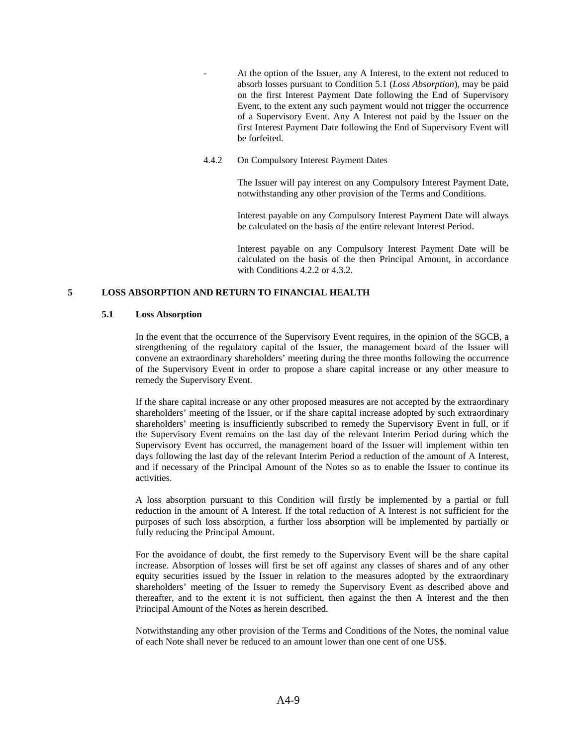- At the option of the Issuer, any A Interest, to the extent not reduced to absorb losses pursuant to Condition 5.1 (*Loss Absorption*), may be paid on the first Interest Payment Date following the End of Supervisory Event, to the extent any such payment would not trigger the occurrence of a Supervisory Event. Any A Interest not paid by the Issuer on the first Interest Payment Date following the End of Supervisory Event will be forfeited.

4.4.2 On Compulsory Interest Payment Dates

The Issuer will pay interest on any Compulsory Interest Payment Date, notwithstanding any other provision of the Terms and Conditions.

Interest payable on any Compulsory Interest Payment Date will always be calculated on the basis of the entire relevant Interest Period.

Interest payable on any Compulsory Interest Payment Date will be calculated on the basis of the then Principal Amount, in accordance with Conditions 4.2.2 or 4.3.2.

## 5 LOSS ABSORPTION AND RETURN TO FINANCIAL HEALTH

### 5.1 Loss Absorption

In the event that the occurrence of the Supervisory Event requires, in the opinion of the SGCB, a strengthening of the regulatory capital of the Issuer, the management board of the Issuer will convene an extraordinary shareholders' meeting during the three months following the occurrence of the Supervisory Event in order to propose a share capital increase or any other measure to remedy the Supervisory Event.

If the share capital increase or any other proposed measures are not accepted by the extraordinary shareholders' meeting of the Issuer, or if the share capital increase adopted by such extraordinary shareholders' meeting is insufficiently subscribed to remedy the Supervisory Event in full, or if the Supervisory Event remains on the last day of the relevant Interim Period during which the Supervisory Event has occurred, the management board of the Issuer will implement within ten days following the last day of the relevant Interim Period a reduction of the amount of A Interest, and if necessary of the Principal Amount of the Notes so as to enable the Issuer to continue its activities.

A loss absorption pursuant to this Condition will firstly be implemented by a partial or full reduction in the amount of A Interest. If the total reduction of A Interest is not sufficient for the purposes of such loss absorption, a further loss absorption will be implemented by partially or fully reducing the Principal Amount.

For the avoidance of doubt, the first remedy to the Supervisory Event will be the share capital increase. Absorption of losses will first be set off against any classes of shares and of any other equity securities issued by the Issuer in relation to the measures adopted by the extraordinary shareholders' meeting of the Issuer to remedy the Supervisory Event as described above and thereafter, and to the extent it is not sufficient, then against the then A Interest and the then Principal Amount of the Notes as herein described.

Notwithstanding any other provision of the Terms and Conditions of the Notes, the nominal value of each Note shall never be reduced to an amount lower than one cent of one US$.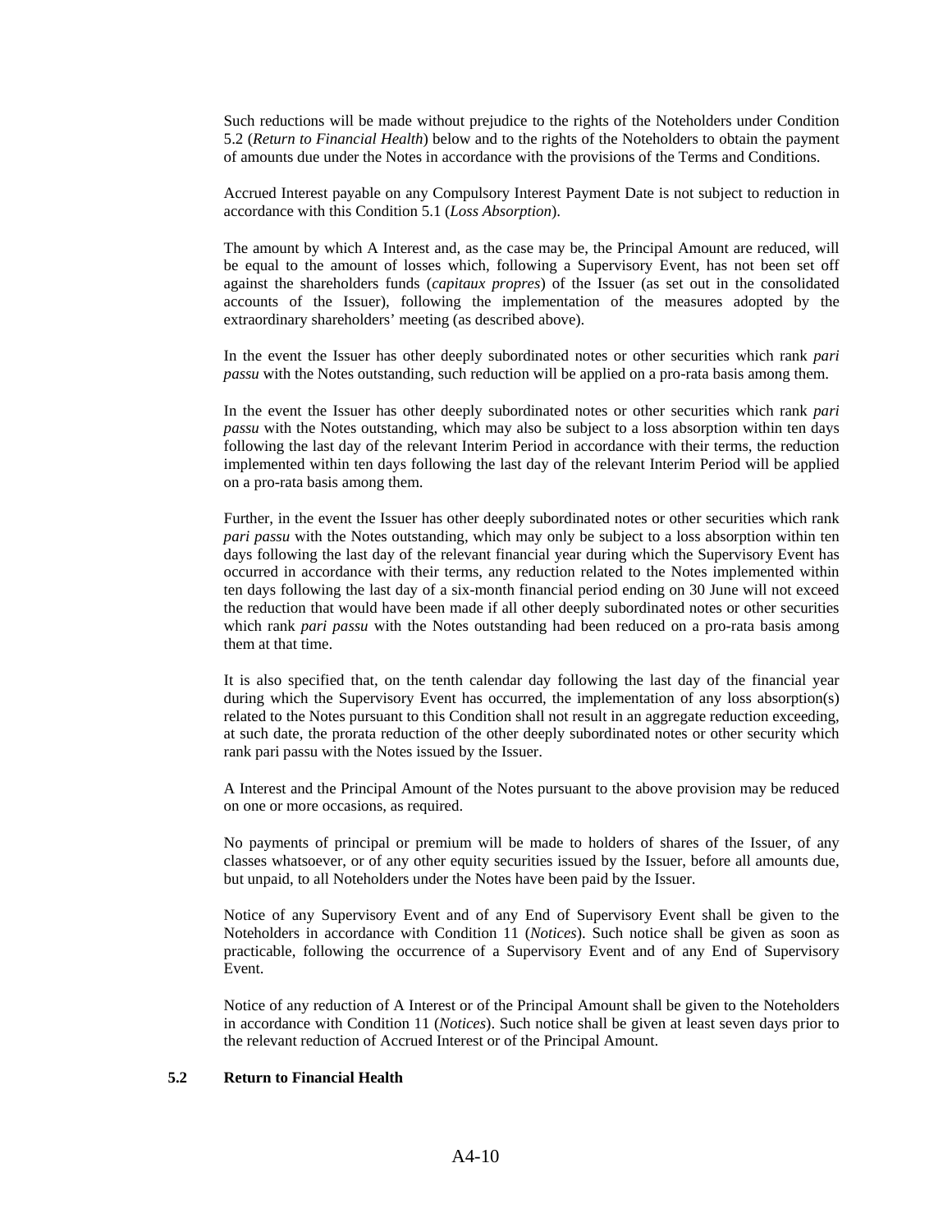Such reductions will be made without prejudice to the rights of the Noteholders under Condition 5.2 (*Return to Financial Health*) below and to the rights of the Noteholders to obtain the payment of amounts due under the Notes in accordance with the provisions of the Terms and Conditions.

Accrued Interest payable on any Compulsory Interest Payment Date is not subject to reduction in accordance with this Condition 5.1 (*Loss Absorption*).

The amount by which A Interest and, as the case may be, the Principal Amount are reduced, will be equal to the amount of losses which, following a Supervisory Event, has not been set off against the shareholders funds (*capitaux propres*) of the Issuer (as set out in the consolidated accounts of the Issuer), following the implementation of the measures adopted by the extraordinary shareholders' meeting (as described above).

In the event the Issuer has other deeply subordinated notes or other securities which rank *pari passu* with the Notes outstanding, such reduction will be applied on a pro-rata basis among them.

In the event the Issuer has other deeply subordinated notes or other securities which rank *pari passu* with the Notes outstanding, which may also be subject to a loss absorption within ten days following the last day of the relevant Interim Period in accordance with their terms, the reduction implemented within ten days following the last day of the relevant Interim Period will be applied on a pro-rata basis among them.

Further, in the event the Issuer has other deeply subordinated notes or other securities which rank *pari passu* with the Notes outstanding, which may only be subject to a loss absorption within ten days following the last day of the relevant financial year during which the Supervisory Event has occurred in accordance with their terms, any reduction related to the Notes implemented within ten days following the last day of a six-month financial period ending on 30 June will not exceed the reduction that would have been made if all other deeply subordinated notes or other securities which rank *pari passu* with the Notes outstanding had been reduced on a pro-rata basis among them at that time.

It is also specified that, on the tenth calendar day following the last day of the financial year during which the Supervisory Event has occurred, the implementation of any loss absorption(s) related to the Notes pursuant to this Condition shall not result in an aggregate reduction exceeding, at such date, the prorata reduction of the other deeply subordinated notes or other security which rank pari passu with the Notes issued by the Issuer.

A Interest and the Principal Amount of the Notes pursuant to the above provision may be reduced on one or more occasions, as required.

No payments of principal or premium will be made to holders of shares of the Issuer, of any classes whatsoever, or of any other equity securities issued by the Issuer, before all amounts due, but unpaid, to all Noteholders under the Notes have been paid by the Issuer.

Notice of any Supervisory Event and of any End of Supervisory Event shall be given to the Noteholders in accordance with Condition 11 (*Notices*). Such notice shall be given as soon as practicable, following the occurrence of a Supervisory Event and of any End of Supervisory Event.

Notice of any reduction of A Interest or of the Principal Amount shall be given to the Noteholders in accordance with Condition 11 (*Notices*). Such notice shall be given at least seven days prior to the relevant reduction of Accrued Interest or of the Principal Amount.

### 5.2 Return to Financial Health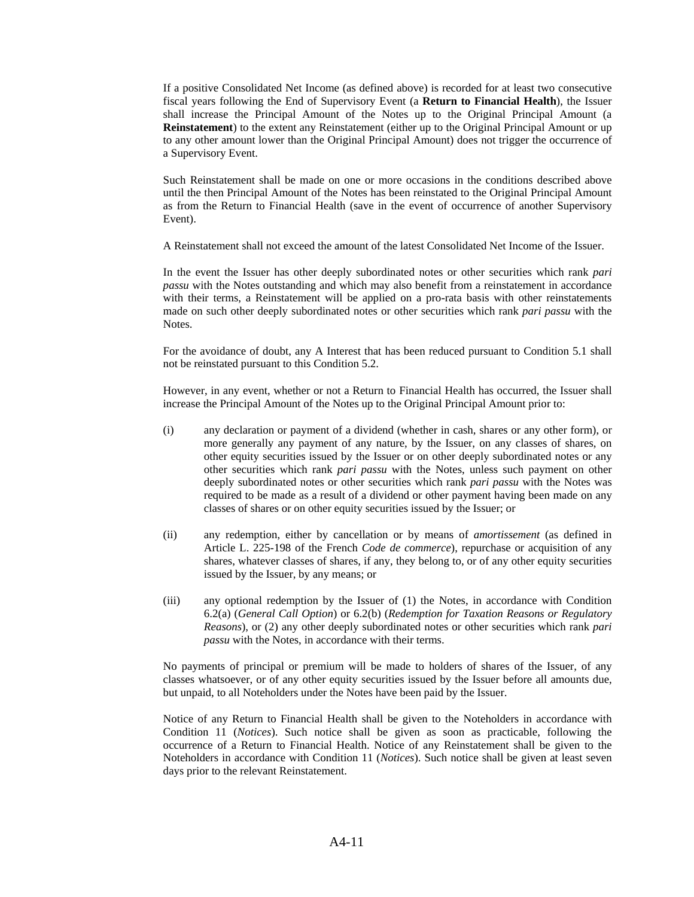If a positive Consolidated Net Income (as defined above) is recorded for at least two consecutive fiscal years following the End of Supervisory Event (a **Return to Financial Health**), the Issuer shall increase the Principal Amount of the Notes up to the Original Principal Amount (a **Reinstatement**) to the extent any Reinstatement (either up to the Original Principal Amount or up to any other amount lower than the Original Principal Amount) does not trigger the occurrence of a Supervisory Event.

Such Reinstatement shall be made on one or more occasions in the conditions described above until the then Principal Amount of the Notes has been reinstated to the Original Principal Amount as from the Return to Financial Health (save in the event of occurrence of another Supervisory Event).

A Reinstatement shall not exceed the amount of the latest Consolidated Net Income of the Issuer.

In the event the Issuer has other deeply subordinated notes or other securities which rank *pari passu* with the Notes outstanding and which may also benefit from a reinstatement in accordance with their terms, a Reinstatement will be applied on a pro-rata basis with other reinstatements made on such other deeply subordinated notes or other securities which rank *pari passu* with the Notes.

For the avoidance of doubt, any A Interest that has been reduced pursuant to Condition 5.1 shall not be reinstated pursuant to this Condition 5.2.

However, in any event, whether or not a Return to Financial Health has occurred, the Issuer shall increase the Principal Amount of the Notes up to the Original Principal Amount prior to:

(i) any declaration or payment of a dividend (whether in cash, shares or any other form), or more generally any payment of any nature, by the Issuer, on any classes of shares, on other equity securities issued by the Issuer or on other deeply subordinated notes or any other securities which rank *pari passu* with the Notes, unless such payment on other deeply subordinated notes or other securities which rank *pari passu* with the Notes was required to be made as a result of a dividend or other payment having been made on any classes of shares or on other equity securities issued by the Issuer; or

(ii) any redemption, either by cancellation or by means of *amortissement* (as defined in Article L. 225-198 of the French *Code de commerce*), repurchase or acquisition of any shares, whatever classes of shares, if any, they belong to, or of any other equity securities issued by the Issuer, by any means; or

(iii) any optional redemption by the Issuer of (1) the Notes, in accordance with Condition 6.2(a) (*General Call Option*) or 6.2(b) (*Redemption for Taxation Reasons or Regulatory Reasons*), or (2) any other deeply subordinated notes or other securities which rank *pari passu* with the Notes, in accordance with their terms.

No payments of principal or premium will be made to holders of shares of the Issuer, of any classes whatsoever, or of any other equity securities issued by the Issuer before all amounts due, but unpaid, to all Noteholders under the Notes have been paid by the Issuer.

Notice of any Return to Financial Health shall be given to the Noteholders in accordance with Condition 11 (*Notices*). Such notice shall be given as soon as practicable, following the occurrence of a Return to Financial Health. Notice of any Reinstatement shall be given to the Noteholders in accordance with Condition 11 (*Notices*). Such notice shall be given at least seven days prior to the relevant Reinstatement.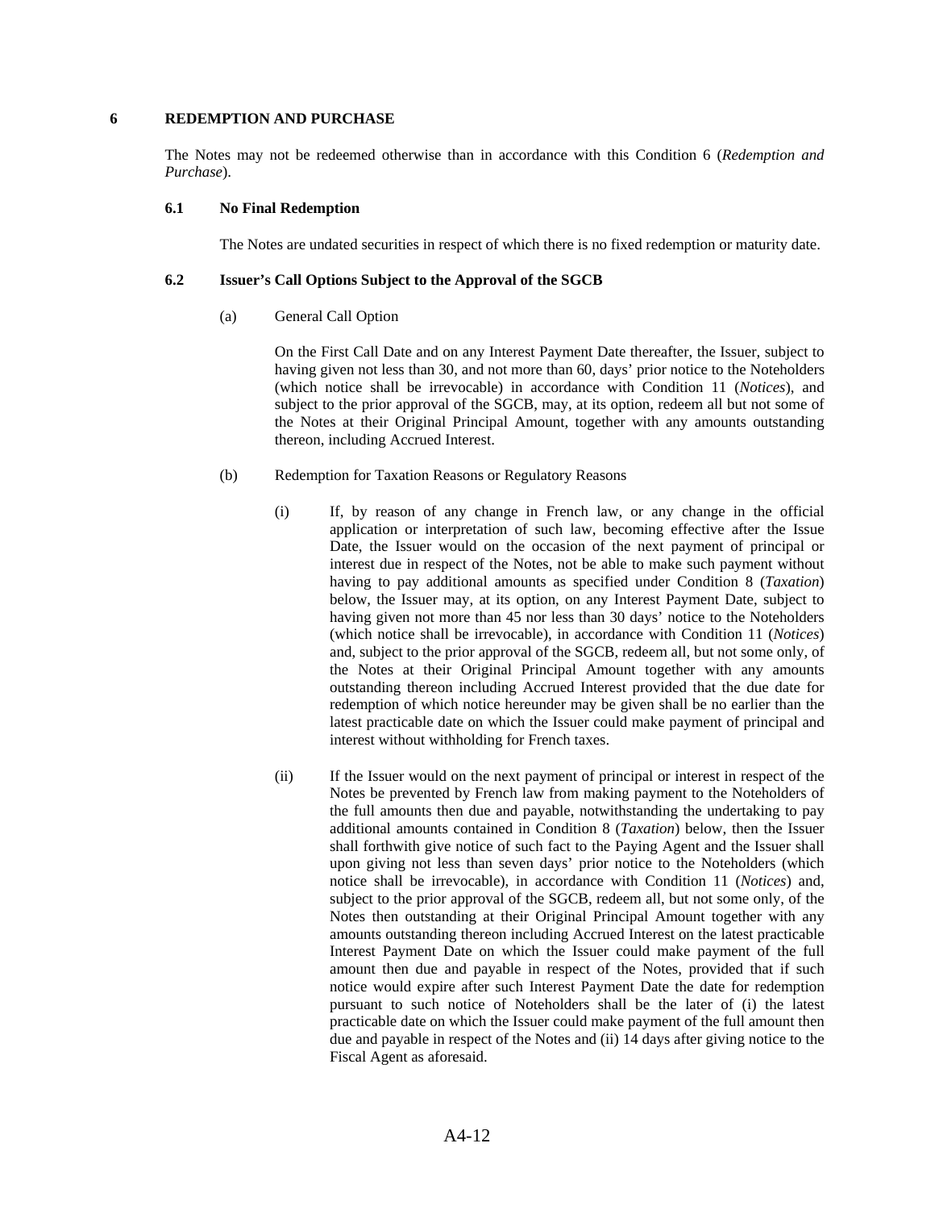## 6 REDEMPTION AND PURCHASE

The Notes may not be redeemed otherwise than in accordance with this Condition 6 (*Redemption and Purchase*).

### 6.1 No Final Redemption

The Notes are undated securities in respect of which there is no fixed redemption or maturity date.

### 6.2 Issuer's Call Options Subject to the Approval of the SGCB

(a) General Call Option

On the First Call Date and on any Interest Payment Date thereafter, the Issuer, subject to having given not less than 30, and not more than 60, days' prior notice to the Noteholders (which notice shall be irrevocable) in accordance with Condition 11 (*Notices*), and subject to the prior approval of the SGCB, may, at its option, redeem all but not some of the Notes at their Original Principal Amount, together with any amounts outstanding thereon, including Accrued Interest.

(b) Redemption for Taxation Reasons or Regulatory Reasons

(i) If, by reason of any change in French law, or any change in the official application or interpretation of such law, becoming effective after the Issue Date, the Issuer would on the occasion of the next payment of principal or interest due in respect of the Notes, not be able to make such payment without having to pay additional amounts as specified under Condition 8 (*Taxation*) below, the Issuer may, at its option, on any Interest Payment Date, subject to having given not more than 45 nor less than 30 days' notice to the Noteholders (which notice shall be irrevocable), in accordance with Condition 11 (*Notices*) and, subject to the prior approval of the SGCB, redeem all, but not some only, of the Notes at their Original Principal Amount together with any amounts outstanding thereon including Accrued Interest provided that the due date for redemption of which notice hereunder may be given shall be no earlier than the latest practicable date on which the Issuer could make payment of principal and interest without withholding for French taxes.

(ii) If the Issuer would on the next payment of principal or interest in respect of the Notes be prevented by French law from making payment to the Noteholders of the full amounts then due and payable, notwithstanding the undertaking to pay additional amounts contained in Condition 8 (*Taxation*) below, then the Issuer shall forthwith give notice of such fact to the Paying Agent and the Issuer shall upon giving not less than seven days' prior notice to the Noteholders (which notice shall be irrevocable), in accordance with Condition 11 (*Notices*) and, subject to the prior approval of the SGCB, redeem all, but not some only, of the Notes then outstanding at their Original Principal Amount together with any amounts outstanding thereon including Accrued Interest on the latest practicable Interest Payment Date on which the Issuer could make payment of the full amount then due and payable in respect of the Notes, provided that if such notice would expire after such Interest Payment Date the date for redemption pursuant to such notice of Noteholders shall be the later of (i) the latest practicable date on which the Issuer could make payment of the full amount then due and payable in respect of the Notes and (ii) 14 days after giving notice to the Fiscal Agent as aforesaid.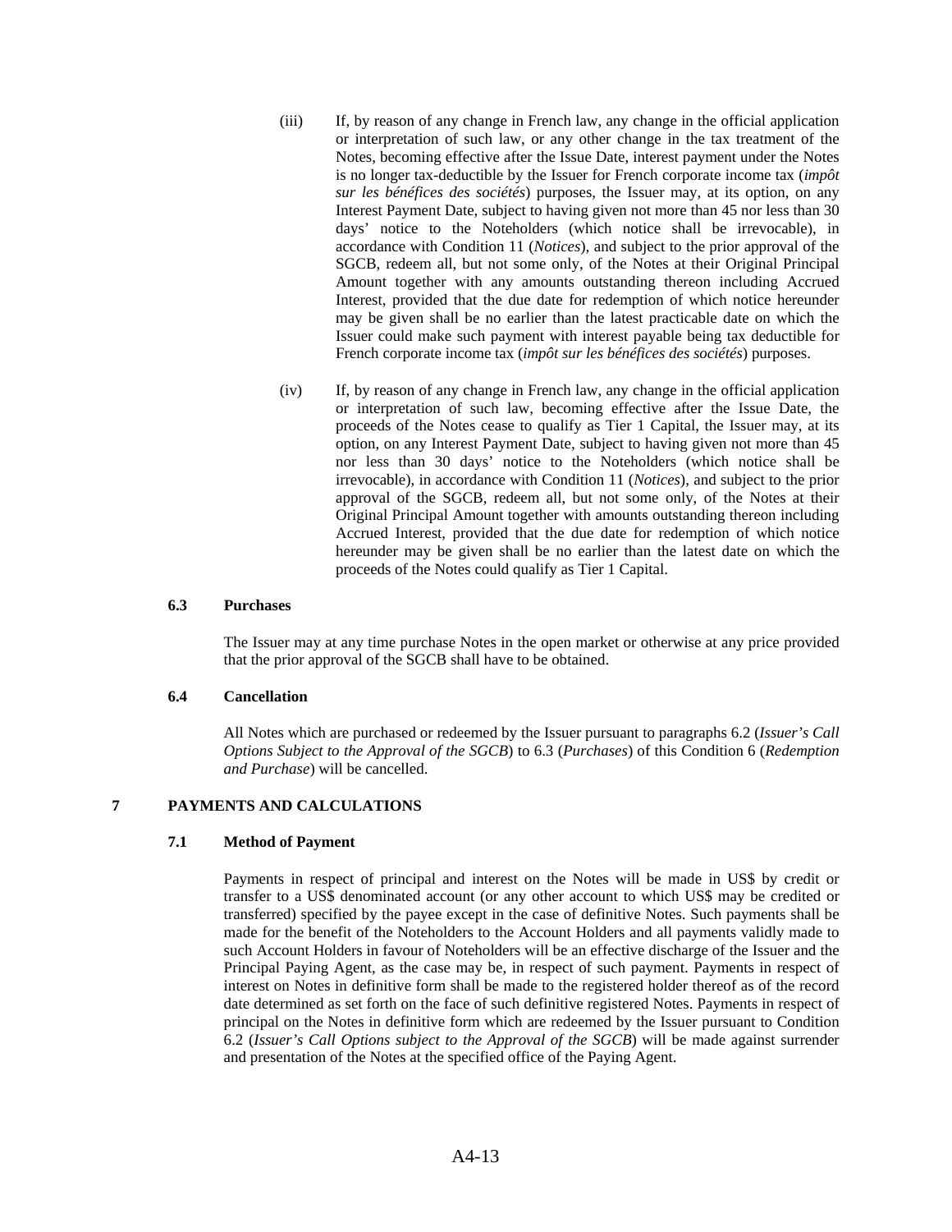(iii) If, by reason of any change in French law, any change in the official application or interpretation of such law, or any other change in the tax treatment of the Notes, becoming effective after the Issue Date, interest payment under the Notes is no longer tax-deductible by the Issuer for French corporate income tax (*impôt sur les bénéfices des sociétés*) purposes, the Issuer may, at its option, on any Interest Payment Date, subject to having given not more than 45 nor less than 30 days' notice to the Noteholders (which notice shall be irrevocable), in accordance with Condition 11 (*Notices*), and subject to the prior approval of the SGCB, redeem all, but not some only, of the Notes at their Original Principal Amount together with any amounts outstanding thereon including Accrued Interest, provided that the due date for redemption of which notice hereunder may be given shall be no earlier than the latest practicable date on which the Issuer could make such payment with interest payable being tax deductible for French corporate income tax (*impôt sur les bénéfices des sociétés*) purposes.

(iv) If, by reason of any change in French law, any change in the official application or interpretation of such law, becoming effective after the Issue Date, the proceeds of the Notes cease to qualify as Tier 1 Capital, the Issuer may, at its option, on any Interest Payment Date, subject to having given not more than 45 nor less than 30 days' notice to the Noteholders (which notice shall be irrevocable), in accordance with Condition 11 (*Notices*), and subject to the prior approval of the SGCB, redeem all, but not some only, of the Notes at their Original Principal Amount together with amounts outstanding thereon including Accrued Interest, provided that the due date for redemption of which notice hereunder may be given shall be no earlier than the latest date on which the proceeds of the Notes could qualify as Tier 1 Capital.

### 6.3 Purchases

The Issuer may at any time purchase Notes in the open market or otherwise at any price provided that the prior approval of the SGCB shall have to be obtained.

### 6.4 Cancellation

All Notes which are purchased or redeemed by the Issuer pursuant to paragraphs 6.2 (*Issuer's Call Options Subject to the Approval of the SGCB*) to 6.3 (*Purchases*) of this Condition 6 (*Redemption and Purchase*) will be cancelled.

## 7 PAYMENTS AND CALCULATIONS

### 7.1 Method of Payment

Payments in respect of principal and interest on the Notes will be made in US$ by credit or transfer to a US$ denominated account (or any other account to which US$ may be credited or transferred) specified by the payee except in the case of definitive Notes. Such payments shall be made for the benefit of the Noteholders to the Account Holders and all payments validly made to such Account Holders in favour of Noteholders will be an effective discharge of the Issuer and the Principal Paying Agent, as the case may be, in respect of such payment. Payments in respect of interest on Notes in definitive form shall be made to the registered holder thereof as of the record date determined as set forth on the face of such definitive registered Notes. Payments in respect of principal on the Notes in definitive form which are redeemed by the Issuer pursuant to Condition 6.2 (*Issuer's Call Options subject to the Approval of the SGCB*) will be made against surrender and presentation of the Notes at the specified office of the Paying Agent.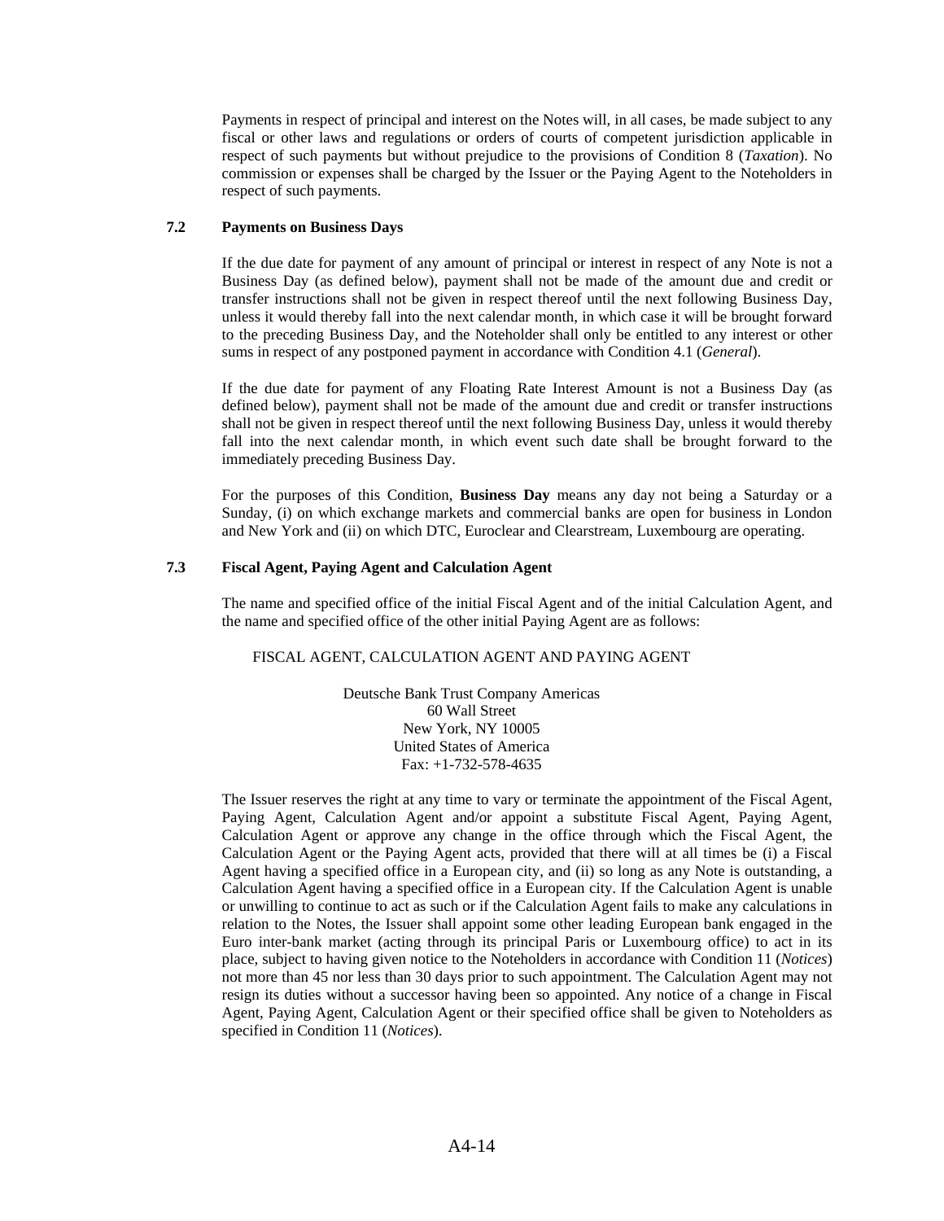Payments in respect of principal and interest on the Notes will, in all cases, be made subject to any fiscal or other laws and regulations or orders of courts of competent jurisdiction applicable in respect of such payments but without prejudice to the provisions of Condition 8 (*Taxation*). No commission or expenses shall be charged by the Issuer or the Paying Agent to the Noteholders in respect of such payments.

### 7.2 Payments on Business Days

If the due date for payment of any amount of principal or interest in respect of any Note is not a Business Day (as defined below), payment shall not be made of the amount due and credit or transfer instructions shall not be given in respect thereof until the next following Business Day, unless it would thereby fall into the next calendar month, in which case it will be brought forward to the preceding Business Day, and the Noteholder shall only be entitled to any interest or other sums in respect of any postponed payment in accordance with Condition 4.1 (*General*).

If the due date for payment of any Floating Rate Interest Amount is not a Business Day (as defined below), payment shall not be made of the amount due and credit or transfer instructions shall not be given in respect thereof until the next following Business Day, unless it would thereby fall into the next calendar month, in which event such date shall be brought forward to the immediately preceding Business Day.

For the purposes of this Condition, **Business Day** means any day not being a Saturday or a Sunday, (i) on which exchange markets and commercial banks are open for business in London and New York and (ii) on which DTC, Euroclear and Clearstream, Luxembourg are operating.

### 7.3 Fiscal Agent, Paying Agent and Calculation Agent

The name and specified office of the initial Fiscal Agent and of the initial Calculation Agent, and the name and specified office of the other initial Paying Agent are as follows:

FISCAL AGENT, CALCULATION AGENT AND PAYING AGENT

Deutsche Bank Trust Company Americas
60 Wall Street
New York, NY 10005
United States of America
Fax: +1-732-578-4635

The Issuer reserves the right at any time to vary or terminate the appointment of the Fiscal Agent, Paying Agent, Calculation Agent and/or appoint a substitute Fiscal Agent, Paying Agent, Calculation Agent or approve any change in the office through which the Fiscal Agent, the Calculation Agent or the Paying Agent acts, provided that there will at all times be (i) a Fiscal Agent having a specified office in a European city, and (ii) so long as any Note is outstanding, a Calculation Agent having a specified office in a European city. If the Calculation Agent is unable or unwilling to continue to act as such or if the Calculation Agent fails to make any calculations in relation to the Notes, the Issuer shall appoint some other leading European bank engaged in the Euro inter-bank market (acting through its principal Paris or Luxembourg office) to act in its place, subject to having given notice to the Noteholders in accordance with Condition 11 (*Notices*) not more than 45 nor less than 30 days prior to such appointment. The Calculation Agent may not resign its duties without a successor having been so appointed. Any notice of a change in Fiscal Agent, Paying Agent, Calculation Agent or their specified office shall be given to Noteholders as specified in Condition 11 (*Notices*).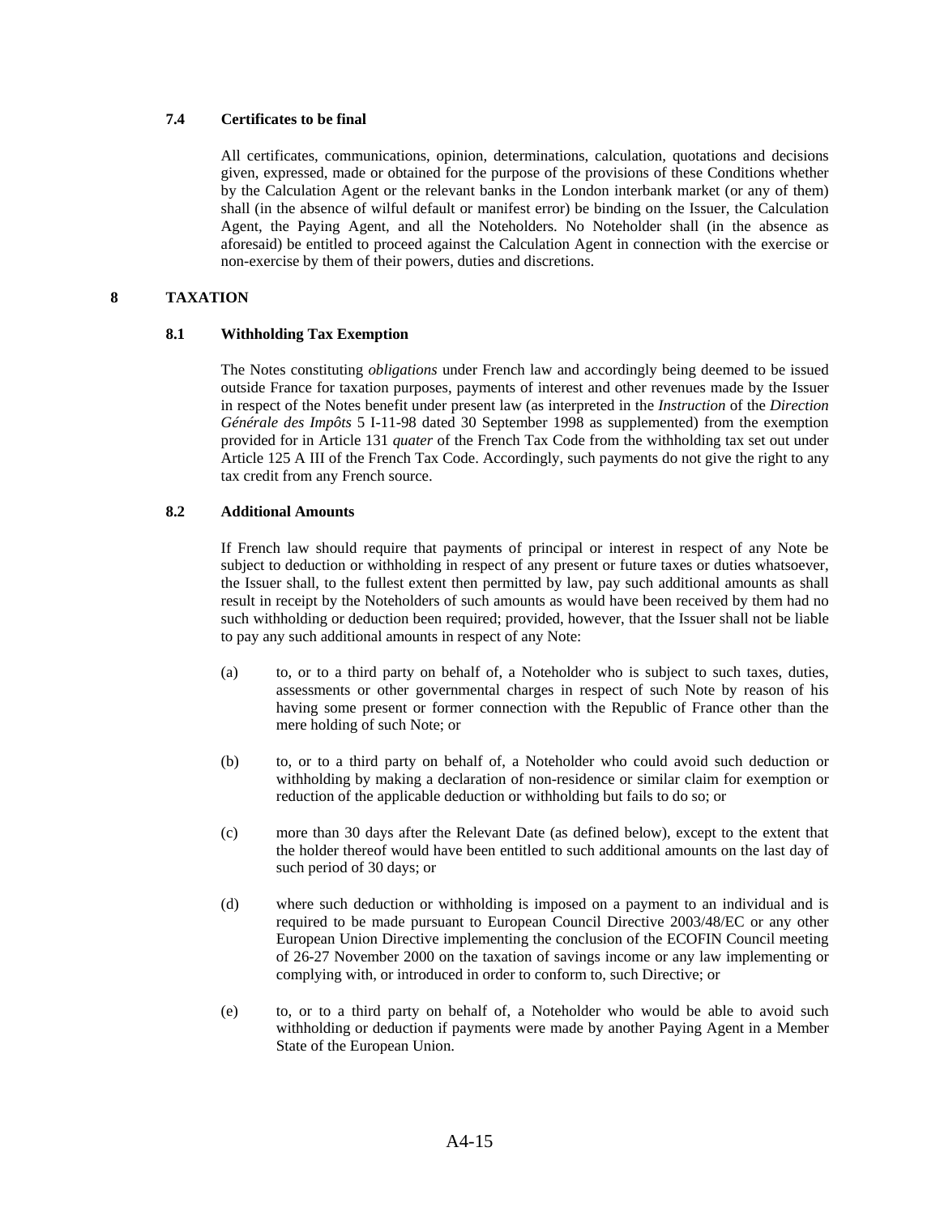### 7.4 Certificates to be final

All certificates, communications, opinion, determinations, calculation, quotations and decisions given, expressed, made or obtained for the purpose of the provisions of these Conditions whether by the Calculation Agent or the relevant banks in the London interbank market (or any of them) shall (in the absence of wilful default or manifest error) be binding on the Issuer, the Calculation Agent, the Paying Agent, and all the Noteholders. No Noteholder shall (in the absence as aforesaid) be entitled to proceed against the Calculation Agent in connection with the exercise or non-exercise by them of their powers, duties and discretions.

## 8 TAXATION

### 8.1 Withholding Tax Exemption

The Notes constituting *obligations* under French law and accordingly being deemed to be issued outside France for taxation purposes, payments of interest and other revenues made by the Issuer in respect of the Notes benefit under present law (as interpreted in the *Instruction* of the *Direction Générale des Impôts* 5 I-11-98 dated 30 September 1998 as supplemented) from the exemption provided for in Article 131 *quater* of the French Tax Code from the withholding tax set out under Article 125 A III of the French Tax Code. Accordingly, such payments do not give the right to any tax credit from any French source.

### 8.2 Additional Amounts

If French law should require that payments of principal or interest in respect of any Note be subject to deduction or withholding in respect of any present or future taxes or duties whatsoever, the Issuer shall, to the fullest extent then permitted by law, pay such additional amounts as shall result in receipt by the Noteholders of such amounts as would have been received by them had no such withholding or deduction been required; provided, however, that the Issuer shall not be liable to pay any such additional amounts in respect of any Note:

(a) to, or to a third party on behalf of, a Noteholder who is subject to such taxes, duties, assessments or other governmental charges in respect of such Note by reason of his having some present or former connection with the Republic of France other than the mere holding of such Note; or

(b) to, or to a third party on behalf of, a Noteholder who could avoid such deduction or withholding by making a declaration of non-residence or similar claim for exemption or reduction of the applicable deduction or withholding but fails to do so; or

(c) more than 30 days after the Relevant Date (as defined below), except to the extent that the holder thereof would have been entitled to such additional amounts on the last day of such period of 30 days; or

(d) where such deduction or withholding is imposed on a payment to an individual and is required to be made pursuant to European Council Directive 2003/48/EC or any other European Union Directive implementing the conclusion of the ECOFIN Council meeting of 26-27 November 2000 on the taxation of savings income or any law implementing or complying with, or introduced in order to conform to, such Directive; or

(e) to, or to a third party on behalf of, a Noteholder who would be able to avoid such withholding or deduction if payments were made by another Paying Agent in a Member State of the European Union.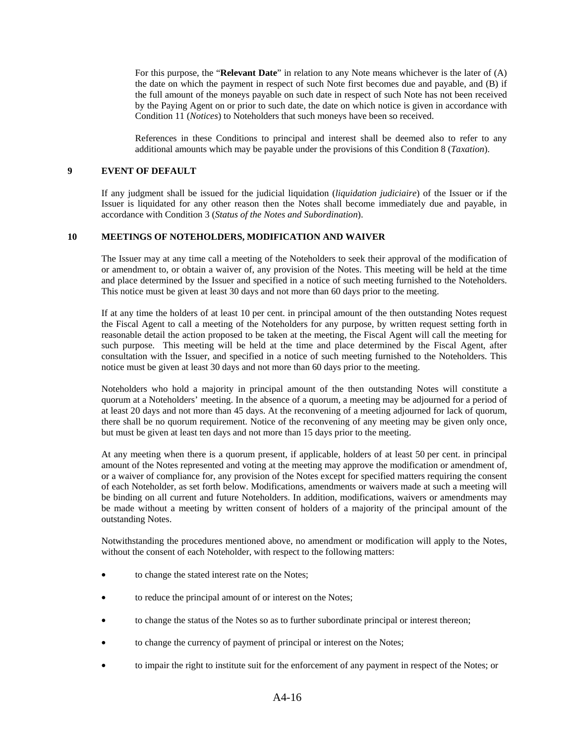For this purpose, the "**Relevant Date**" in relation to any Note means whichever is the later of (A) the date on which the payment in respect of such Note first becomes due and payable, and (B) if the full amount of the moneys payable on such date in respect of such Note has not been received by the Paying Agent on or prior to such date, the date on which notice is given in accordance with Condition 11 (*Notices*) to Noteholders that such moneys have been so received.

References in these Conditions to principal and interest shall be deemed also to refer to any additional amounts which may be payable under the provisions of this Condition 8 (*Taxation*).

## 9 EVENT OF DEFAULT

If any judgment shall be issued for the judicial liquidation (*liquidation judiciaire*) of the Issuer or if the Issuer is liquidated for any other reason then the Notes shall become immediately due and payable, in accordance with Condition 3 (*Status of the Notes and Subordination*).

## 10 MEETINGS OF NOTEHOLDERS, MODIFICATION AND WAIVER

The Issuer may at any time call a meeting of the Noteholders to seek their approval of the modification of or amendment to, or obtain a waiver of, any provision of the Notes. This meeting will be held at the time and place determined by the Issuer and specified in a notice of such meeting furnished to the Noteholders. This notice must be given at least 30 days and not more than 60 days prior to the meeting.

If at any time the holders of at least 10 per cent. in principal amount of the then outstanding Notes request the Fiscal Agent to call a meeting of the Noteholders for any purpose, by written request setting forth in reasonable detail the action proposed to be taken at the meeting, the Fiscal Agent will call the meeting for such purpose. This meeting will be held at the time and place determined by the Fiscal Agent, after consultation with the Issuer, and specified in a notice of such meeting furnished to the Noteholders. This notice must be given at least 30 days and not more than 60 days prior to the meeting.

Noteholders who hold a majority in principal amount of the then outstanding Notes will constitute a quorum at a Noteholders' meeting. In the absence of a quorum, a meeting may be adjourned for a period of at least 20 days and not more than 45 days. At the reconvening of a meeting adjourned for lack of quorum, there shall be no quorum requirement. Notice of the reconvening of any meeting may be given only once, but must be given at least ten days and not more than 15 days prior to the meeting.

At any meeting when there is a quorum present, if applicable, holders of at least 50 per cent. in principal amount of the Notes represented and voting at the meeting may approve the modification or amendment of, or a waiver of compliance for, any provision of the Notes except for specified matters requiring the consent of each Noteholder, as set forth below. Modifications, amendments or waivers made at such a meeting will be binding on all current and future Noteholders. In addition, modifications, waivers or amendments may be made without a meeting by written consent of holders of a majority of the principal amount of the outstanding Notes.

Notwithstanding the procedures mentioned above, no amendment or modification will apply to the Notes, without the consent of each Noteholder, with respect to the following matters:

- to change the stated interest rate on the Notes;
- to reduce the principal amount of or interest on the Notes;
- to change the status of the Notes so as to further subordinate principal or interest thereon;
- to change the currency of payment of principal or interest on the Notes;
- to impair the right to institute suit for the enforcement of any payment in respect of the Notes; or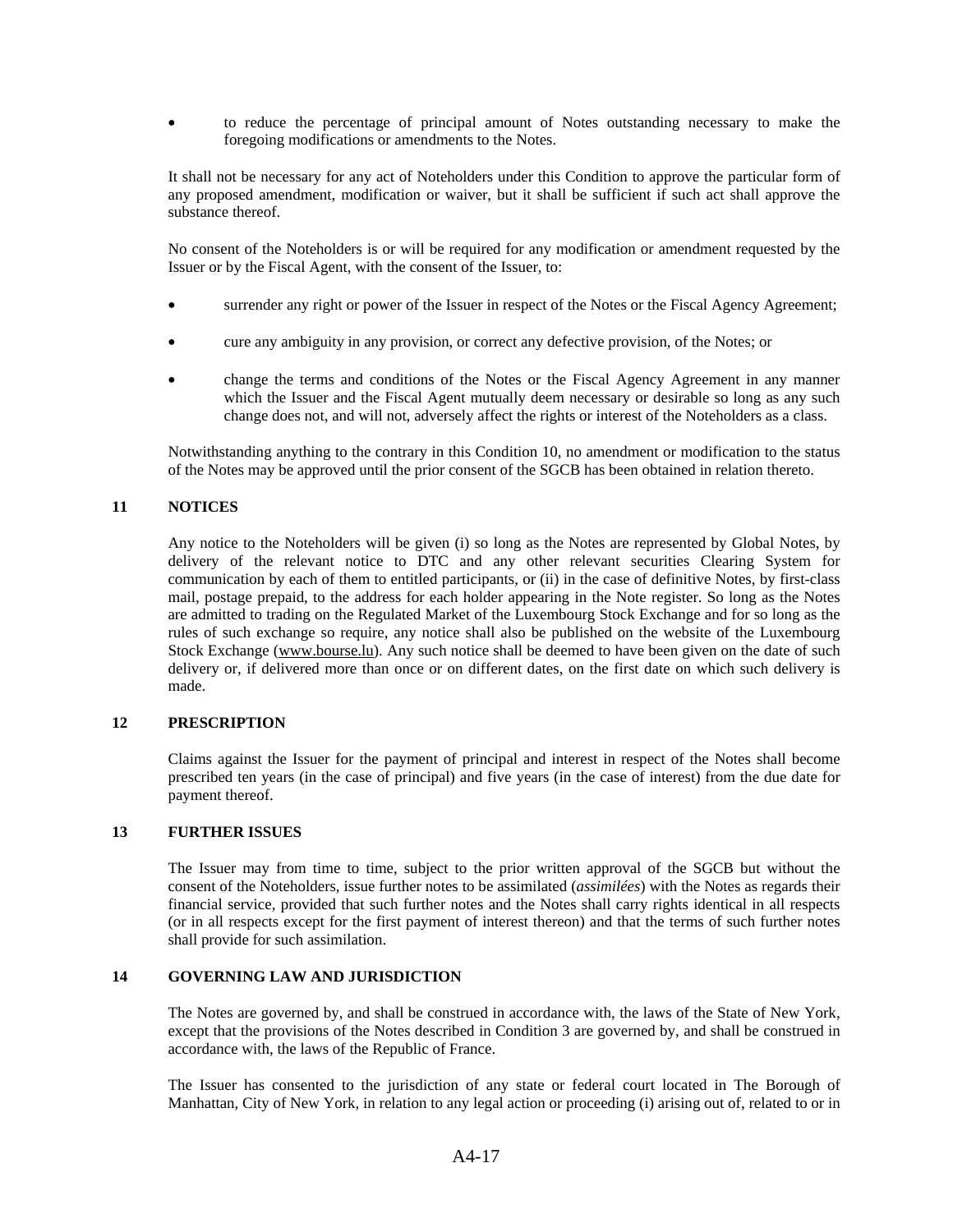- to reduce the percentage of principal amount of Notes outstanding necessary to make the foregoing modifications or amendments to the Notes.

It shall not be necessary for any act of Noteholders under this Condition to approve the particular form of any proposed amendment, modification or waiver, but it shall be sufficient if such act shall approve the substance thereof.

No consent of the Noteholders is or will be required for any modification or amendment requested by the Issuer or by the Fiscal Agent, with the consent of the Issuer, to:

- surrender any right or power of the Issuer in respect of the Notes or the Fiscal Agency Agreement;
- cure any ambiguity in any provision, or correct any defective provision, of the Notes; or
- change the terms and conditions of the Notes or the Fiscal Agency Agreement in any manner which the Issuer and the Fiscal Agent mutually deem necessary or desirable so long as any such change does not, and will not, adversely affect the rights or interest of the Noteholders as a class.

Notwithstanding anything to the contrary in this Condition 10, no amendment or modification to the status of the Notes may be approved until the prior consent of the SGCB has been obtained in relation thereto.

## 11 NOTICES

Any notice to the Noteholders will be given (i) so long as the Notes are represented by Global Notes, by delivery of the relevant notice to DTC and any other relevant securities Clearing System for communication by each of them to entitled participants, or (ii) in the case of definitive Notes, by first-class mail, postage prepaid, to the address for each holder appearing in the Note register. So long as the Notes are admitted to trading on the Regulated Market of the Luxembourg Stock Exchange and for so long as the rules of such exchange so require, any notice shall also be published on the website of the Luxembourg Stock Exchange (www.bourse.lu). Any such notice shall be deemed to have been given on the date of such delivery or, if delivered more than once or on different dates, on the first date on which such delivery is made.

## 12 PRESCRIPTION

Claims against the Issuer for the payment of principal and interest in respect of the Notes shall become prescribed ten years (in the case of principal) and five years (in the case of interest) from the due date for payment thereof.

## 13 FURTHER ISSUES

The Issuer may from time to time, subject to the prior written approval of the SGCB but without the consent of the Noteholders, issue further notes to be assimilated (*assimilées*) with the Notes as regards their financial service, provided that such further notes and the Notes shall carry rights identical in all respects (or in all respects except for the first payment of interest thereon) and that the terms of such further notes shall provide for such assimilation.

## 14 GOVERNING LAW AND JURISDICTION

The Notes are governed by, and shall be construed in accordance with, the laws of the State of New York, except that the provisions of the Notes described in Condition 3 are governed by, and shall be construed in accordance with, the laws of the Republic of France.

The Issuer has consented to the jurisdiction of any state or federal court located in The Borough of Manhattan, City of New York, in relation to any legal action or proceeding (i) arising out of, related to or in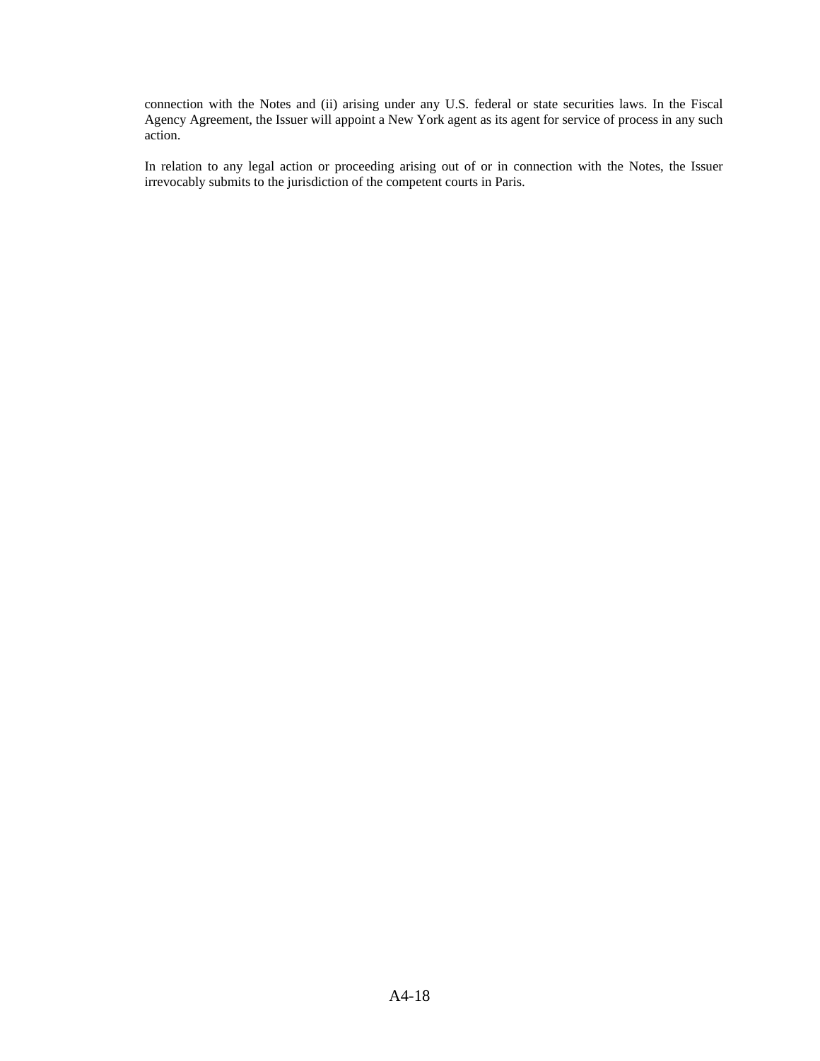connection with the Notes and (ii) arising under any U.S. federal or state securities laws. In the Fiscal Agency Agreement, the Issuer will appoint a New York agent as its agent for service of process in any such action.

In relation to any legal action or proceeding arising out of or in connection with the Notes, the Issuer irrevocably submits to the jurisdiction of the competent courts in Paris.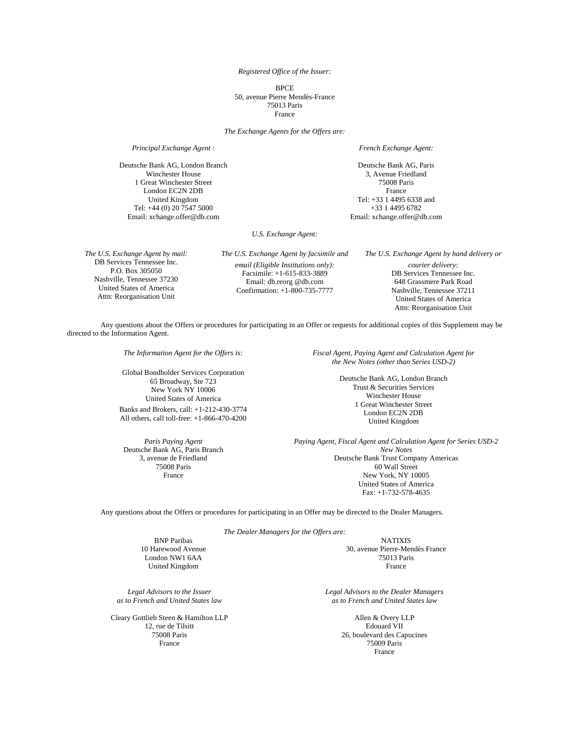*Registered Office of the Issuer:*

BPCE
50, avenue Pierre Mendès-France
75013 Paris
France

*The Exchange Agents for the Offers are:*

*Principal Exchange Agent :*

Deutsche Bank AG, London Branch
Winchester House
1 Great Winchester Street
London EC2N 2DB
United Kingdom
Tel: +44 (0) 20 7547 5000
Email: xchange.offer@db.com

*French Exchange Agent:*

Deutsche Bank AG, Paris
3, Avenue Friedland
75008 Paris
France
Tel: +33 1 4495 6338 and
+33 1 4495 6782
Email: xchange.offer@db.com

*U.S. Exchange Agent:*

*The U.S. Exchange Agent by mail:*
DB Services Tennessee Inc.
P.O. Box 305050
Nashville, Tennessee 37230
United States of America
Attn: Reorganisation Unit

*The U.S. Exchange Agent by facsimile and email (Eligible Institutions only):*
Facsimile: +1-615-833-3889
Email: db.reorg @db.com
Confirmation: +1-800-735-7777

*The U.S. Exchange Agent by hand delivery or courier delivery:*
DB Services Tennessee Inc.
648 Grassmere Park Road
Nashville, Tennessee 37211
United States of America
Attn: Reorganisation Unit

Any questions about the Offers or procedures for participating in an Offer or requests for additional copies of this Supplement may be directed to the Information Agent.

*The Information Agent for the Offers is:*

Global Bondholder Services Corporation
65 Broadway, Ste 723
New York NY 10006
United States of America
Banks and Brokers, call: +1-212-430-3774
All others, call toll-free: +1-866-470-4200

*Fiscal Agent, Paying Agent and Calculation Agent for the New Notes (other than Series USD-2)*

Deutsche Bank AG, London Branch
Trust & Securities Services
Winchester House
1 Great Winchester Street
London EC2N 2DB
United Kingdom

*Paris Paying Agent*
Deutsche Bank AG, Paris Branch
3, avenue de Friedland
75008 Paris
France

*Paying Agent, Fiscal Agent and Calculation Agent for Series USD-2 New Notes*
Deutsche Bank Trust Company Americas
60 Wall Street
New York, NY 10005
United States of America
Fax: +1-732-578-4635

Any questions about the Offers or procedures for participating in an Offer may be directed to the Dealer Managers.

*The Dealer Managers for the Offers are:*

BNP Paribas
10 Harewood Avenue
London NW1 6AA
United Kingdom

NATIXIS
30, avenue Pierre-Mendès France
75013 Paris
France

*Legal Advisors to the Issuer as to French and United States law*

Cleary Gottlieb Steen & Hamilton LLP
12, rue de Tilsitt
75008 Paris
France

*Legal Advisors to the Dealer Managers as to French and United States law*

Allen & Overy LLP
Edouard VII
26, boulevard des Capucines
75009 Paris
France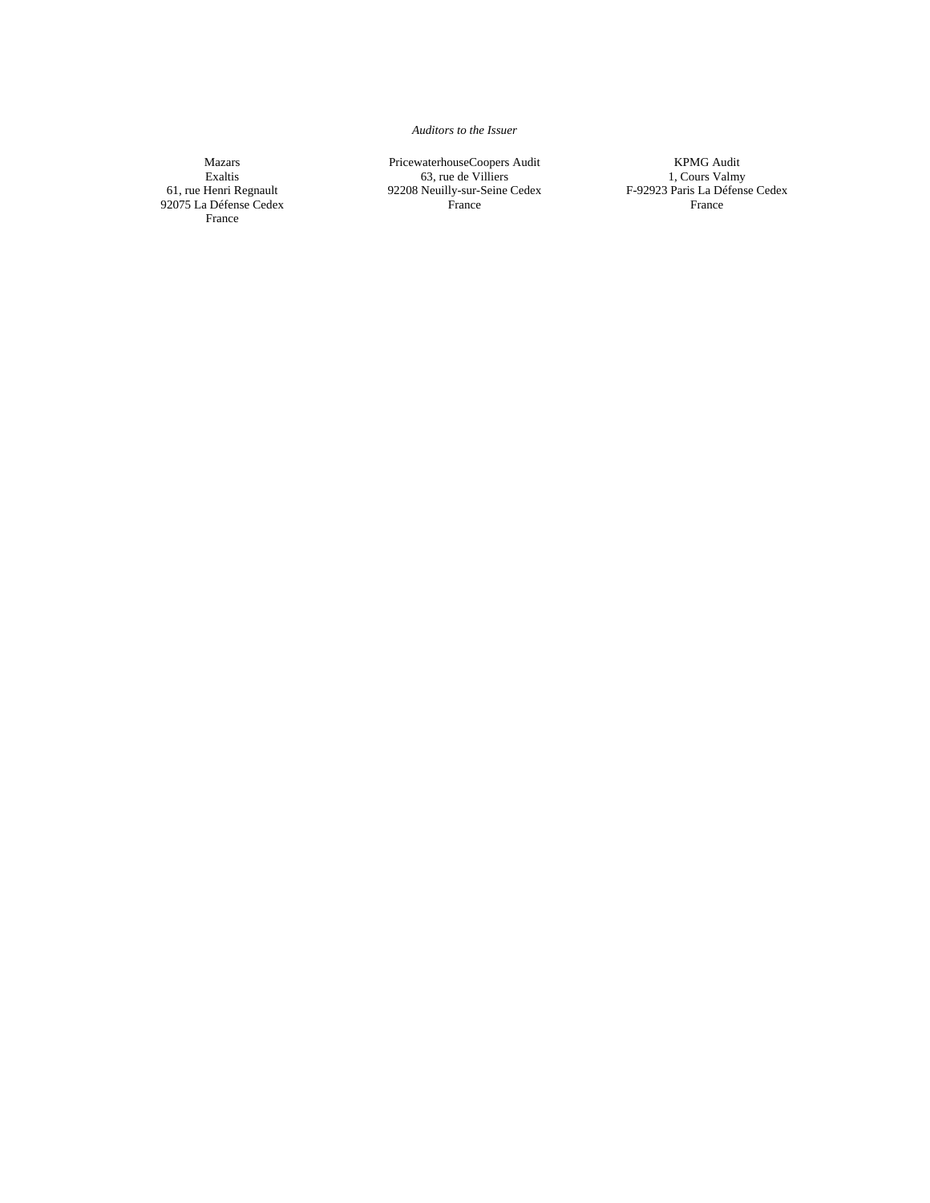*Auditors to the Issuer*

Mazars
Exaltis
61, rue Henri Regnault
92075 La Défense Cedex
France

PricewaterhouseCoopers Audit
63, rue de Villiers
92208 Neuilly-sur-Seine Cedex
France

KPMG Audit
1, Cours Valmy
F-92923 Paris La Défense Cedex
France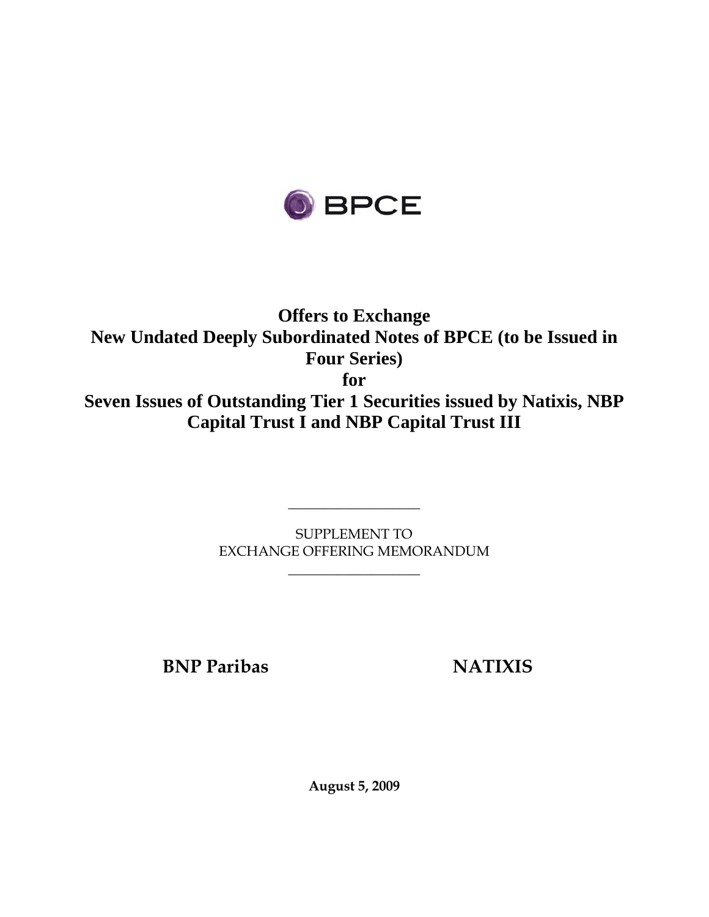BPCE

# Offers to Exchange New Undated Deeply Subordinated Notes of BPCE (to be Issued in Four Series) for Seven Issues of Outstanding Tier 1 Securities issued by Natixis, NBP Capital Trust I and NBP Capital Trust III

SUPPLEMENT TO
EXCHANGE OFFERING MEMORANDUM

**BNP Paribas** **NATIXIS**

**August 5, 2009**